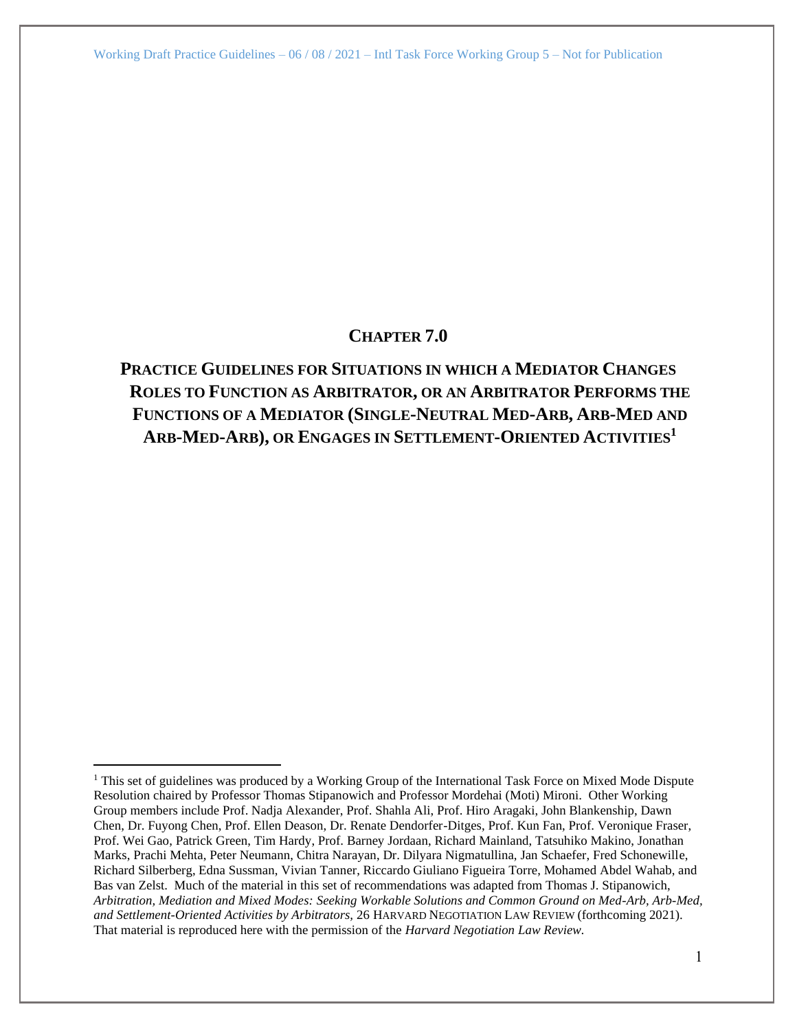# CHAPTER 7.0

## PRACTICE GUIDELINES FOR SITUATIONS IN WHICH A MEDIATOR CHANGES ROLES TO FUNCTION AS ARBITRATOR, OR AN ARBITRATOR PERFORMS THE FUNCTIONS OF A MEDIATOR (SINGLE-NEUTRAL MED-ARB, ARB-MED AND ARB-MED-ARB), OR ENGAGES IN SETTLEMENT-ORIENTED ACTIVITIES[1]

---

[1] This set of guidelines was produced by a Working Group of the International Task Force on Mixed Mode Dispute Resolution chaired by Professor Thomas Stipanowich and Professor Mordehai (Moti) Mironi. Other Working Group members include Prof. Nadja Alexander, Prof. Shahla Ali, Prof. Hiro Aragaki, John Blankenship, Dawn Chen, Dr. Fuyong Chen, Prof. Ellen Deason, Dr. Renate Dendorfer-Ditges, Prof. Kun Fan, Prof. Veronique Fraser, Prof. Wei Gao, Patrick Green, Tim Hardy, Prof. Barney Jordaan, Richard Mainland, Tatsuhiko Makino, Jonathan Marks, Prachi Mehta, Peter Neumann, Chitra Narayan, Dr. Dilyara Nigmatullina, Jan Schaefer, Fred Schonewille, Richard Silberberg, Edna Sussman, Vivian Tanner, Riccardo Giuliano Figueira Torre, Mohamed Abdel Wahab, and Bas van Zelst. Much of the material in this set of recommendations was adapted from Thomas J. Stipanowich, *Arbitration, Mediation and Mixed Modes: Seeking Workable Solutions and Common Ground on Med-Arb, Arb-Med, and Settlement-Oriented Activities by Arbitrators*, 26 HARVARD NEGOTIATION LAW REVIEW (forthcoming 2021). That material is reproduced here with the permission of the *Harvard Negotiation Law Review*.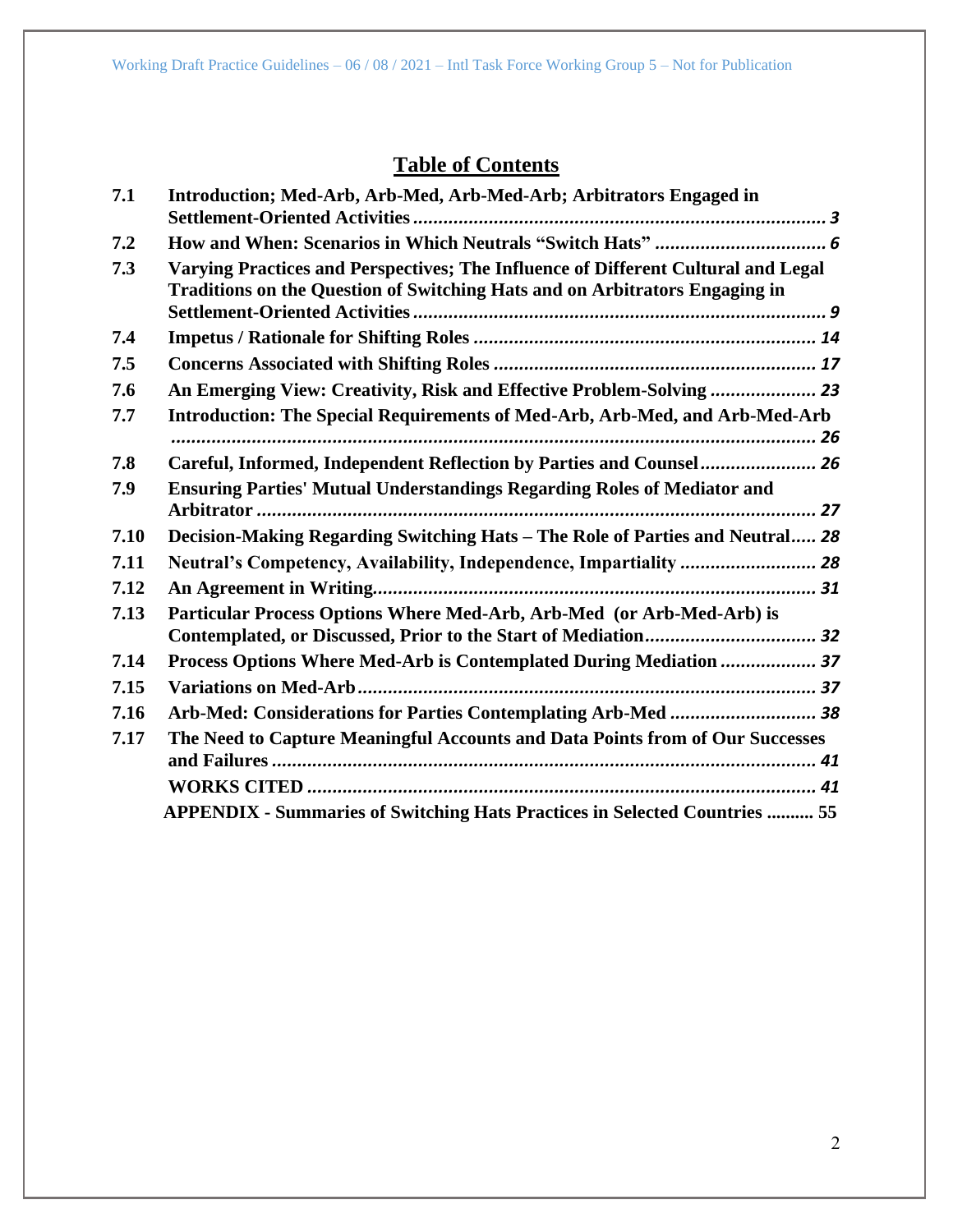# Table of Contents

| | | |
|---|---|---|
| 7.1 | Introduction; Med-Arb, Arb-Med, Arb-Med-Arb; Arbitrators Engaged in Settlement-Oriented Activities | 3 |
| 7.2 | How and When: Scenarios in Which Neutrals "Switch Hats" | 6 |
| 7.3 | Varying Practices and Perspectives; The Influence of Different Cultural and Legal Traditions on the Question of Switching Hats and on Arbitrators Engaging in Settlement-Oriented Activities | 9 |
| 7.4 | Impetus / Rationale for Shifting Roles | 14 |
| 7.5 | Concerns Associated with Shifting Roles | 17 |
| 7.6 | An Emerging View: Creativity, Risk and Effective Problem-Solving | 23 |
| 7.7 | Introduction: The Special Requirements of Med-Arb, Arb-Med, and Arb-Med-Arb | 26 |
| 7.8 | Careful, Informed, Independent Reflection by Parties and Counsel | 26 |
| 7.9 | Ensuring Parties' Mutual Understandings Regarding Roles of Mediator and Arbitrator | 27 |
| 7.10 | Decision-Making Regarding Switching Hats – The Role of Parties and Neutral | 28 |
| 7.11 | Neutral's Competency, Availability, Independence, Impartiality | 28 |
| 7.12 | An Agreement in Writing | 31 |
| 7.13 | Particular Process Options Where Med-Arb, Arb-Med (or Arb-Med-Arb) is Contemplated, or Discussed, Prior to the Start of Mediation | 32 |
| 7.14 | Process Options Where Med-Arb is Contemplated During Mediation | 37 |
| 7.15 | Variations on Med-Arb | 37 |
| 7.16 | Arb-Med: Considerations for Parties Contemplating Arb-Med | 38 |
| 7.17 | The Need to Capture Meaningful Accounts and Data Points from of Our Successes and Failures | 41 |
| | WORKS CITED | 41 |
| | APPENDIX - Summaries of Switching Hats Practices in Selected Countries | 55 |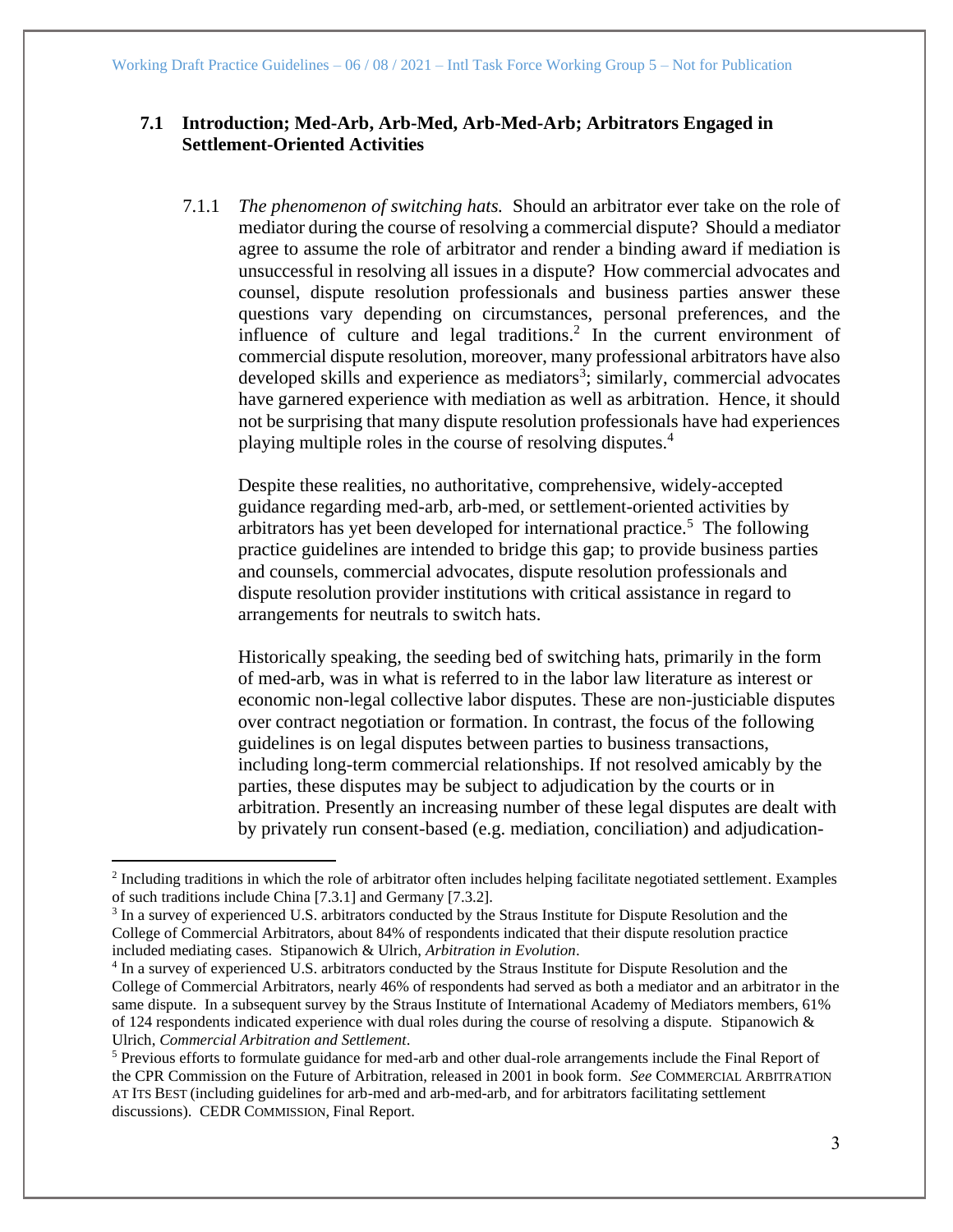## 7.1 Introduction; Med-Arb, Arb-Med, Arb-Med-Arb; Arbitrators Engaged in Settlement-Oriented Activities

7.1.1 *The phenomenon of switching hats.* Should an arbitrator ever take on the role of mediator during the course of resolving a commercial dispute? Should a mediator agree to assume the role of arbitrator and render a binding award if mediation is unsuccessful in resolving all issues in a dispute? How commercial advocates and counsel, dispute resolution professionals and business parties answer these questions vary depending on circumstances, personal preferences, and the influence of culture and legal traditions.[2] In the current environment of commercial dispute resolution, moreover, many professional arbitrators have also developed skills and experience as mediators[3]; similarly, commercial advocates have garnered experience with mediation as well as arbitration. Hence, it should not be surprising that many dispute resolution professionals have had experiences playing multiple roles in the course of resolving disputes.[4]

Despite these realities, no authoritative, comprehensive, widely-accepted guidance regarding med-arb, arb-med, or settlement-oriented activities by arbitrators has yet been developed for international practice.[5] The following practice guidelines are intended to bridge this gap; to provide business parties and counsels, commercial advocates, dispute resolution professionals and dispute resolution provider institutions with critical assistance in regard to arrangements for neutrals to switch hats.

Historically speaking, the seeding bed of switching hats, primarily in the form of med-arb, was in what is referred to in the labor law literature as interest or economic non-legal collective labor disputes. These are non-justiciable disputes over contract negotiation or formation. In contrast, the focus of the following guidelines is on legal disputes between parties to business transactions, including long-term commercial relationships. If not resolved amicably by the parties, these disputes may be subject to adjudication by the courts or in arbitration. Presently an increasing number of these legal disputes are dealt with by privately run consent-based (e.g. mediation, conciliation) and adjudication-

---

[2] Including traditions in which the role of arbitrator often includes helping facilitate negotiated settlement. Examples of such traditions include China [7.3.1] and Germany [7.3.2].

[3] In a survey of experienced U.S. arbitrators conducted by the Straus Institute for Dispute Resolution and the College of Commercial Arbitrators, about 84% of respondents indicated that their dispute resolution practice included mediating cases. Stipanowich & Ulrich, *Arbitration in Evolution*.

[4] In a survey of experienced U.S. arbitrators conducted by the Straus Institute for Dispute Resolution and the College of Commercial Arbitrators, nearly 46% of respondents had served as both a mediator and an arbitrator in the same dispute. In a subsequent survey by the Straus Institute of International Academy of Mediators members, 61% of 124 respondents indicated experience with dual roles during the course of resolving a dispute. Stipanowich & Ulrich, *Commercial Arbitration and Settlement*.

[5] Previous efforts to formulate guidance for med-arb and other dual-role arrangements include the Final Report of the CPR Commission on the Future of Arbitration, released in 2001 in book form. *See* COMMERCIAL ARBITRATION AT ITS BEST (including guidelines for arb-med and arb-med-arb, and for arbitrators facilitating settlement discussions). CEDR COMMISSION, Final Report.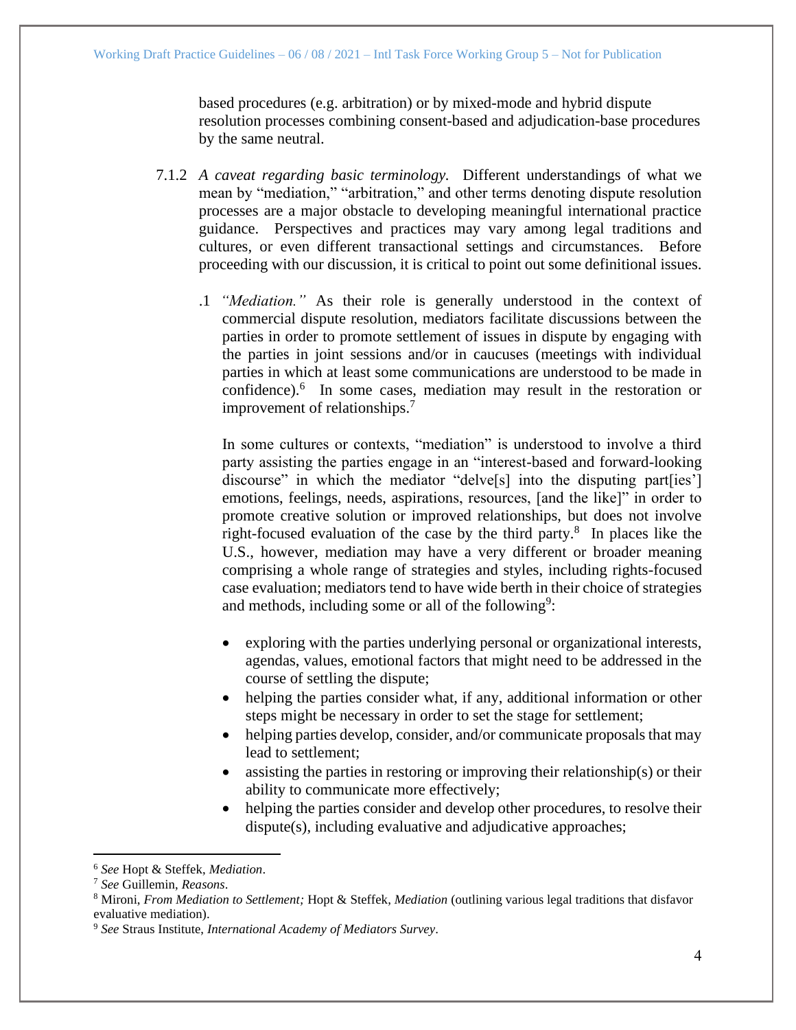based procedures (e.g. arbitration) or by mixed-mode and hybrid dispute resolution processes combining consent-based and adjudication-base procedures by the same neutral.

7.1.2 *A caveat regarding basic terminology.* Different understandings of what we mean by "mediation," "arbitration," and other terms denoting dispute resolution processes are a major obstacle to developing meaningful international practice guidance. Perspectives and practices may vary among legal traditions and cultures, or even different transactional settings and circumstances. Before proceeding with our discussion, it is critical to point out some definitional issues.

.1 *"Mediation."* As their role is generally understood in the context of commercial dispute resolution, mediators facilitate discussions between the parties in order to promote settlement of issues in dispute by engaging with the parties in joint sessions and/or in caucuses (meetings with individual parties in which at least some communications are understood to be made in confidence).[6] In some cases, mediation may result in the restoration or improvement of relationships.[7]

In some cultures or contexts, "mediation" is understood to involve a third party assisting the parties engage in an "interest-based and forward-looking discourse" in which the mediator "delve[s] into the disputing part[ies'] emotions, feelings, needs, aspirations, resources, [and the like]" in order to promote creative solution or improved relationships, but does not involve right-focused evaluation of the case by the third party.[8] In places like the U.S., however, mediation may have a very different or broader meaning comprising a whole range of strategies and styles, including rights-focused case evaluation; mediators tend to have wide berth in their choice of strategies and methods, including some or all of the following[9]:

- exploring with the parties underlying personal or organizational interests, agendas, values, emotional factors that might need to be addressed in the course of settling the dispute;
- helping the parties consider what, if any, additional information or other steps might be necessary in order to set the stage for settlement;
- helping parties develop, consider, and/or communicate proposals that may lead to settlement;
- assisting the parties in restoring or improving their relationship(s) or their ability to communicate more effectively;
- helping the parties consider and develop other procedures, to resolve their dispute(s), including evaluative and adjudicative approaches;

---

[6] *See* Hopt & Steffek, *Mediation*.

[7] *See* Guillemin, *Reasons*.

[8] Mironi, *From Mediation to Settlement;* Hopt & Steffek, *Mediation* (outlining various legal traditions that disfavor evaluative mediation).

[9] *See* Straus Institute, *International Academy of Mediators Survey*.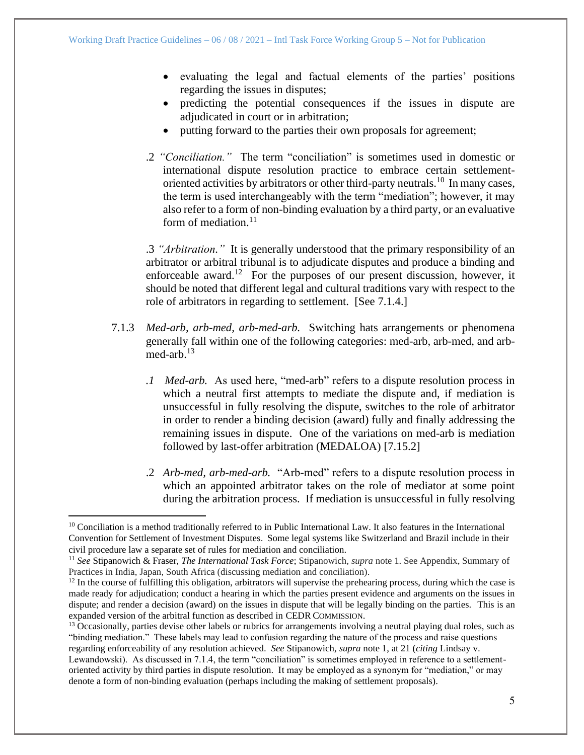- evaluating the legal and factual elements of the parties' positions regarding the issues in disputes;
- predicting the potential consequences if the issues in dispute are adjudicated in court or in arbitration;
- putting forward to the parties their own proposals for agreement;

.2 *"Conciliation."* The term "conciliation" is sometimes used in domestic or international dispute resolution practice to embrace certain settlement-oriented activities by arbitrators or other third-party neutrals.[10] In many cases, the term is used interchangeably with the term "mediation"; however, it may also refer to a form of non-binding evaluation by a third party, or an evaluative form of mediation.[11]

.3 *"Arbitration."* It is generally understood that the primary responsibility of an arbitrator or arbitral tribunal is to adjudicate disputes and produce a binding and enforceable award.[12] For the purposes of our present discussion, however, it should be noted that different legal and cultural traditions vary with respect to the role of arbitrators in regarding to settlement. [See 7.1.4.]

7.1.3 *Med-arb, arb-med, arb-med-arb.* Switching hats arrangements or phenomena generally fall within one of the following categories: med-arb, arb-med, and arb-med-arb.[13]

*.1 Med-arb.* As used here, "med-arb" refers to a dispute resolution process in which a neutral first attempts to mediate the dispute and, if mediation is unsuccessful in fully resolving the dispute, switches to the role of arbitrator in order to render a binding decision (award) fully and finally addressing the remaining issues in dispute. One of the variations on med-arb is mediation followed by last-offer arbitration (MEDALOA) [7.15.2]

.2 *Arb-med, arb-med-arb.* "Arb-med" refers to a dispute resolution process in which an appointed arbitrator takes on the role of mediator at some point during the arbitration process. If mediation is unsuccessful in fully resolving

---

[10] Conciliation is a method traditionally referred to in Public International Law. It also features in the International Convention for Settlement of Investment Disputes. Some legal systems like Switzerland and Brazil include in their civil procedure law a separate set of rules for mediation and conciliation.

[11] *See* Stipanowich & Fraser, *The International Task Force*; Stipanowich, *supra* note 1. See Appendix, Summary of Practices in India, Japan, South Africa (discussing mediation and conciliation).

[12] In the course of fulfilling this obligation, arbitrators will supervise the prehearing process, during which the case is made ready for adjudication; conduct a hearing in which the parties present evidence and arguments on the issues in dispute; and render a decision (award) on the issues in dispute that will be legally binding on the parties. This is an expanded version of the arbitral function as described in CEDR COMMISSION.

[13] Occasionally, parties devise other labels or rubrics for arrangements involving a neutral playing dual roles, such as "binding mediation." These labels may lead to confusion regarding the nature of the process and raise questions regarding enforceability of any resolution achieved. *See* Stipanowich, *supra* note 1, at 21 (*citing* Lindsay v. Lewandowski). As discussed in 7.1.4, the term "conciliation" is sometimes employed in reference to a settlement-oriented activity by third parties in dispute resolution. It may be employed as a synonym for "mediation," or may denote a form of non-binding evaluation (perhaps including the making of settlement proposals).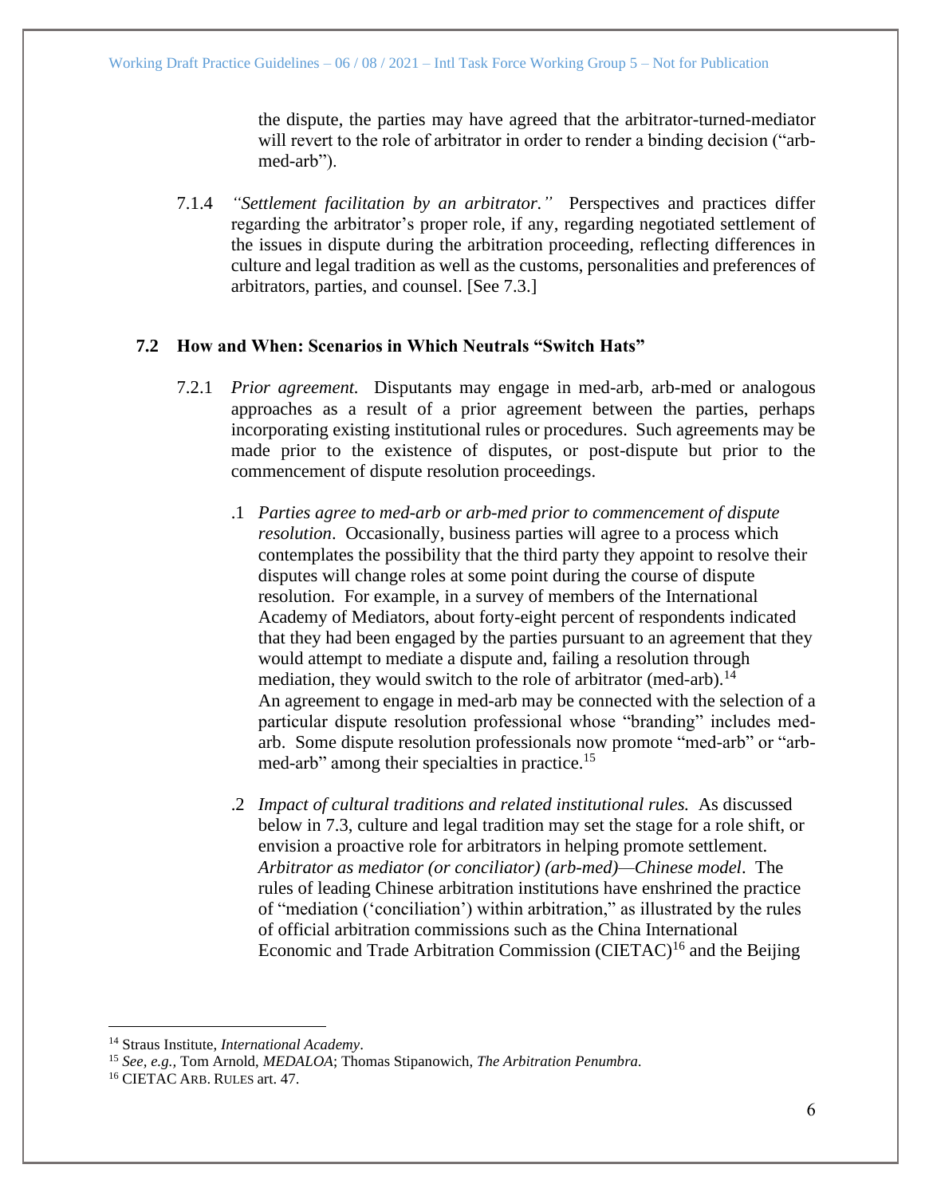the dispute, the parties may have agreed that the arbitrator-turned-mediator will revert to the role of arbitrator in order to render a binding decision ("arb-med-arb").

7.1.4 *"Settlement facilitation by an arbitrator."* Perspectives and practices differ regarding the arbitrator's proper role, if any, regarding negotiated settlement of the issues in dispute during the arbitration proceeding, reflecting differences in culture and legal tradition as well as the customs, personalities and preferences of arbitrators, parties, and counsel. [See 7.3.]

### 7.2 How and When: Scenarios in Which Neutrals "Switch Hats"

7.2.1 *Prior agreement.* Disputants may engage in med-arb, arb-med or analogous approaches as a result of a prior agreement between the parties, perhaps incorporating existing institutional rules or procedures. Such agreements may be made prior to the existence of disputes, or post-dispute but prior to the commencement of dispute resolution proceedings.

.1 *Parties agree to med-arb or arb-med prior to commencement of dispute resolution*. Occasionally, business parties will agree to a process which contemplates the possibility that the third party they appoint to resolve their disputes will change roles at some point during the course of dispute resolution. For example, in a survey of members of the International Academy of Mediators, about forty-eight percent of respondents indicated that they had been engaged by the parties pursuant to an agreement that they would attempt to mediate a dispute and, failing a resolution through mediation, they would switch to the role of arbitrator (med-arb).[14] An agreement to engage in med-arb may be connected with the selection of a particular dispute resolution professional whose "branding" includes med-arb. Some dispute resolution professionals now promote "med-arb" or "arb-med-arb" among their specialties in practice.[15]

.2 *Impact of cultural traditions and related institutional rules.* As discussed below in 7.3, culture and legal tradition may set the stage for a role shift, or envision a proactive role for arbitrators in helping promote settlement. *Arbitrator as mediator (or conciliator) (arb-med)—Chinese model*. The rules of leading Chinese arbitration institutions have enshrined the practice of "mediation ('conciliation') within arbitration," as illustrated by the rules of official arbitration commissions such as the China International Economic and Trade Arbitration Commission (CIETAC)[16] and the Beijing

---

[14] Straus Institute, *International Academy*.

[15] *See, e.g.,* Tom Arnold, *MEDALOA*; Thomas Stipanowich, *The Arbitration Penumbra.*

[16] CIETAC ARB. RULES art. 47.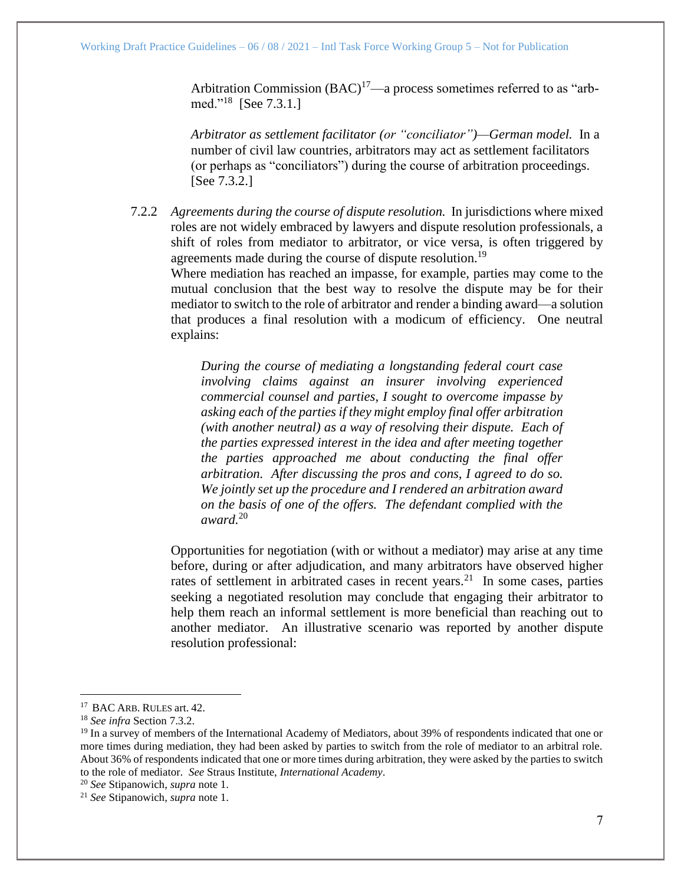Arbitration Commission (BAC)[17]—a process sometimes referred to as "arb-med."[18] [See 7.3.1.]

*Arbitrator as settlement facilitator (or "conciliator")—German model.* In a number of civil law countries, arbitrators may act as settlement facilitators (or perhaps as "conciliators") during the course of arbitration proceedings. [See 7.3.2.]

7.2.2 *Agreements during the course of dispute resolution.* In jurisdictions where mixed roles are not widely embraced by lawyers and dispute resolution professionals, a shift of roles from mediator to arbitrator, or vice versa, is often triggered by agreements made during the course of dispute resolution.[19]

Where mediation has reached an impasse, for example, parties may come to the mutual conclusion that the best way to resolve the dispute may be for their mediator to switch to the role of arbitrator and render a binding award—a solution that produces a final resolution with a modicum of efficiency. One neutral explains:

> *During the course of mediating a longstanding federal court case involving claims against an insurer involving experienced commercial counsel and parties, I sought to overcome impasse by asking each of the parties if they might employ final offer arbitration (with another neutral) as a way of resolving their dispute. Each of the parties expressed interest in the idea and after meeting together the parties approached me about conducting the final offer arbitration. After discussing the pros and cons, I agreed to do so. We jointly set up the procedure and I rendered an arbitration award on the basis of one of the offers. The defendant complied with the award.*[20]

Opportunities for negotiation (with or without a mediator) may arise at any time before, during or after adjudication, and many arbitrators have observed higher rates of settlement in arbitrated cases in recent years.[21] In some cases, parties seeking a negotiated resolution may conclude that engaging their arbitrator to help them reach an informal settlement is more beneficial than reaching out to another mediator. An illustrative scenario was reported by another dispute resolution professional:

---

[17] BAC ARB. RULES art. 42.

[18] *See infra* Section 7.3.2.

[19] In a survey of members of the International Academy of Mediators, about 39% of respondents indicated that one or more times during mediation, they had been asked by parties to switch from the role of mediator to an arbitral role. About 36% of respondents indicated that one or more times during arbitration, they were asked by the parties to switch to the role of mediator. *See* Straus Institute, *International Academy*.

[20] *See* Stipanowich, *supra* note 1.

[21] *See* Stipanowich, *supra* note 1.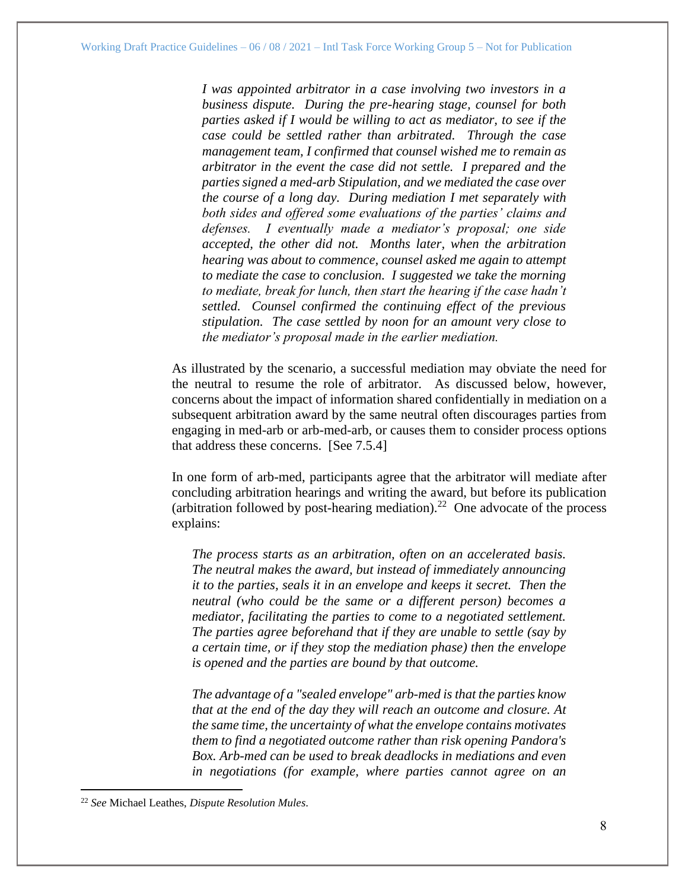*I was appointed arbitrator in a case involving two investors in a business dispute. During the pre-hearing stage, counsel for both parties asked if I would be willing to act as mediator, to see if the case could be settled rather than arbitrated. Through the case management team, I confirmed that counsel wished me to remain as arbitrator in the event the case did not settle. I prepared and the parties signed a med-arb Stipulation, and we mediated the case over the course of a long day. During mediation I met separately with both sides and offered some evaluations of the parties' claims and defenses. I eventually made a mediator's proposal; one side accepted, the other did not. Months later, when the arbitration hearing was about to commence, counsel asked me again to attempt to mediate the case to conclusion. I suggested we take the morning to mediate, break for lunch, then start the hearing if the case hadn't settled. Counsel confirmed the continuing effect of the previous stipulation. The case settled by noon for an amount very close to the mediator's proposal made in the earlier mediation.*

As illustrated by the scenario, a successful mediation may obviate the need for the neutral to resume the role of arbitrator. As discussed below, however, concerns about the impact of information shared confidentially in mediation on a subsequent arbitration award by the same neutral often discourages parties from engaging in med-arb or arb-med-arb, or causes them to consider process options that address these concerns. [See 7.5.4]

In one form of arb-med, participants agree that the arbitrator will mediate after concluding arbitration hearings and writing the award, but before its publication (arbitration followed by post-hearing mediation).[22] One advocate of the process explains:

> *The process starts as an arbitration, often on an accelerated basis. The neutral makes the award, but instead of immediately announcing it to the parties, seals it in an envelope and keeps it secret. Then the neutral (who could be the same or a different person) becomes a mediator, facilitating the parties to come to a negotiated settlement. The parties agree beforehand that if they are unable to settle (say by a certain time, or if they stop the mediation phase) then the envelope is opened and the parties are bound by that outcome.*
>
> *The advantage of a "sealed envelope" arb-med is that the parties know that at the end of the day they will reach an outcome and closure. At the same time, the uncertainty of what the envelope contains motivates them to find a negotiated outcome rather than risk opening Pandora's Box. Arb-med can be used to break deadlocks in mediations and even in negotiations (for example, where parties cannot agree on an*

[22] *See* Michael Leathes, *Dispute Resolution Mules*.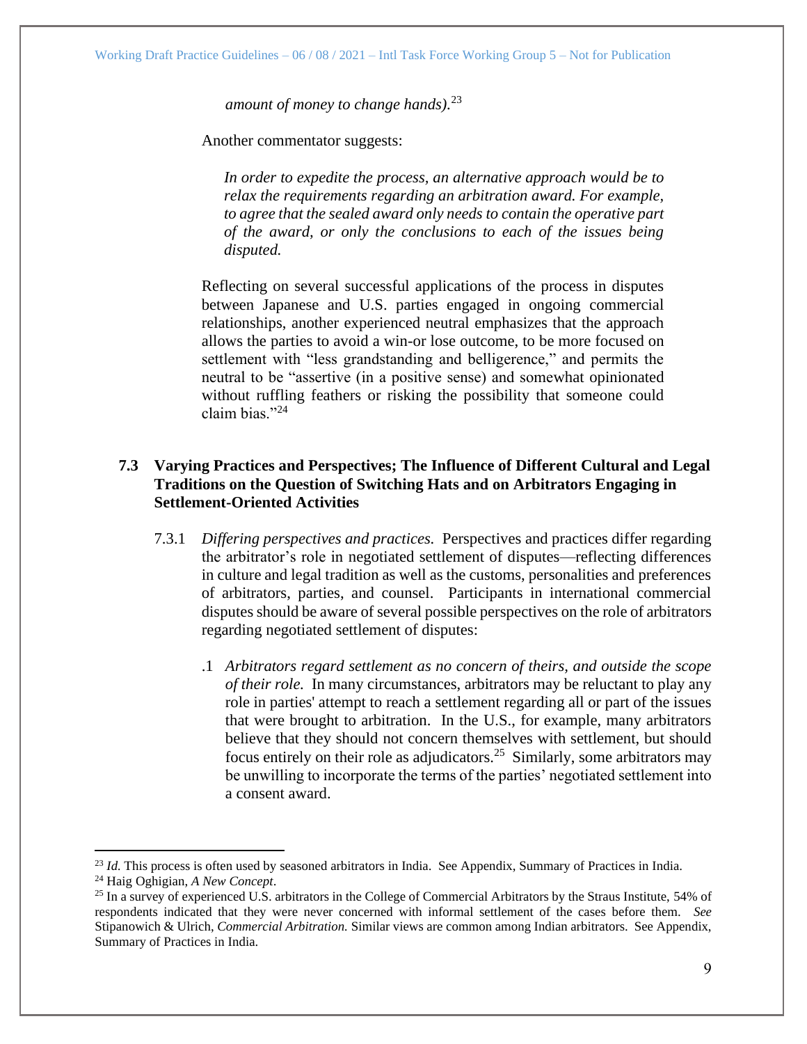*amount of money to change hands).*[23]

Another commentator suggests:

> *In order to expedite the process, an alternative approach would be to relax the requirements regarding an arbitration award. For example, to agree that the sealed award only needs to contain the operative part of the award, or only the conclusions to each of the issues being disputed.*

Reflecting on several successful applications of the process in disputes between Japanese and U.S. parties engaged in ongoing commercial relationships, another experienced neutral emphasizes that the approach allows the parties to avoid a win-or lose outcome, to be more focused on settlement with "less grandstanding and belligerence," and permits the neutral to be "assertive (in a positive sense) and somewhat opinionated without ruffling feathers or risking the possibility that someone could claim bias."[24]

### 7.3 Varying Practices and Perspectives; The Influence of Different Cultural and Legal Traditions on the Question of Switching Hats and on Arbitrators Engaging in Settlement-Oriented Activities

7.3.1 *Differing perspectives and practices.* Perspectives and practices differ regarding the arbitrator's role in negotiated settlement of disputes—reflecting differences in culture and legal tradition as well as the customs, personalities and preferences of arbitrators, parties, and counsel. Participants in international commercial disputes should be aware of several possible perspectives on the role of arbitrators regarding negotiated settlement of disputes:

.1 *Arbitrators regard settlement as no concern of theirs, and outside the scope of their role.* In many circumstances, arbitrators may be reluctant to play any role in parties' attempt to reach a settlement regarding all or part of the issues that were brought to arbitration. In the U.S., for example, many arbitrators believe that they should not concern themselves with settlement, but should focus entirely on their role as adjudicators.[25] Similarly, some arbitrators may be unwilling to incorporate the terms of the parties' negotiated settlement into a consent award.

---

[23] *Id.* This process is often used by seasoned arbitrators in India. See Appendix, Summary of Practices in India.

[24] Haig Oghigian, *A New Concept*.

[25] In a survey of experienced U.S. arbitrators in the College of Commercial Arbitrators by the Straus Institute, 54% of respondents indicated that they were never concerned with informal settlement of the cases before them. *See* Stipanowich & Ulrich, *Commercial Arbitration.* Similar views are common among Indian arbitrators. See Appendix, Summary of Practices in India.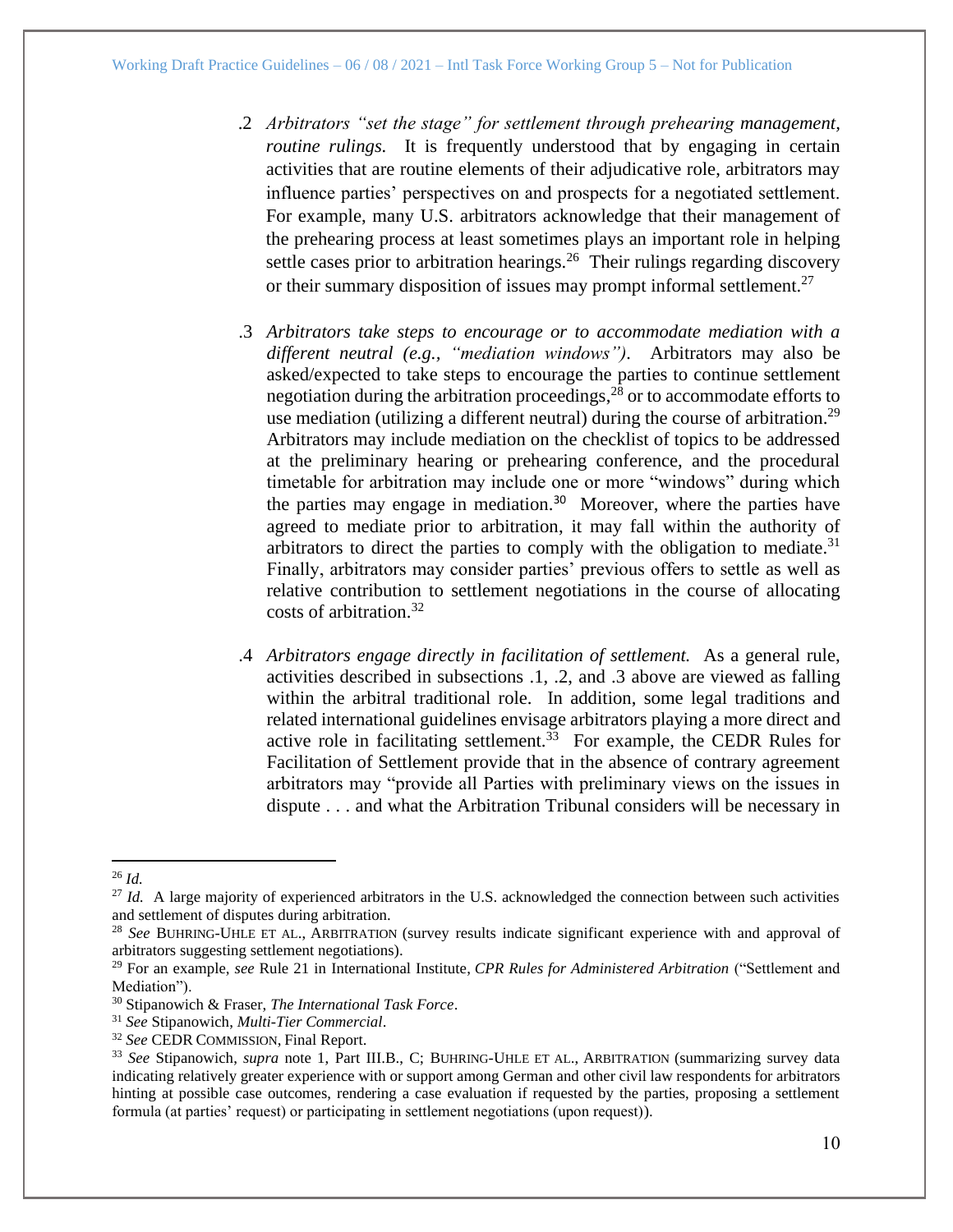.2 *Arbitrators "set the stage" for settlement through prehearing management, routine rulings.* It is frequently understood that by engaging in certain activities that are routine elements of their adjudicative role, arbitrators may influence parties' perspectives on and prospects for a negotiated settlement. For example, many U.S. arbitrators acknowledge that their management of the prehearing process at least sometimes plays an important role in helping settle cases prior to arbitration hearings.[26] Their rulings regarding discovery or their summary disposition of issues may prompt informal settlement.[27]

.3 *Arbitrators take steps to encourage or to accommodate mediation with a different neutral (e.g., "mediation windows").* Arbitrators may also be asked/expected to take steps to encourage the parties to continue settlement negotiation during the arbitration proceedings,[28] or to accommodate efforts to use mediation (utilizing a different neutral) during the course of arbitration.[29] Arbitrators may include mediation on the checklist of topics to be addressed at the preliminary hearing or prehearing conference, and the procedural timetable for arbitration may include one or more "windows" during which the parties may engage in mediation.[30] Moreover, where the parties have agreed to mediate prior to arbitration, it may fall within the authority of arbitrators to direct the parties to comply with the obligation to mediate.[31] Finally, arbitrators may consider parties' previous offers to settle as well as relative contribution to settlement negotiations in the course of allocating costs of arbitration.[32]

.4 *Arbitrators engage directly in facilitation of settlement.* As a general rule, activities described in subsections .1, .2, and .3 above are viewed as falling within the arbitral traditional role. In addition, some legal traditions and related international guidelines envisage arbitrators playing a more direct and active role in facilitating settlement.[33] For example, the CEDR Rules for Facilitation of Settlement provide that in the absence of contrary agreement arbitrators may "provide all Parties with preliminary views on the issues in dispute . . . and what the Arbitration Tribunal considers will be necessary in

---

[26] *Id.*

[27] *Id.* A large majority of experienced arbitrators in the U.S. acknowledged the connection between such activities and settlement of disputes during arbitration.

[28] *See* BUHRING-UHLE ET AL., ARBITRATION (survey results indicate significant experience with and approval of arbitrators suggesting settlement negotiations).

[29] For an example, *see* Rule 21 in International Institute, *CPR Rules for Administered Arbitration* ("Settlement and Mediation").

[30] Stipanowich & Fraser, *The International Task Force*.

[31] *See* Stipanowich, *Multi-Tier Commercial*.

[32] *See* CEDR COMMISSION, Final Report.

[33] *See* Stipanowich, *supra* note 1, Part III.B., C; BUHRING-UHLE ET AL., ARBITRATION (summarizing survey data indicating relatively greater experience with or support among German and other civil law respondents for arbitrators hinting at possible case outcomes, rendering a case evaluation if requested by the parties, proposing a settlement formula (at parties' request) or participating in settlement negotiations (upon request)).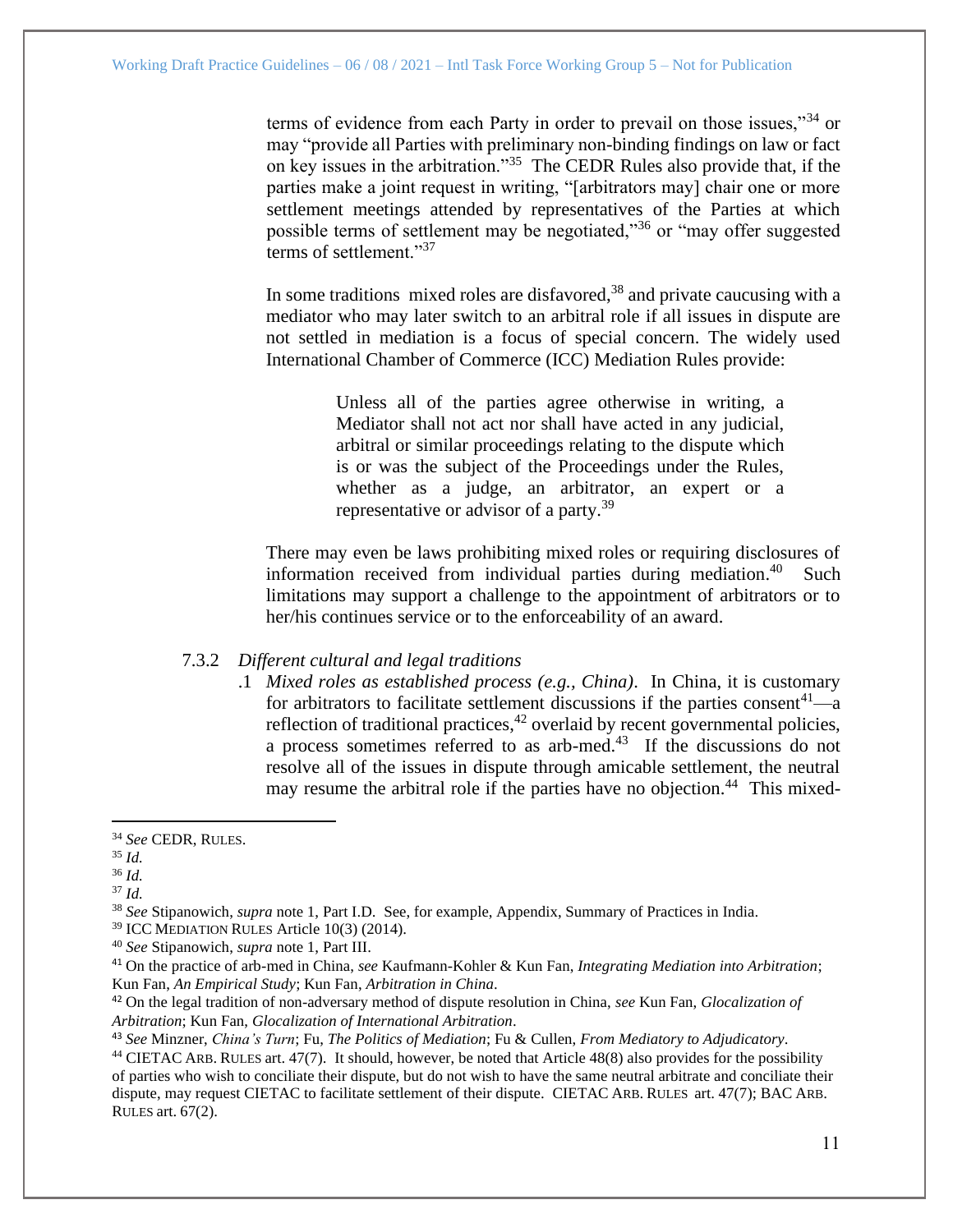terms of evidence from each Party in order to prevail on those issues,"[34] or may "provide all Parties with preliminary non-binding findings on law or fact on key issues in the arbitration."[35] The CEDR Rules also provide that, if the parties make a joint request in writing, "[arbitrators may] chair one or more settlement meetings attended by representatives of the Parties at which possible terms of settlement may be negotiated,"[36] or "may offer suggested terms of settlement."[37]

In some traditions mixed roles are disfavored,[38] and private caucusing with a mediator who may later switch to an arbitral role if all issues in dispute are not settled in mediation is a focus of special concern. The widely used International Chamber of Commerce (ICC) Mediation Rules provide:

> Unless all of the parties agree otherwise in writing, a Mediator shall not act nor shall have acted in any judicial, arbitral or similar proceedings relating to the dispute which is or was the subject of the Proceedings under the Rules, whether as a judge, an arbitrator, an expert or a representative or advisor of a party.[39]

There may even be laws prohibiting mixed roles or requiring disclosures of information received from individual parties during mediation.[40] Such limitations may support a challenge to the appointment of arbitrators or to her/his continues service or to the enforceability of an award.

7.3.2 *Different cultural and legal traditions*

.1 *Mixed roles as established process (e.g., China)*. In China, it is customary for arbitrators to facilitate settlement discussions if the parties consent[41]—a reflection of traditional practices,[42] overlaid by recent governmental policies, a process sometimes referred to as arb-med.[43] If the discussions do not resolve all of the issues in dispute through amicable settlement, the neutral may resume the arbitral role if the parties have no objection.[44] This mixed-

---

[34] *See* CEDR, RULES.

[35] *Id.*

[36] *Id.*

[37] *Id.*

[38] *See* Stipanowich, *supra* note 1, Part I.D. See, for example, Appendix, Summary of Practices in India.

[39] ICC MEDIATION RULES Article 10(3) (2014).

[40] *See* Stipanowich, *supra* note 1, Part III.

[41] On the practice of arb-med in China, *see* Kaufmann-Kohler & Kun Fan, *Integrating Mediation into Arbitration*; Kun Fan, *An Empirical Study*; Kun Fan, *Arbitration in China*.

[42] On the legal tradition of non-adversary method of dispute resolution in China, *see* Kun Fan, *Glocalization of Arbitration*; Kun Fan, *Glocalization of International Arbitration*.

[43] *See* Minzner, *China's Turn*; Fu, *The Politics of Mediation*; Fu & Cullen, *From Mediatory to Adjudicatory*.

[44] CIETAC ARB. RULES art. 47(7). It should, however, be noted that Article 48(8) also provides for the possibility of parties who wish to conciliate their dispute, but do not wish to have the same neutral arbitrate and conciliate their dispute, may request CIETAC to facilitate settlement of their dispute. CIETAC ARB. RULES art. 47(7); BAC ARB. RULES art. 67(2).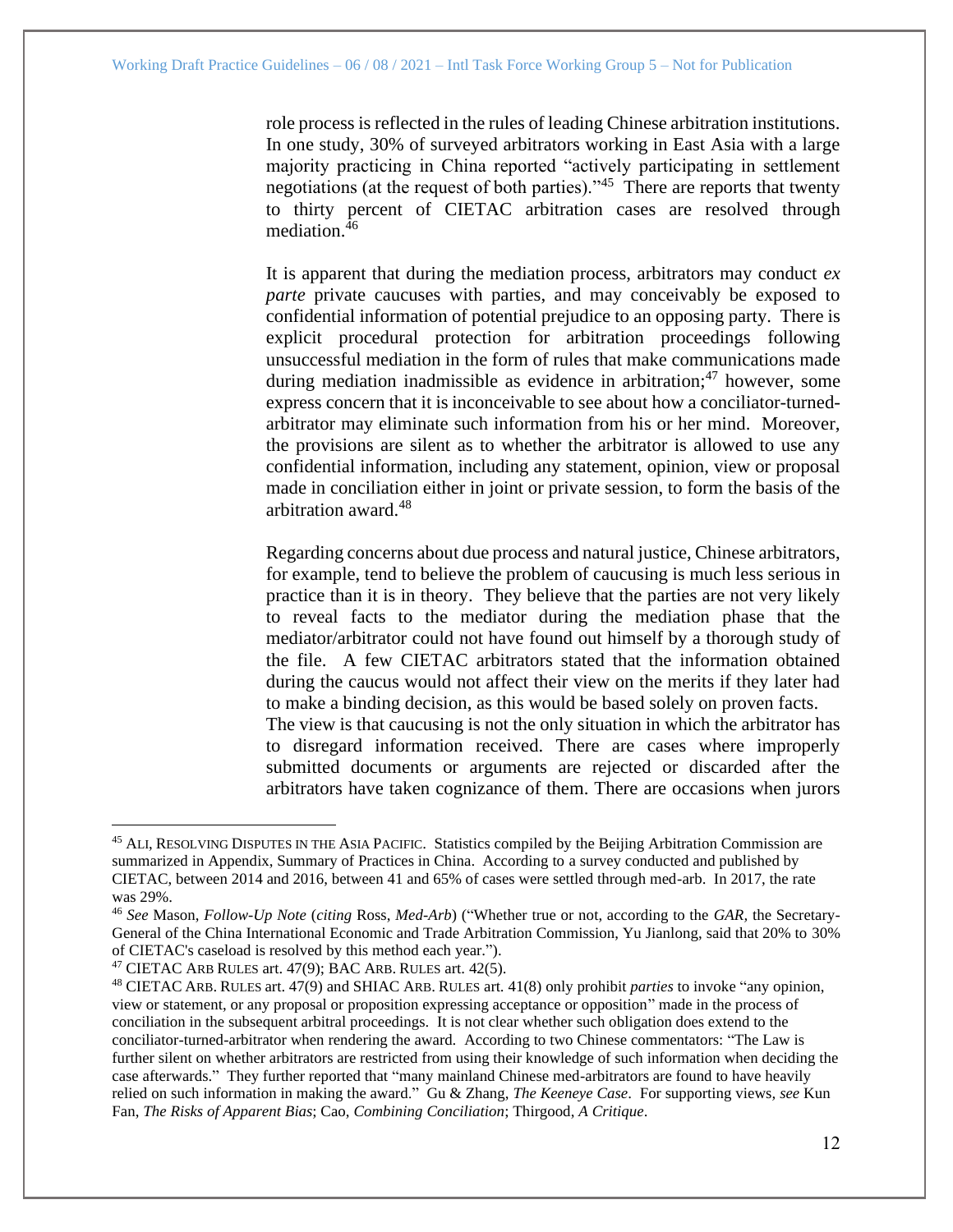role process is reflected in the rules of leading Chinese arbitration institutions. In one study, 30% of surveyed arbitrators working in East Asia with a large majority practicing in China reported "actively participating in settlement negotiations (at the request of both parties)."[45] There are reports that twenty to thirty percent of CIETAC arbitration cases are resolved through mediation.[46]

It is apparent that during the mediation process, arbitrators may conduct *ex parte* private caucuses with parties, and may conceivably be exposed to confidential information of potential prejudice to an opposing party. There is explicit procedural protection for arbitration proceedings following unsuccessful mediation in the form of rules that make communications made during mediation inadmissible as evidence in arbitration;[47] however, some express concern that it is inconceivable to see about how a conciliator-turned-arbitrator may eliminate such information from his or her mind. Moreover, the provisions are silent as to whether the arbitrator is allowed to use any confidential information, including any statement, opinion, view or proposal made in conciliation either in joint or private session, to form the basis of the arbitration award.[48]

Regarding concerns about due process and natural justice, Chinese arbitrators, for example, tend to believe the problem of caucusing is much less serious in practice than it is in theory. They believe that the parties are not very likely to reveal facts to the mediator during the mediation phase that the mediator/arbitrator could not have found out himself by a thorough study of the file. A few CIETAC arbitrators stated that the information obtained during the caucus would not affect their view on the merits if they later had to make a binding decision, as this would be based solely on proven facts.
The view is that caucusing is not the only situation in which the arbitrator has to disregard information received. There are cases where improperly submitted documents or arguments are rejected or discarded after the arbitrators have taken cognizance of them. There are occasions when jurors

---

[45] ALI, RESOLVING DISPUTES IN THE ASIA PACIFIC. Statistics compiled by the Beijing Arbitration Commission are summarized in Appendix, Summary of Practices in China. According to a survey conducted and published by CIETAC, between 2014 and 2016, between 41 and 65% of cases were settled through med-arb. In 2017, the rate was 29%.

[46] *See* Mason, *Follow-Up Note* (*citing* Ross, *Med-Arb*) ("Whether true or not, according to the *GAR*, the Secretary-General of the China International Economic and Trade Arbitration Commission, Yu Jianlong, said that 20% to 30% of CIETAC's caseload is resolved by this method each year.").

[47] CIETAC ARB RULES art. 47(9); BAC ARB. RULES art. 42(5).

[48] CIETAC ARB. RULES art. 47(9) and SHIAC ARB. RULES art. 41(8) only prohibit *parties* to invoke "any opinion, view or statement, or any proposal or proposition expressing acceptance or opposition" made in the process of conciliation in the subsequent arbitral proceedings. It is not clear whether such obligation does extend to the conciliator-turned-arbitrator when rendering the award. According to two Chinese commentators: "The Law is further silent on whether arbitrators are restricted from using their knowledge of such information when deciding the case afterwards." They further reported that "many mainland Chinese med-arbitrators are found to have heavily relied on such information in making the award." Gu & Zhang, *The Keeneye Case*. For supporting views, *see* Kun Fan, *The Risks of Apparent Bias*; Cao, *Combining Conciliation*; Thirgood, *A Critique*.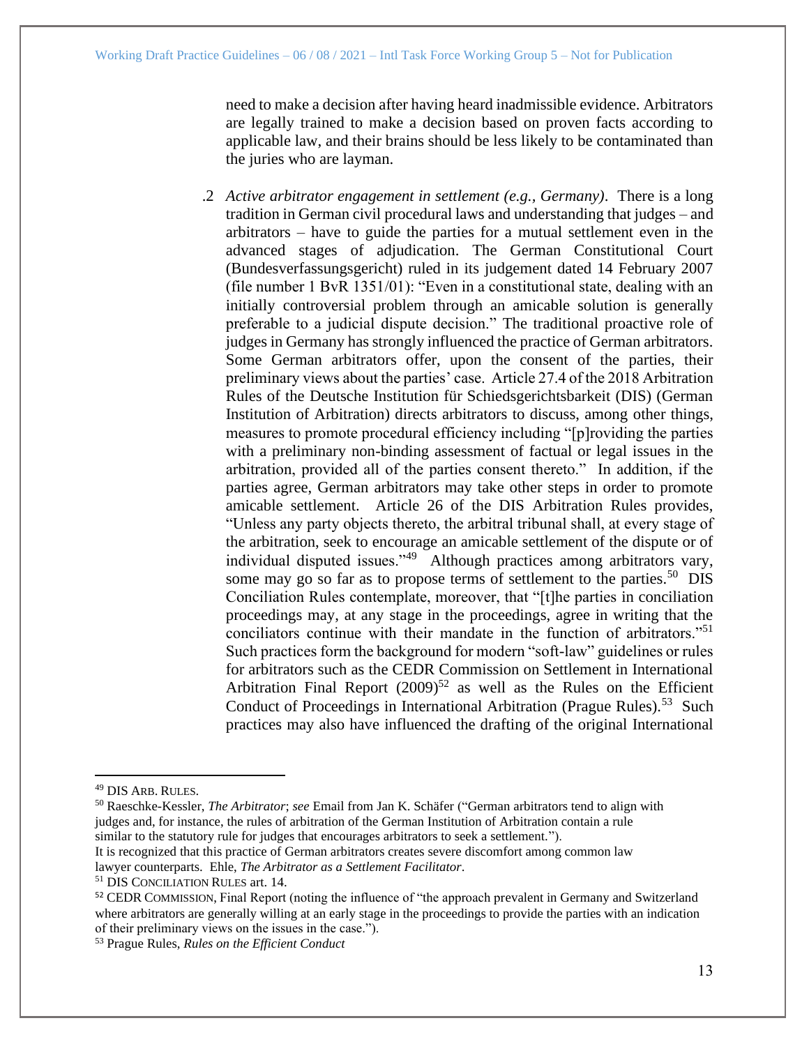need to make a decision after having heard inadmissible evidence. Arbitrators are legally trained to make a decision based on proven facts according to applicable law, and their brains should be less likely to be contaminated than the juries who are layman.

.2 *Active arbitrator engagement in settlement (e.g., Germany)*. There is a long tradition in German civil procedural laws and understanding that judges – and arbitrators – have to guide the parties for a mutual settlement even in the advanced stages of adjudication. The German Constitutional Court (Bundesverfassungsgericht) ruled in its judgement dated 14 February 2007 (file number 1 BvR 1351/01): "Even in a constitutional state, dealing with an initially controversial problem through an amicable solution is generally preferable to a judicial dispute decision." The traditional proactive role of judges in Germany has strongly influenced the practice of German arbitrators. Some German arbitrators offer, upon the consent of the parties, their preliminary views about the parties' case. Article 27.4 of the 2018 Arbitration Rules of the Deutsche Institution für Schiedsgerichtsbarkeit (DIS) (German Institution of Arbitration) directs arbitrators to discuss, among other things, measures to promote procedural efficiency including "[p]roviding the parties with a preliminary non-binding assessment of factual or legal issues in the arbitration, provided all of the parties consent thereto." In addition, if the parties agree, German arbitrators may take other steps in order to promote amicable settlement. Article 26 of the DIS Arbitration Rules provides, "Unless any party objects thereto, the arbitral tribunal shall, at every stage of the arbitration, seek to encourage an amicable settlement of the dispute or of individual disputed issues."[49] Although practices among arbitrators vary, some may go so far as to propose terms of settlement to the parties.[50] DIS Conciliation Rules contemplate, moreover, that "[t]he parties in conciliation proceedings may, at any stage in the proceedings, agree in writing that the conciliators continue with their mandate in the function of arbitrators."[51] Such practices form the background for modern "soft-law" guidelines or rules for arbitrators such as the CEDR Commission on Settlement in International Arbitration Final Report (2009)[52] as well as the Rules on the Efficient Conduct of Proceedings in International Arbitration (Prague Rules).[53] Such practices may also have influenced the drafting of the original International

---

[49] DIS ARB. RULES.

[50] Raeschke-Kessler, *The Arbitrator*; *see* Email from Jan K. Schäfer ("German arbitrators tend to align with judges and, for instance, the rules of arbitration of the German Institution of Arbitration contain a rule similar to the statutory rule for judges that encourages arbitrators to seek a settlement.").
It is recognized that this practice of German arbitrators creates severe discomfort among common law lawyer counterparts. Ehle, *The Arbitrator as a Settlement Facilitator*.

[51] DIS CONCILIATION RULES art. 14.

[52] CEDR COMMISSION, Final Report (noting the influence of "the approach prevalent in Germany and Switzerland where arbitrators are generally willing at an early stage in the proceedings to provide the parties with an indication of their preliminary views on the issues in the case.").

[53] Prague Rules, *Rules on the Efficient Conduct*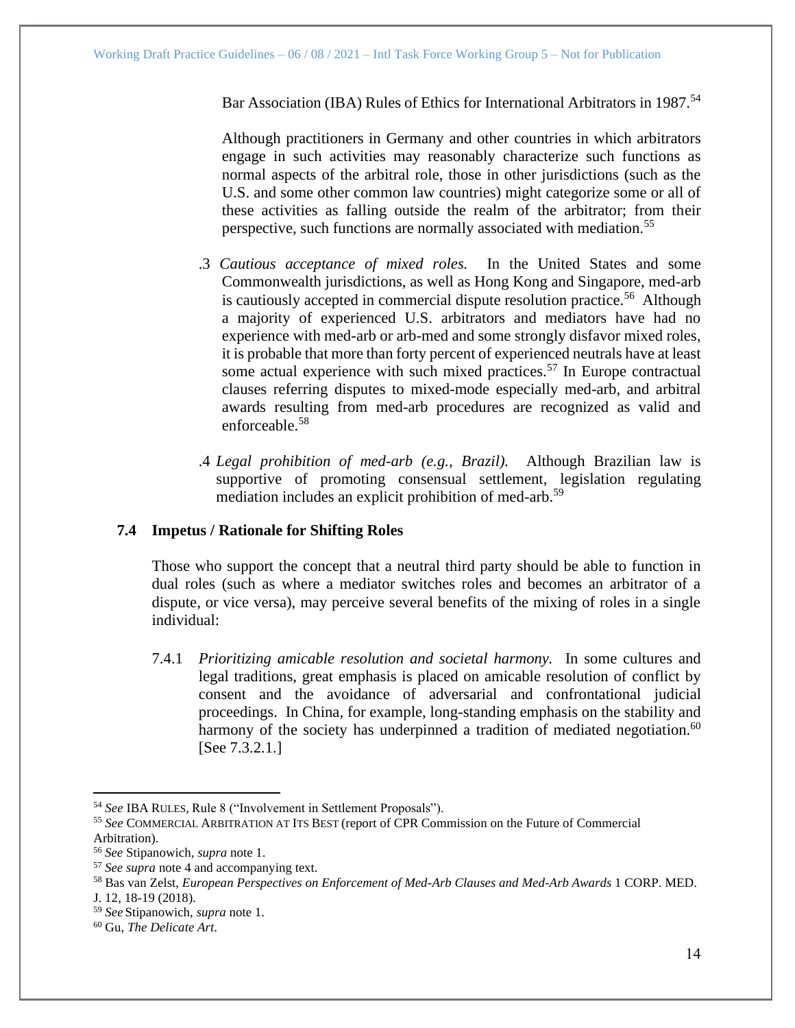Bar Association (IBA) Rules of Ethics for International Arbitrators in 1987.[54]

Although practitioners in Germany and other countries in which arbitrators engage in such activities may reasonably characterize such functions as normal aspects of the arbitral role, those in other jurisdictions (such as the U.S. and some other common law countries) might categorize some or all of these activities as falling outside the realm of the arbitrator; from their perspective, such functions are normally associated with mediation.[55]

.3 *Cautious acceptance of mixed roles.* In the United States and some Commonwealth jurisdictions, as well as Hong Kong and Singapore, med-arb is cautiously accepted in commercial dispute resolution practice.[56] Although a majority of experienced U.S. arbitrators and mediators have had no experience with med-arb or arb-med and some strongly disfavor mixed roles, it is probable that more than forty percent of experienced neutrals have at least some actual experience with such mixed practices.[57] In Europe contractual clauses referring disputes to mixed-mode especially med-arb, and arbitral awards resulting from med-arb procedures are recognized as valid and enforceable.[58]

.4 *Legal prohibition of med-arb (e.g., Brazil).* Although Brazilian law is supportive of promoting consensual settlement, legislation regulating mediation includes an explicit prohibition of med-arb.[59]

## 7.4 Impetus / Rationale for Shifting Roles

Those who support the concept that a neutral third party should be able to function in dual roles (such as where a mediator switches roles and becomes an arbitrator of a dispute, or vice versa), may perceive several benefits of the mixing of roles in a single individual:

7.4.1 *Prioritizing amicable resolution and societal harmony.* In some cultures and legal traditions, great emphasis is placed on amicable resolution of conflict by consent and the avoidance of adversarial and confrontational judicial proceedings. In China, for example, long-standing emphasis on the stability and harmony of the society has underpinned a tradition of mediated negotiation.[60] [See 7.3.2.1.]

---

[54] *See* IBA RULES, Rule 8 ("Involvement in Settlement Proposals").

[55] *See* COMMERCIAL ARBITRATION AT ITS BEST (report of CPR Commission on the Future of Commercial Arbitration).

[56] *See* Stipanowich, *supra* note 1.

[57] *See supra* note 4 and accompanying text.

[58] Bas van Zelst, *European Perspectives on Enforcement of Med-Arb Clauses and Med-Arb Awards* 1 CORP. MED. J. 12, 18-19 (2018).

[59] *See* Stipanowich, *supra* note 1.

[60] Gu, *The Delicate Art*.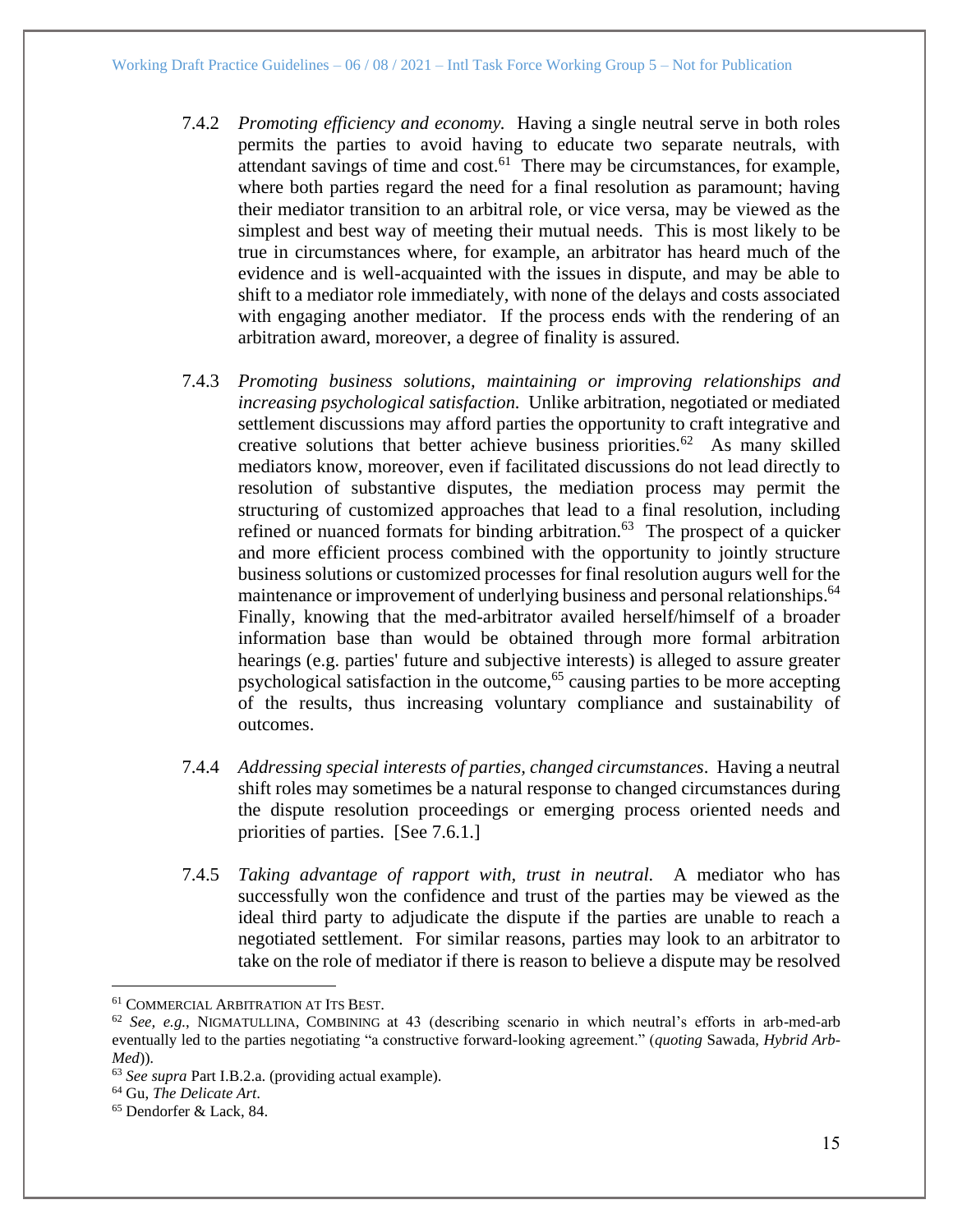7.4.2 *Promoting efficiency and economy.* Having a single neutral serve in both roles permits the parties to avoid having to educate two separate neutrals, with attendant savings of time and cost.[61] There may be circumstances, for example, where both parties regard the need for a final resolution as paramount; having their mediator transition to an arbitral role, or vice versa, may be viewed as the simplest and best way of meeting their mutual needs. This is most likely to be true in circumstances where, for example, an arbitrator has heard much of the evidence and is well-acquainted with the issues in dispute, and may be able to shift to a mediator role immediately, with none of the delays and costs associated with engaging another mediator. If the process ends with the rendering of an arbitration award, moreover, a degree of finality is assured.

7.4.3 *Promoting business solutions, maintaining or improving relationships and increasing psychological satisfaction.* Unlike arbitration, negotiated or mediated settlement discussions may afford parties the opportunity to craft integrative and creative solutions that better achieve business priorities.[62] As many skilled mediators know, moreover, even if facilitated discussions do not lead directly to resolution of substantive disputes, the mediation process may permit the structuring of customized approaches that lead to a final resolution, including refined or nuanced formats for binding arbitration.[63] The prospect of a quicker and more efficient process combined with the opportunity to jointly structure business solutions or customized processes for final resolution augurs well for the maintenance or improvement of underlying business and personal relationships.[64] Finally, knowing that the med-arbitrator availed herself/himself of a broader information base than would be obtained through more formal arbitration hearings (e.g. parties' future and subjective interests) is alleged to assure greater psychological satisfaction in the outcome,[65] causing parties to be more accepting of the results, thus increasing voluntary compliance and sustainability of outcomes.

7.4.4 *Addressing special interests of parties, changed circumstances*. Having a neutral shift roles may sometimes be a natural response to changed circumstances during the dispute resolution proceedings or emerging process oriented needs and priorities of parties. [See 7.6.1.]

7.4.5 *Taking advantage of rapport with, trust in neutral.* A mediator who has successfully won the confidence and trust of the parties may be viewed as the ideal third party to adjudicate the dispute if the parties are unable to reach a negotiated settlement. For similar reasons, parties may look to an arbitrator to take on the role of mediator if there is reason to believe a dispute may be resolved

---

[61] COMMERCIAL ARBITRATION AT ITS BEST.

[62] *See, e.g.*, NIGMATULLINA, COMBINING at 43 (describing scenario in which neutral's efforts in arb-med-arb eventually led to the parties negotiating "a constructive forward-looking agreement." (*quoting* Sawada, *Hybrid Arb-Med*)).

[63] *See supra* Part I.B.2.a. (providing actual example).

[64] Gu, *The Delicate Art*.

[65] Dendorfer & Lack, 84.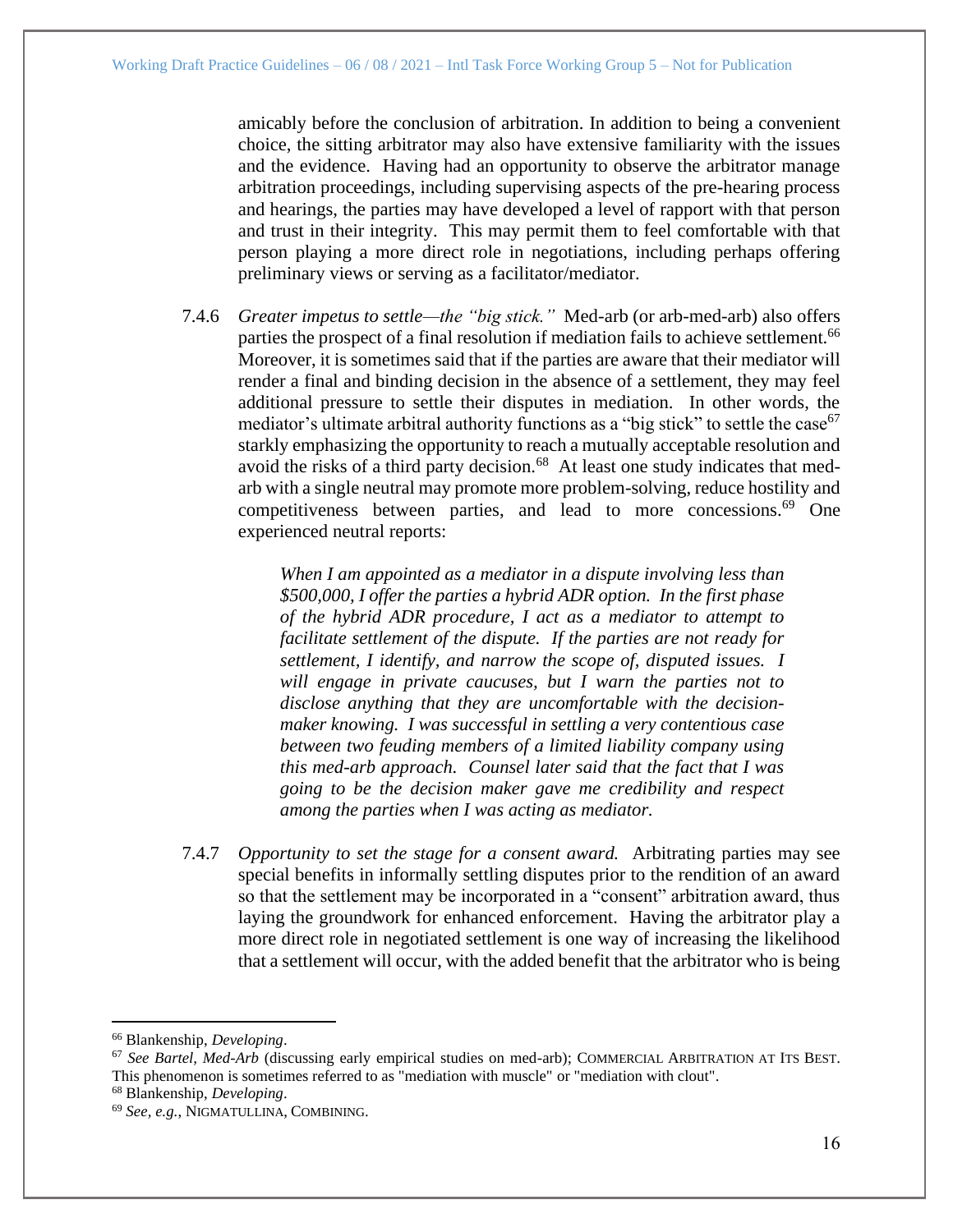amicably before the conclusion of arbitration. In addition to being a convenient choice, the sitting arbitrator may also have extensive familiarity with the issues and the evidence. Having had an opportunity to observe the arbitrator manage arbitration proceedings, including supervising aspects of the pre-hearing process and hearings, the parties may have developed a level of rapport with that person and trust in their integrity. This may permit them to feel comfortable with that person playing a more direct role in negotiations, including perhaps offering preliminary views or serving as a facilitator/mediator.

7.4.6 *Greater impetus to settle—the "big stick."* Med-arb (or arb-med-arb) also offers parties the prospect of a final resolution if mediation fails to achieve settlement.[66] Moreover, it is sometimes said that if the parties are aware that their mediator will render a final and binding decision in the absence of a settlement, they may feel additional pressure to settle their disputes in mediation. In other words, the mediator's ultimate arbitral authority functions as a "big stick" to settle the case[67] starkly emphasizing the opportunity to reach a mutually acceptable resolution and avoid the risks of a third party decision.[68] At least one study indicates that med-arb with a single neutral may promote more problem-solving, reduce hostility and competitiveness between parties, and lead to more concessions.[69] One experienced neutral reports:

> *When I am appointed as a mediator in a dispute involving less than $500,000, I offer the parties a hybrid ADR option. In the first phase of the hybrid ADR procedure, I act as a mediator to attempt to facilitate settlement of the dispute. If the parties are not ready for settlement, I identify, and narrow the scope of, disputed issues. I will engage in private caucuses, but I warn the parties not to disclose anything that they are uncomfortable with the decision-maker knowing. I was successful in settling a very contentious case between two feuding members of a limited liability company using this med-arb approach. Counsel later said that the fact that I was going to be the decision maker gave me credibility and respect among the parties when I was acting as mediator.*

7.4.7 *Opportunity to set the stage for a consent award.* Arbitrating parties may see special benefits in informally settling disputes prior to the rendition of an award so that the settlement may be incorporated in a "consent" arbitration award, thus laying the groundwork for enhanced enforcement. Having the arbitrator play a more direct role in negotiated settlement is one way of increasing the likelihood that a settlement will occur, with the added benefit that the arbitrator who is being

---

[66] Blankenship, *Developing*.

[67] *See Bartel, Med-Arb* (discussing early empirical studies on med-arb); COMMERCIAL ARBITRATION AT ITS BEST. This phenomenon is sometimes referred to as "mediation with muscle" or "mediation with clout".

[68] Blankenship, *Developing*.

[69] *See, e.g.*, NIGMATULLINA, COMBINING.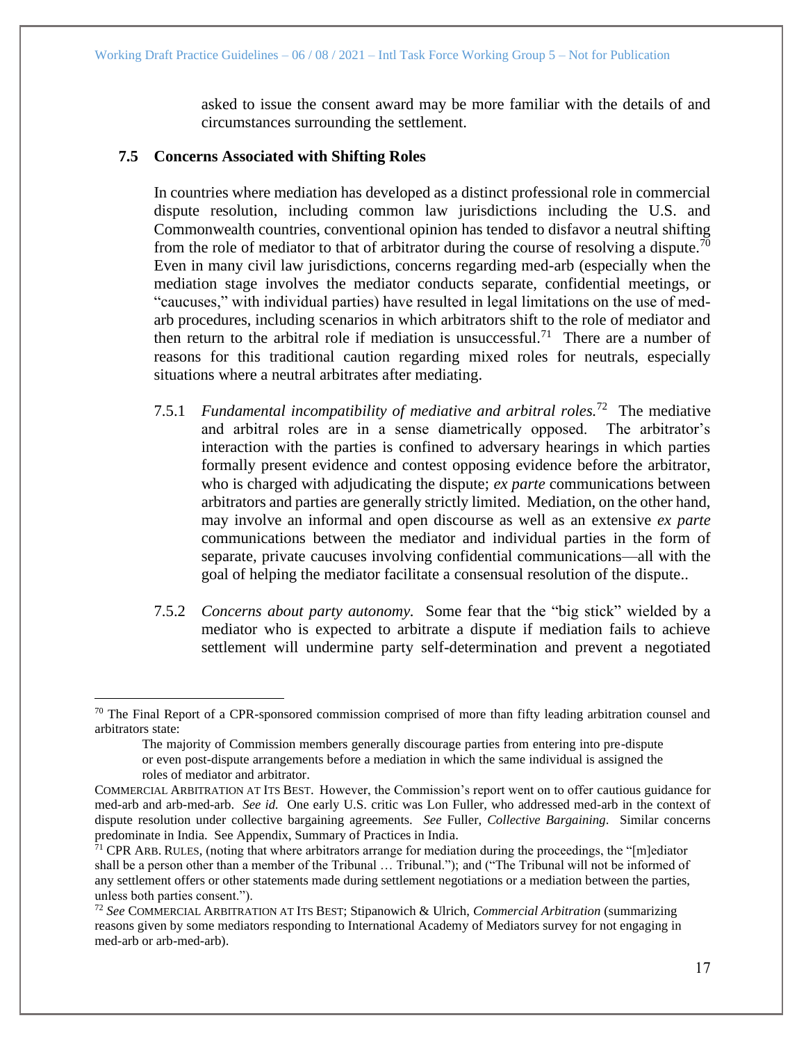asked to issue the consent award may be more familiar with the details of and circumstances surrounding the settlement.

### 7.5 Concerns Associated with Shifting Roles

In countries where mediation has developed as a distinct professional role in commercial dispute resolution, including common law jurisdictions including the U.S. and Commonwealth countries, conventional opinion has tended to disfavor a neutral shifting from the role of mediator to that of arbitrator during the course of resolving a dispute.[70] Even in many civil law jurisdictions, concerns regarding med-arb (especially when the mediation stage involves the mediator conducts separate, confidential meetings, or "caucuses," with individual parties) have resulted in legal limitations on the use of med-arb procedures, including scenarios in which arbitrators shift to the role of mediator and then return to the arbitral role if mediation is unsuccessful.[71] There are a number of reasons for this traditional caution regarding mixed roles for neutrals, especially situations where a neutral arbitrates after mediating.

7.5.1 *Fundamental incompatibility of mediative and arbitral roles.*[72] The mediative and arbitral roles are in a sense diametrically opposed. The arbitrator's interaction with the parties is confined to adversary hearings in which parties formally present evidence and contest opposing evidence before the arbitrator, who is charged with adjudicating the dispute; *ex parte* communications between arbitrators and parties are generally strictly limited. Mediation, on the other hand, may involve an informal and open discourse as well as an extensive *ex parte* communications between the mediator and individual parties in the form of separate, private caucuses involving confidential communications—all with the goal of helping the mediator facilitate a consensual resolution of the dispute..

7.5.2 *Concerns about party autonomy.* Some fear that the "big stick" wielded by a mediator who is expected to arbitrate a dispute if mediation fails to achieve settlement will undermine party self-determination and prevent a negotiated

---

[70] The Final Report of a CPR-sponsored commission comprised of more than fifty leading arbitration counsel and arbitrators state:

> The majority of Commission members generally discourage parties from entering into pre-dispute or even post-dispute arrangements before a mediation in which the same individual is assigned the roles of mediator and arbitrator.

COMMERCIAL ARBITRATION AT ITS BEST. However, the Commission's report went on to offer cautious guidance for med-arb and arb-med-arb. *See id.* One early U.S. critic was Lon Fuller, who addressed med-arb in the context of dispute resolution under collective bargaining agreements. *See* Fuller, *Collective Bargaining*. Similar concerns predominate in India. See Appendix, Summary of Practices in India.

[71] CPR ARB. RULES, (noting that where arbitrators arrange for mediation during the proceedings, the "[m]ediator shall be a person other than a member of the Tribunal … Tribunal."); and ("The Tribunal will not be informed of any settlement offers or other statements made during settlement negotiations or a mediation between the parties, unless both parties consent.").

[72] *See* COMMERCIAL ARBITRATION AT ITS BEST; Stipanowich & Ulrich, *Commercial Arbitration* (summarizing reasons given by some mediators responding to International Academy of Mediators survey for not engaging in med-arb or arb-med-arb).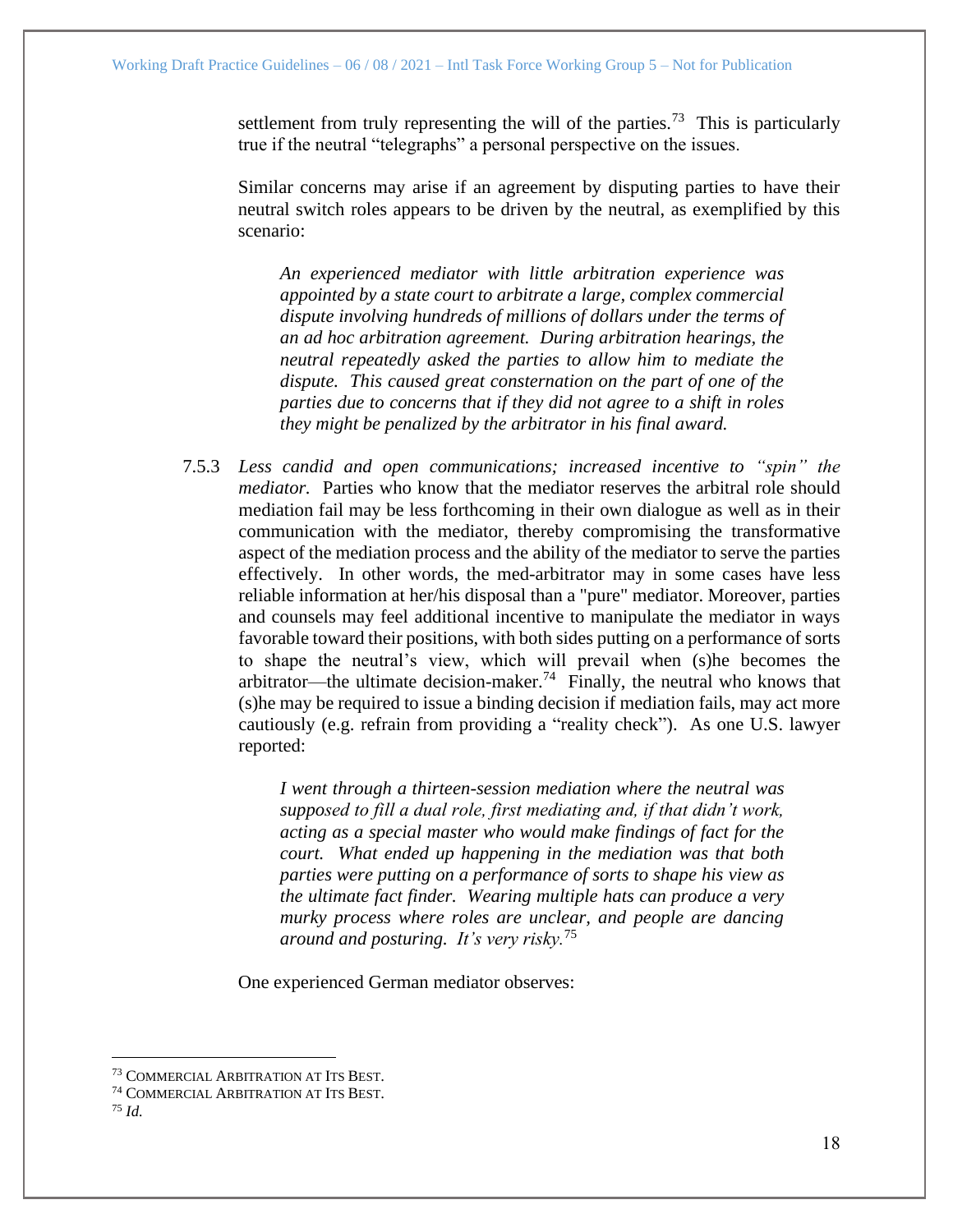settlement from truly representing the will of the parties.[73] This is particularly true if the neutral "telegraphs" a personal perspective on the issues.

Similar concerns may arise if an agreement by disputing parties to have their neutral switch roles appears to be driven by the neutral, as exemplified by this scenario:

> *An experienced mediator with little arbitration experience was appointed by a state court to arbitrate a large, complex commercial dispute involving hundreds of millions of dollars under the terms of an ad hoc arbitration agreement. During arbitration hearings, the neutral repeatedly asked the parties to allow him to mediate the dispute. This caused great consternation on the part of one of the parties due to concerns that if they did not agree to a shift in roles they might be penalized by the arbitrator in his final award.*

7.5.3 *Less candid and open communications; increased incentive to "spin" the mediator.* Parties who know that the mediator reserves the arbitral role should mediation fail may be less forthcoming in their own dialogue as well as in their communication with the mediator, thereby compromising the transformative aspect of the mediation process and the ability of the mediator to serve the parties effectively. In other words, the med-arbitrator may in some cases have less reliable information at her/his disposal than a "pure" mediator. Moreover, parties and counsels may feel additional incentive to manipulate the mediator in ways favorable toward their positions, with both sides putting on a performance of sorts to shape the neutral's view, which will prevail when (s)he becomes the arbitrator—the ultimate decision-maker.[74] Finally, the neutral who knows that (s)he may be required to issue a binding decision if mediation fails, may act more cautiously (e.g. refrain from providing a "reality check"). As one U.S. lawyer reported:

> *I went through a thirteen-session mediation where the neutral was supposed to fill a dual role, first mediating and, if that didn't work, acting as a special master who would make findings of fact for the court. What ended up happening in the mediation was that both parties were putting on a performance of sorts to shape his view as the ultimate fact finder. Wearing multiple hats can produce a very murky process where roles are unclear, and people are dancing around and posturing. It's very risky.*[75]

One experienced German mediator observes:

---

[73] COMMERCIAL ARBITRATION AT ITS BEST.

[74] COMMERCIAL ARBITRATION AT ITS BEST.

[75] *Id.*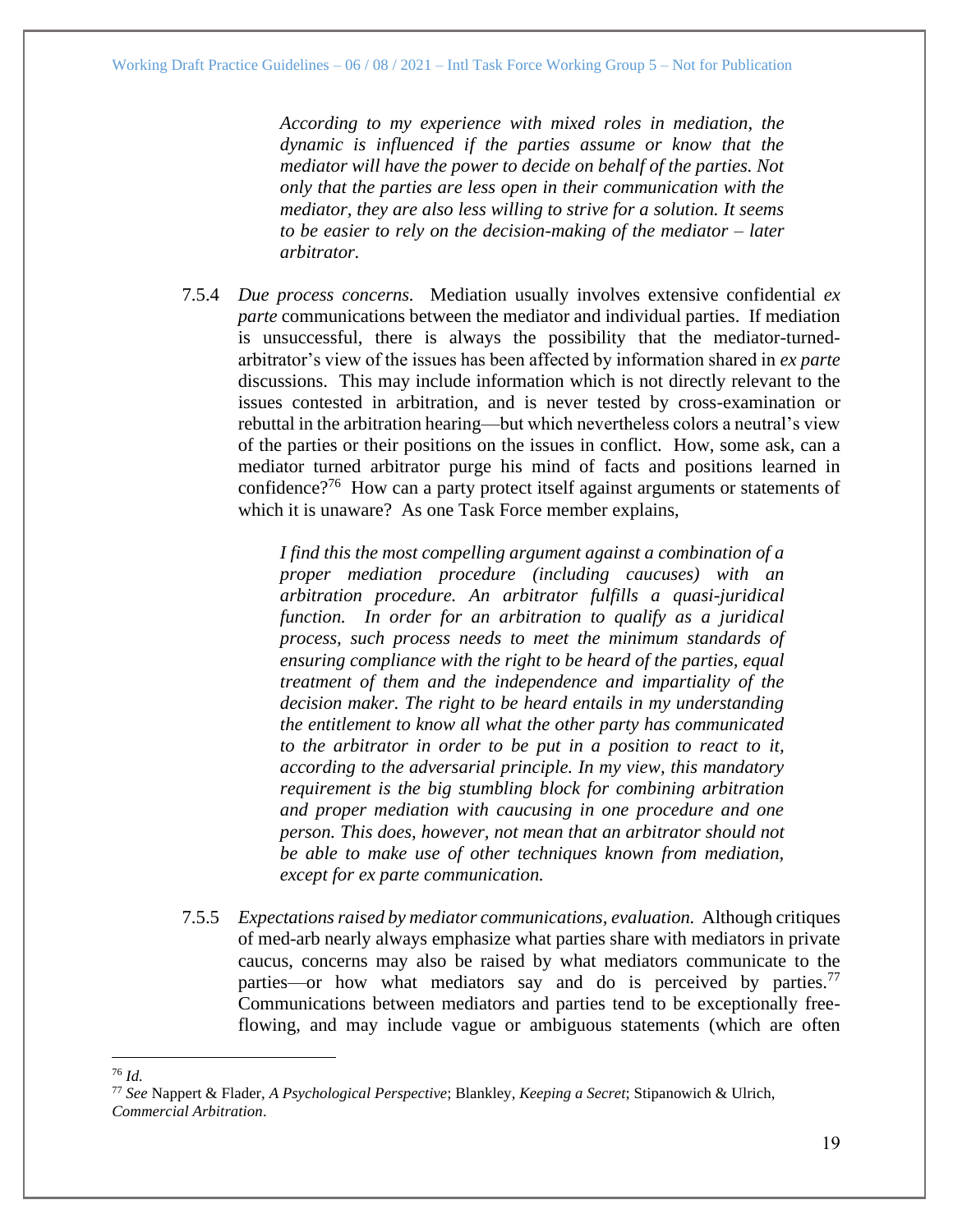*According to my experience with mixed roles in mediation, the dynamic is influenced if the parties assume or know that the mediator will have the power to decide on behalf of the parties. Not only that the parties are less open in their communication with the mediator, they are also less willing to strive for a solution. It seems to be easier to rely on the decision-making of the mediator – later arbitrator.*

7.5.4 *Due process concerns.* Mediation usually involves extensive confidential *ex parte* communications between the mediator and individual parties. If mediation is unsuccessful, there is always the possibility that the mediator-turned-arbitrator's view of the issues has been affected by information shared in *ex parte* discussions. This may include information which is not directly relevant to the issues contested in arbitration, and is never tested by cross-examination or rebuttal in the arbitration hearing—but which nevertheless colors a neutral's view of the parties or their positions on the issues in conflict. How, some ask, can a mediator turned arbitrator purge his mind of facts and positions learned in confidence?[76] How can a party protect itself against arguments or statements of which it is unaware? As one Task Force member explains,

> *I find this the most compelling argument against a combination of a proper mediation procedure (including caucuses) with an arbitration procedure. An arbitrator fulfills a quasi-juridical function. In order for an arbitration to qualify as a juridical process, such process needs to meet the minimum standards of ensuring compliance with the right to be heard of the parties, equal treatment of them and the independence and impartiality of the decision maker. The right to be heard entails in my understanding the entitlement to know all what the other party has communicated to the arbitrator in order to be put in a position to react to it, according to the adversarial principle. In my view, this mandatory requirement is the big stumbling block for combining arbitration and proper mediation with caucusing in one procedure and one person. This does, however, not mean that an arbitrator should not be able to make use of other techniques known from mediation, except for ex parte communication.*

7.5.5 *Expectations raised by mediator communications, evaluation.* Although critiques of med-arb nearly always emphasize what parties share with mediators in private caucus, concerns may also be raised by what mediators communicate to the parties—or how what mediators say and do is perceived by parties.[77] Communications between mediators and parties tend to be exceptionally free-flowing, and may include vague or ambiguous statements (which are often

---

[76] *Id.*

[77] *See* Nappert & Flader, *A Psychological Perspective*; Blankley, *Keeping a Secret*; Stipanowich & Ulrich, *Commercial Arbitration*.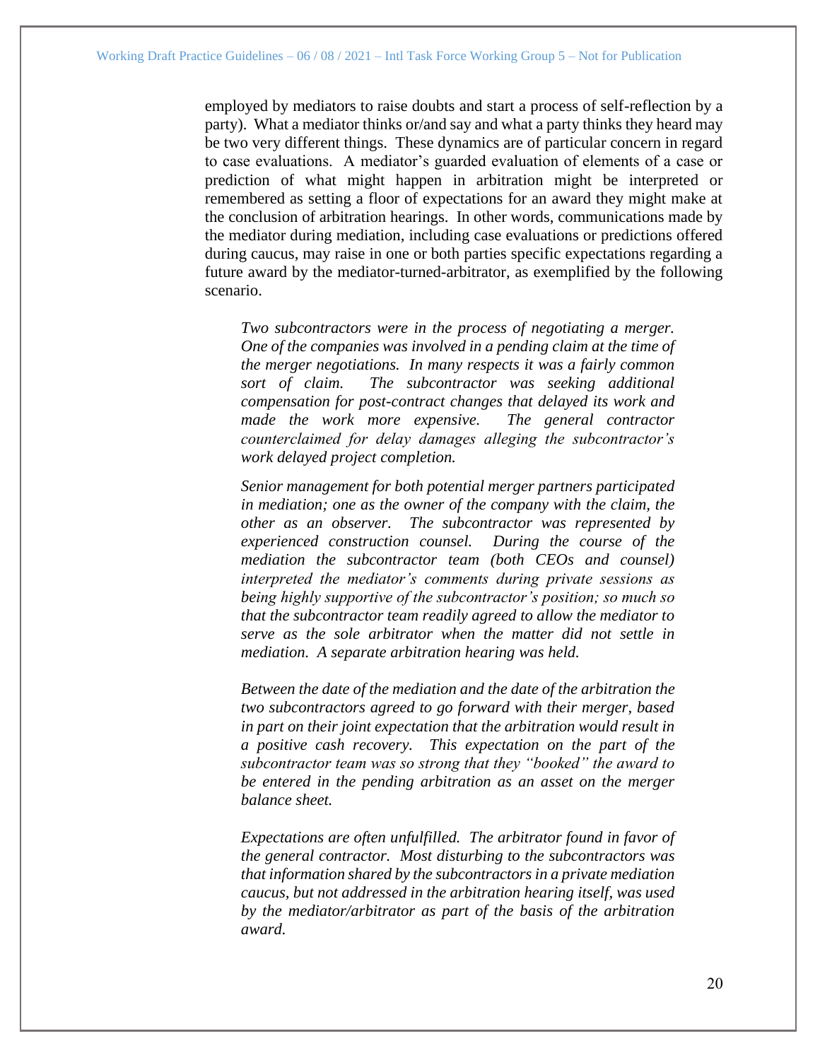employed by mediators to raise doubts and start a process of self-reflection by a party). What a mediator thinks or/and say and what a party thinks they heard may be two very different things. These dynamics are of particular concern in regard to case evaluations. A mediator's guarded evaluation of elements of a case or prediction of what might happen in arbitration might be interpreted or remembered as setting a floor of expectations for an award they might make at the conclusion of arbitration hearings. In other words, communications made by the mediator during mediation, including case evaluations or predictions offered during caucus, may raise in one or both parties specific expectations regarding a future award by the mediator-turned-arbitrator, as exemplified by the following scenario.

> *Two subcontractors were in the process of negotiating a merger. One of the companies was involved in a pending claim at the time of the merger negotiations. In many respects it was a fairly common sort of claim. The subcontractor was seeking additional compensation for post-contract changes that delayed its work and made the work more expensive. The general contractor counterclaimed for delay damages alleging the subcontractor's work delayed project completion.*
>
> *Senior management for both potential merger partners participated in mediation; one as the owner of the company with the claim, the other as an observer. The subcontractor was represented by experienced construction counsel. During the course of the mediation the subcontractor team (both CEOs and counsel) interpreted the mediator's comments during private sessions as being highly supportive of the subcontractor's position; so much so that the subcontractor team readily agreed to allow the mediator to serve as the sole arbitrator when the matter did not settle in mediation. A separate arbitration hearing was held.*
>
> *Between the date of the mediation and the date of the arbitration the two subcontractors agreed to go forward with their merger, based in part on their joint expectation that the arbitration would result in a positive cash recovery. This expectation on the part of the subcontractor team was so strong that they "booked" the award to be entered in the pending arbitration as an asset on the merger balance sheet.*
>
> *Expectations are often unfulfilled. The arbitrator found in favor of the general contractor. Most disturbing to the subcontractors was that information shared by the subcontractors in a private mediation caucus, but not addressed in the arbitration hearing itself, was used by the mediator/arbitrator as part of the basis of the arbitration award.*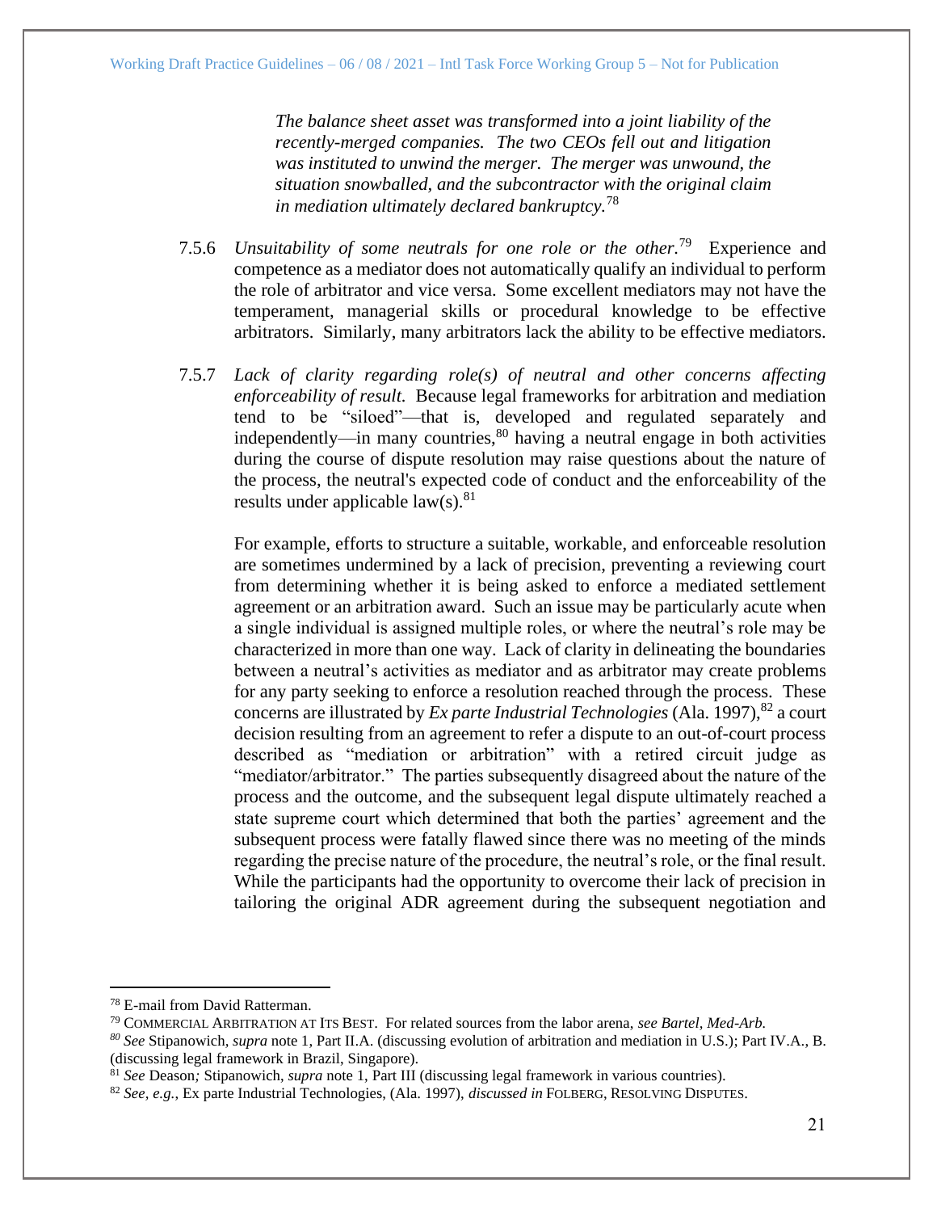> *The balance sheet asset was transformed into a joint liability of the recently-merged companies. The two CEOs fell out and litigation was instituted to unwind the merger. The merger was unwound, the situation snowballed, and the subcontractor with the original claim in mediation ultimately declared bankruptcy.*[78]

7.5.6 *Unsuitability of some neutrals for one role or the other.*[79] Experience and competence as a mediator does not automatically qualify an individual to perform the role of arbitrator and vice versa. Some excellent mediators may not have the temperament, managerial skills or procedural knowledge to be effective arbitrators. Similarly, many arbitrators lack the ability to be effective mediators.

7.5.7 *Lack of clarity regarding role(s) of neutral and other concerns affecting enforceability of result.* Because legal frameworks for arbitration and mediation tend to be "siloed"—that is, developed and regulated separately and independently—in many countries,[80] having a neutral engage in both activities during the course of dispute resolution may raise questions about the nature of the process, the neutral's expected code of conduct and the enforceability of the results under applicable law(s).[81]

For example, efforts to structure a suitable, workable, and enforceable resolution are sometimes undermined by a lack of precision, preventing a reviewing court from determining whether it is being asked to enforce a mediated settlement agreement or an arbitration award. Such an issue may be particularly acute when a single individual is assigned multiple roles, or where the neutral's role may be characterized in more than one way. Lack of clarity in delineating the boundaries between a neutral's activities as mediator and as arbitrator may create problems for any party seeking to enforce a resolution reached through the process. These concerns are illustrated by *Ex parte Industrial Technologies* (Ala. 1997),[82] a court decision resulting from an agreement to refer a dispute to an out-of-court process described as "mediation or arbitration" with a retired circuit judge as "mediator/arbitrator." The parties subsequently disagreed about the nature of the process and the outcome, and the subsequent legal dispute ultimately reached a state supreme court which determined that both the parties' agreement and the subsequent process were fatally flawed since there was no meeting of the minds regarding the precise nature of the procedure, the neutral's role, or the final result. While the participants had the opportunity to overcome their lack of precision in tailoring the original ADR agreement during the subsequent negotiation and

---

[78] E-mail from David Ratterman.

[79] COMMERCIAL ARBITRATION AT ITS BEST. For related sources from the labor arena, *see Bartel, Med-Arb.*

[80] *See* Stipanowich, *supra* note 1, Part II.A. (discussing evolution of arbitration and mediation in U.S.); Part IV.A., B. (discussing legal framework in Brazil, Singapore).

[81] *See* Deason*;* Stipanowich, *supra* note 1, Part III (discussing legal framework in various countries).

[82] *See, e.g.*, Ex parte Industrial Technologies, (Ala. 1997), *discussed in* FOLBERG, RESOLVING DISPUTES.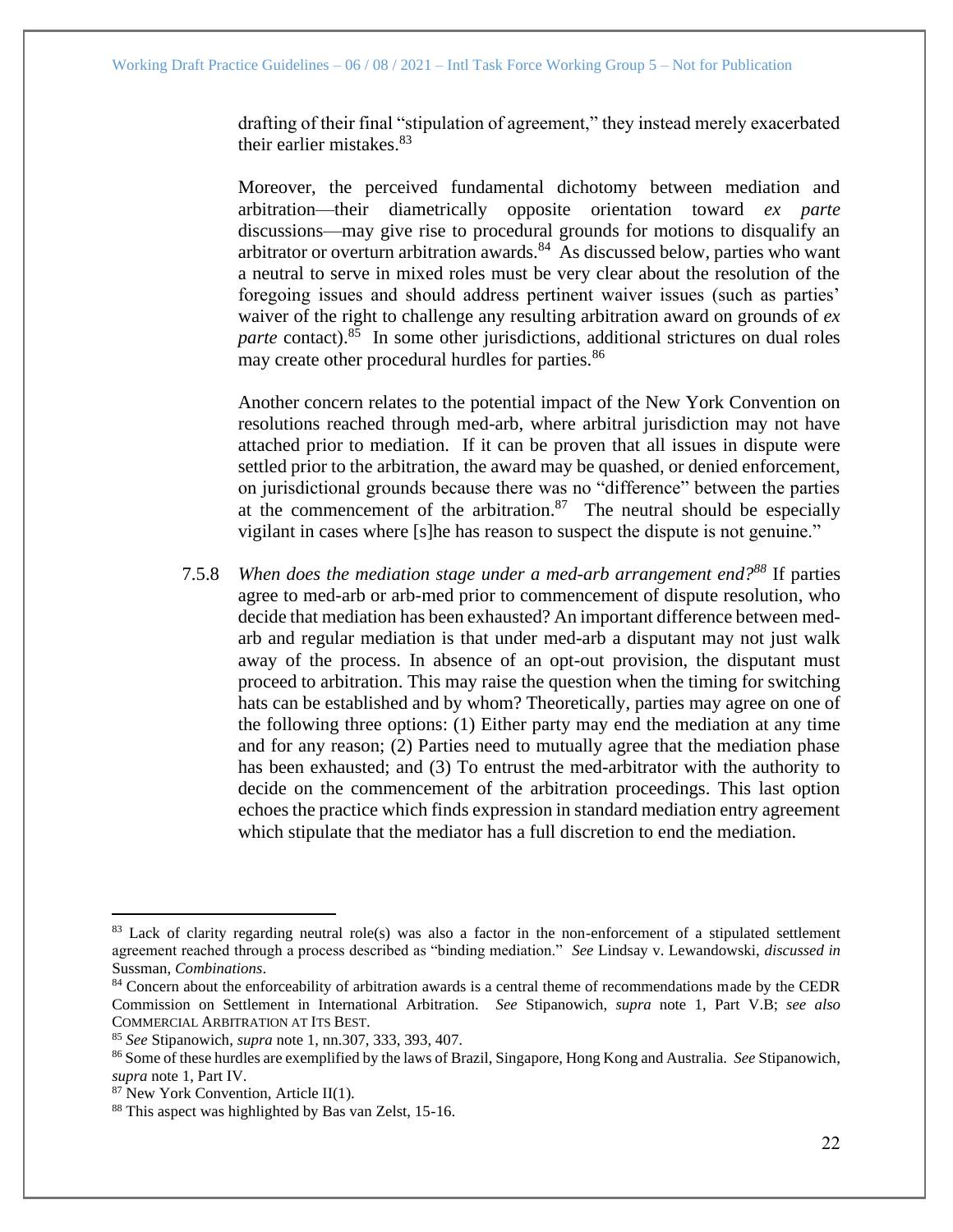drafting of their final "stipulation of agreement," they instead merely exacerbated their earlier mistakes.[83]

Moreover, the perceived fundamental dichotomy between mediation and arbitration—their diametrically opposite orientation toward *ex parte* discussions—may give rise to procedural grounds for motions to disqualify an arbitrator or overturn arbitration awards.[84] As discussed below, parties who want a neutral to serve in mixed roles must be very clear about the resolution of the foregoing issues and should address pertinent waiver issues (such as parties' waiver of the right to challenge any resulting arbitration award on grounds of *ex parte* contact).[85] In some other jurisdictions, additional strictures on dual roles may create other procedural hurdles for parties.[86]

Another concern relates to the potential impact of the New York Convention on resolutions reached through med-arb, where arbitral jurisdiction may not have attached prior to mediation. If it can be proven that all issues in dispute were settled prior to the arbitration, the award may be quashed, or denied enforcement, on jurisdictional grounds because there was no "difference" between the parties at the commencement of the arbitration.[87] The neutral should be especially vigilant in cases where [s]he has reason to suspect the dispute is not genuine."

7.5.8 *When does the mediation stage under a med-arb arrangement end?*[88] If parties agree to med-arb or arb-med prior to commencement of dispute resolution, who decide that mediation has been exhausted? An important difference between med-arb and regular mediation is that under med-arb a disputant may not just walk away of the process. In absence of an opt-out provision, the disputant must proceed to arbitration. This may raise the question when the timing for switching hats can be established and by whom? Theoretically, parties may agree on one of the following three options: (1) Either party may end the mediation at any time and for any reason; (2) Parties need to mutually agree that the mediation phase has been exhausted; and (3) To entrust the med-arbitrator with the authority to decide on the commencement of the arbitration proceedings. This last option echoes the practice which finds expression in standard mediation entry agreement which stipulate that the mediator has a full discretion to end the mediation.

---

[83] Lack of clarity regarding neutral role(s) was also a factor in the non-enforcement of a stipulated settlement agreement reached through a process described as "binding mediation." *See* Lindsay v. Lewandowski, *discussed in* Sussman, *Combinations*.

[84] Concern about the enforceability of arbitration awards is a central theme of recommendations made by the CEDR Commission on Settlement in International Arbitration. *See* Stipanowich, *supra* note 1, Part V.B; *see also* COMMERCIAL ARBITRATION AT ITS BEST.

[85] *See* Stipanowich, *supra* note 1, nn.307, 333, 393, 407.

[86] Some of these hurdles are exemplified by the laws of Brazil, Singapore, Hong Kong and Australia. *See* Stipanowich, *supra* note 1, Part IV.

[87] New York Convention, Article II(1).

[88] This aspect was highlighted by Bas van Zelst, 15-16.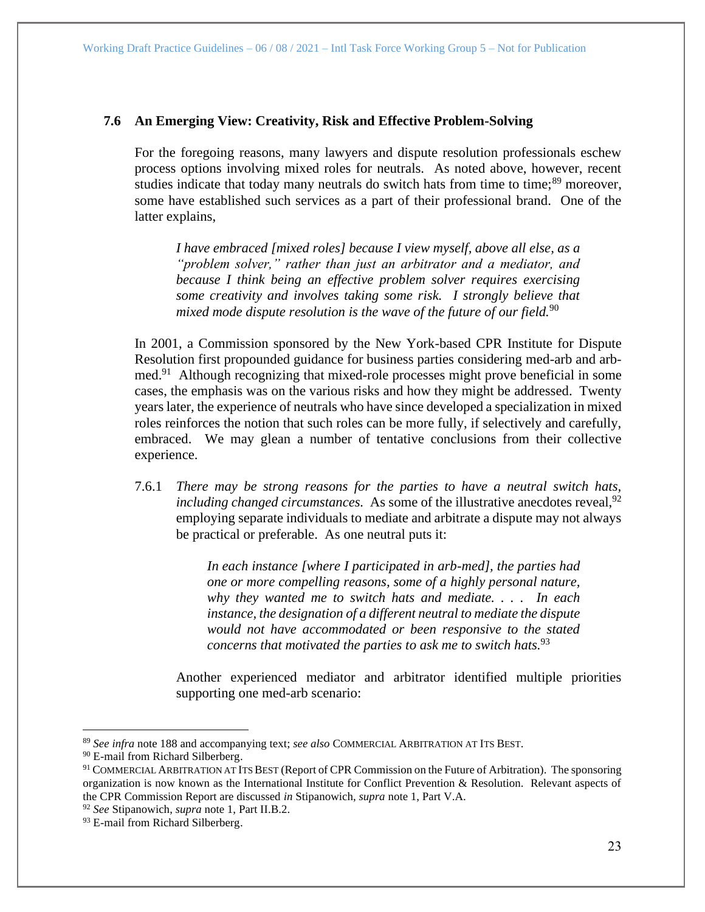### 7.6 An Emerging View: Creativity, Risk and Effective Problem-Solving

For the foregoing reasons, many lawyers and dispute resolution professionals eschew process options involving mixed roles for neutrals. As noted above, however, recent studies indicate that today many neutrals do switch hats from time to time;[89] moreover, some have established such services as a part of their professional brand. One of the latter explains,

> *I have embraced [mixed roles] because I view myself, above all else, as a "problem solver," rather than just an arbitrator and a mediator, and because I think being an effective problem solver requires exercising some creativity and involves taking some risk. I strongly believe that mixed mode dispute resolution is the wave of the future of our field.*[90]

In 2001, a Commission sponsored by the New York-based CPR Institute for Dispute Resolution first propounded guidance for business parties considering med-arb and arb-med.[91] Although recognizing that mixed-role processes might prove beneficial in some cases, the emphasis was on the various risks and how they might be addressed. Twenty years later, the experience of neutrals who have since developed a specialization in mixed roles reinforces the notion that such roles can be more fully, if selectively and carefully, embraced. We may glean a number of tentative conclusions from their collective experience.

7.6.1 *There may be strong reasons for the parties to have a neutral switch hats, including changed circumstances.* As some of the illustrative anecdotes reveal,[92] employing separate individuals to mediate and arbitrate a dispute may not always be practical or preferable. As one neutral puts it:

> *In each instance [where I participated in arb-med], the parties had one or more compelling reasons, some of a highly personal nature, why they wanted me to switch hats and mediate. . . . In each instance, the designation of a different neutral to mediate the dispute would not have accommodated or been responsive to the stated concerns that motivated the parties to ask me to switch hats.*[93]

Another experienced mediator and arbitrator identified multiple priorities supporting one med-arb scenario:

---

[89] *See infra* note 188 and accompanying text; *see also* COMMERCIAL ARBITRATION AT ITS BEST.

[90] E-mail from Richard Silberberg.

[91] COMMERCIAL ARBITRATION AT ITS BEST (Report of CPR Commission on the Future of Arbitration). The sponsoring organization is now known as the International Institute for Conflict Prevention & Resolution. Relevant aspects of the CPR Commission Report are discussed *in* Stipanowich, *supra* note 1, Part V.A.

[92] *See* Stipanowich, *supra* note 1, Part II.B.2.

[93] E-mail from Richard Silberberg.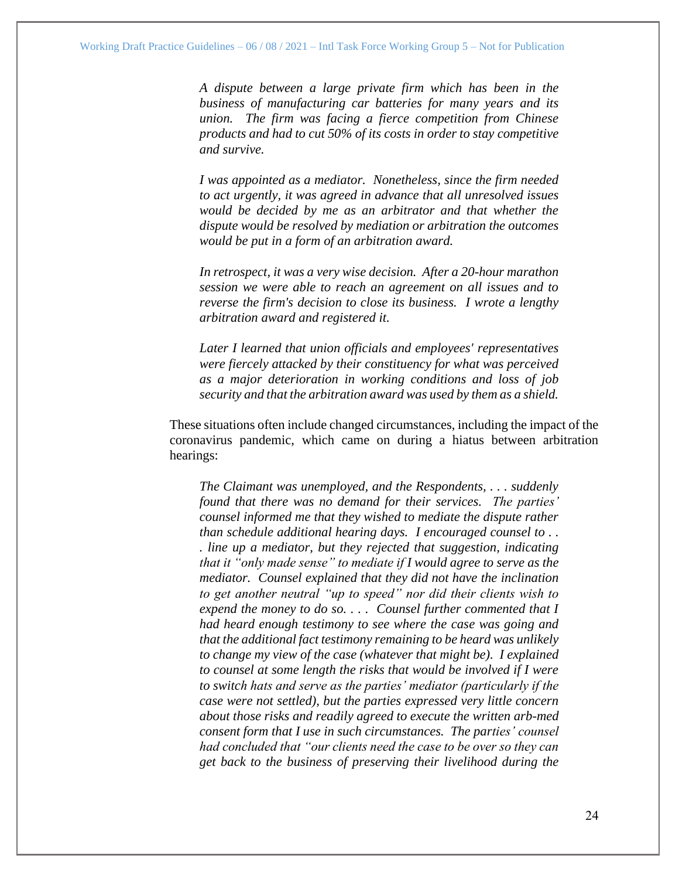> *A dispute between a large private firm which has been in the business of manufacturing car batteries for many years and its union. The firm was facing a fierce competition from Chinese products and had to cut 50% of its costs in order to stay competitive and survive.*
>
> *I was appointed as a mediator. Nonetheless, since the firm needed to act urgently, it was agreed in advance that all unresolved issues would be decided by me as an arbitrator and that whether the dispute would be resolved by mediation or arbitration the outcomes would be put in a form of an arbitration award.*
>
> *In retrospect, it was a very wise decision. After a 20-hour marathon session we were able to reach an agreement on all issues and to reverse the firm's decision to close its business. I wrote a lengthy arbitration award and registered it.*
>
> *Later I learned that union officials and employees' representatives were fiercely attacked by their constituency for what was perceived as a major deterioration in working conditions and loss of job security and that the arbitration award was used by them as a shield.*

These situations often include changed circumstances, including the impact of the coronavirus pandemic, which came on during a hiatus between arbitration hearings:

> *The Claimant was unemployed, and the Respondents, . . . suddenly found that there was no demand for their services. The parties' counsel informed me that they wished to mediate the dispute rather than schedule additional hearing days. I encouraged counsel to . . . line up a mediator, but they rejected that suggestion, indicating that it "only made sense" to mediate if I would agree to serve as the mediator. Counsel explained that they did not have the inclination to get another neutral "up to speed" nor did their clients wish to expend the money to do so. . . . Counsel further commented that I had heard enough testimony to see where the case was going and that the additional fact testimony remaining to be heard was unlikely to change my view of the case (whatever that might be). I explained to counsel at some length the risks that would be involved if I were to switch hats and serve as the parties' mediator (particularly if the case were not settled), but the parties expressed very little concern about those risks and readily agreed to execute the written arb-med consent form that I use in such circumstances. The parties' counsel had concluded that "our clients need the case to be over so they can get back to the business of preserving their livelihood during the*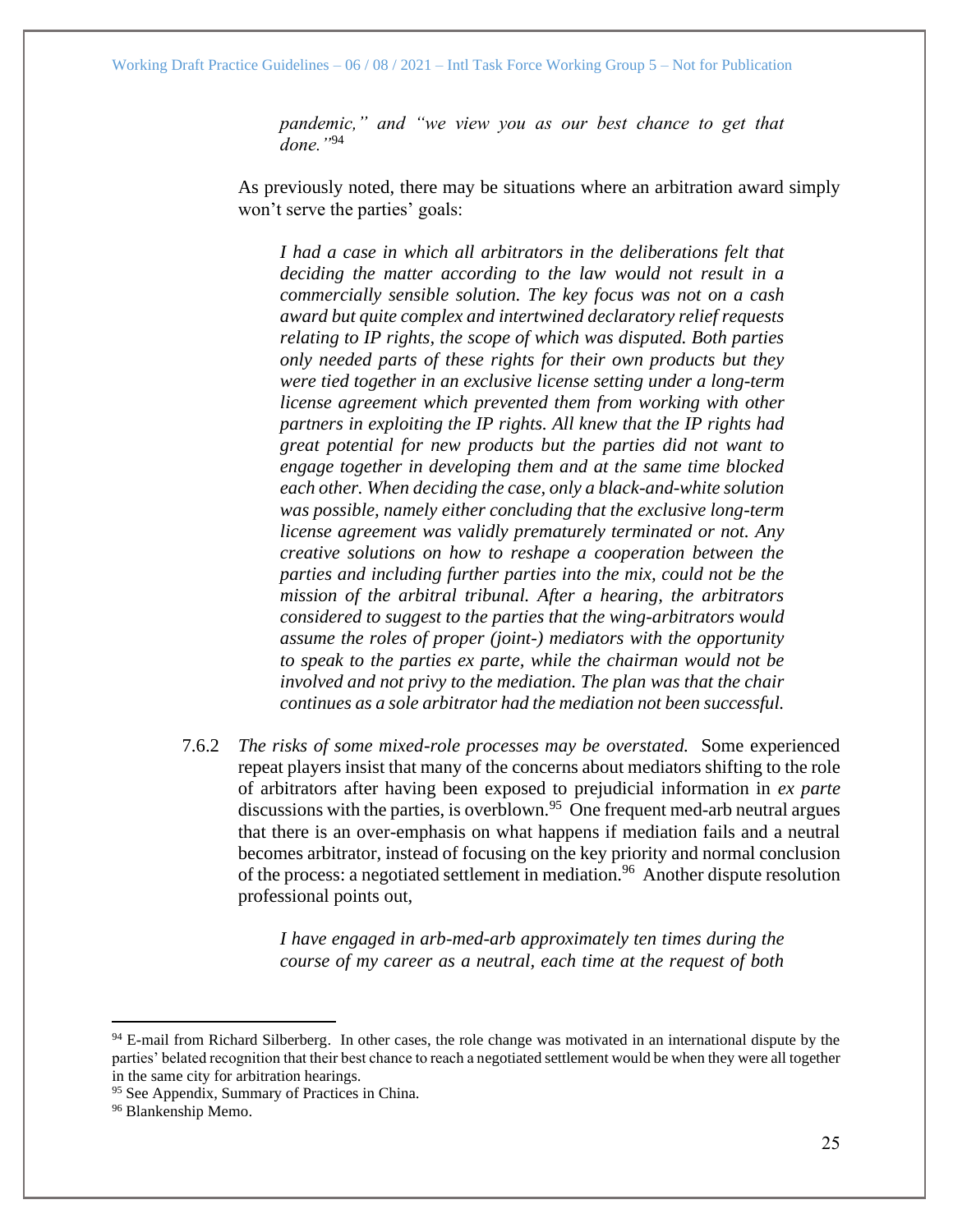*pandemic," and "we view you as our best chance to get that done."*[94]

As previously noted, there may be situations where an arbitration award simply won't serve the parties' goals:

> *I had a case in which all arbitrators in the deliberations felt that deciding the matter according to the law would not result in a commercially sensible solution. The key focus was not on a cash award but quite complex and intertwined declaratory relief requests relating to IP rights, the scope of which was disputed. Both parties only needed parts of these rights for their own products but they were tied together in an exclusive license setting under a long-term license agreement which prevented them from working with other partners in exploiting the IP rights. All knew that the IP rights had great potential for new products but the parties did not want to engage together in developing them and at the same time blocked each other. When deciding the case, only a black-and-white solution was possible, namely either concluding that the exclusive long-term license agreement was validly prematurely terminated or not. Any creative solutions on how to reshape a cooperation between the parties and including further parties into the mix, could not be the mission of the arbitral tribunal. After a hearing, the arbitrators considered to suggest to the parties that the wing-arbitrators would assume the roles of proper (joint-) mediators with the opportunity to speak to the parties ex parte, while the chairman would not be involved and not privy to the mediation. The plan was that the chair continues as a sole arbitrator had the mediation not been successful.*

7.6.2 *The risks of some mixed-role processes may be overstated.* Some experienced repeat players insist that many of the concerns about mediators shifting to the role of arbitrators after having been exposed to prejudicial information in *ex parte* discussions with the parties, is overblown.[95] One frequent med-arb neutral argues that there is an over-emphasis on what happens if mediation fails and a neutral becomes arbitrator, instead of focusing on the key priority and normal conclusion of the process: a negotiated settlement in mediation.[96] Another dispute resolution professional points out,

> *I have engaged in arb-med-arb approximately ten times during the course of my career as a neutral, each time at the request of both*

[94] E-mail from Richard Silberberg. In other cases, the role change was motivated in an international dispute by the parties' belated recognition that their best chance to reach a negotiated settlement would be when they were all together in the same city for arbitration hearings.

[95] See Appendix, Summary of Practices in China.

[96] Blankenship Memo.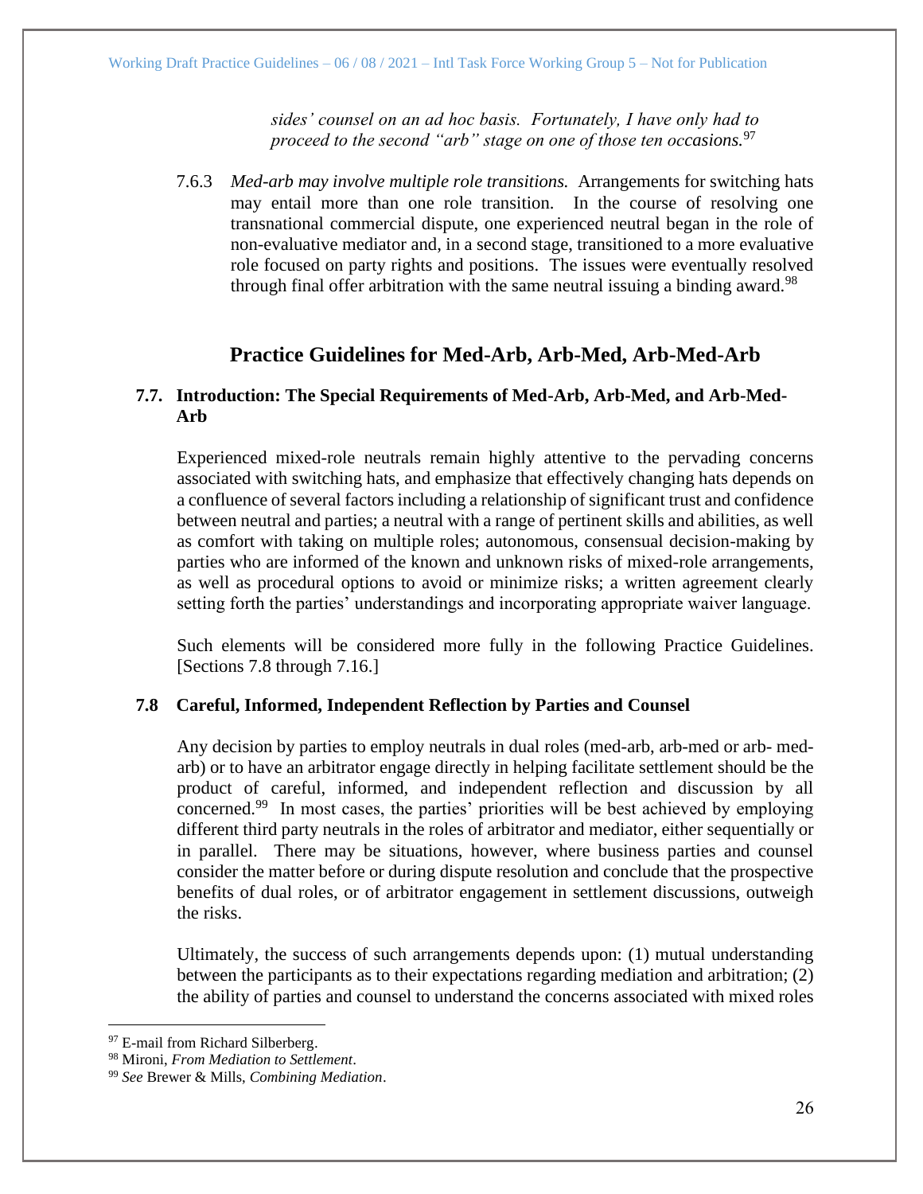*sides' counsel on an ad hoc basis. Fortunately, I have only had to proceed to the second "arb" stage on one of those ten occasions.*[97]

7.6.3 *Med-arb may involve multiple role transitions.* Arrangements for switching hats may entail more than one role transition. In the course of resolving one transnational commercial dispute, one experienced neutral began in the role of non-evaluative mediator and, in a second stage, transitioned to a more evaluative role focused on party rights and positions. The issues were eventually resolved through final offer arbitration with the same neutral issuing a binding award.[98]

## Practice Guidelines for Med-Arb, Arb-Med, Arb-Med-Arb

### 7.7. Introduction: The Special Requirements of Med-Arb, Arb-Med, and Arb-Med-Arb

Experienced mixed-role neutrals remain highly attentive to the pervading concerns associated with switching hats, and emphasize that effectively changing hats depends on a confluence of several factors including a relationship of significant trust and confidence between neutral and parties; a neutral with a range of pertinent skills and abilities, as well as comfort with taking on multiple roles; autonomous, consensual decision-making by parties who are informed of the known and unknown risks of mixed-role arrangements, as well as procedural options to avoid or minimize risks; a written agreement clearly setting forth the parties' understandings and incorporating appropriate waiver language.

Such elements will be considered more fully in the following Practice Guidelines. [Sections 7.8 through 7.16.]

### 7.8 Careful, Informed, Independent Reflection by Parties and Counsel

Any decision by parties to employ neutrals in dual roles (med-arb, arb-med or arb- med-arb) or to have an arbitrator engage directly in helping facilitate settlement should be the product of careful, informed, and independent reflection and discussion by all concerned.[99] In most cases, the parties' priorities will be best achieved by employing different third party neutrals in the roles of arbitrator and mediator, either sequentially or in parallel. There may be situations, however, where business parties and counsel consider the matter before or during dispute resolution and conclude that the prospective benefits of dual roles, or of arbitrator engagement in settlement discussions, outweigh the risks.

Ultimately, the success of such arrangements depends upon: (1) mutual understanding between the participants as to their expectations regarding mediation and arbitration; (2) the ability of parties and counsel to understand the concerns associated with mixed roles

---

[97] E-mail from Richard Silberberg.

[98] Mironi, *From Mediation to Settlement*.

[99] *See* Brewer & Mills, *Combining Mediation*.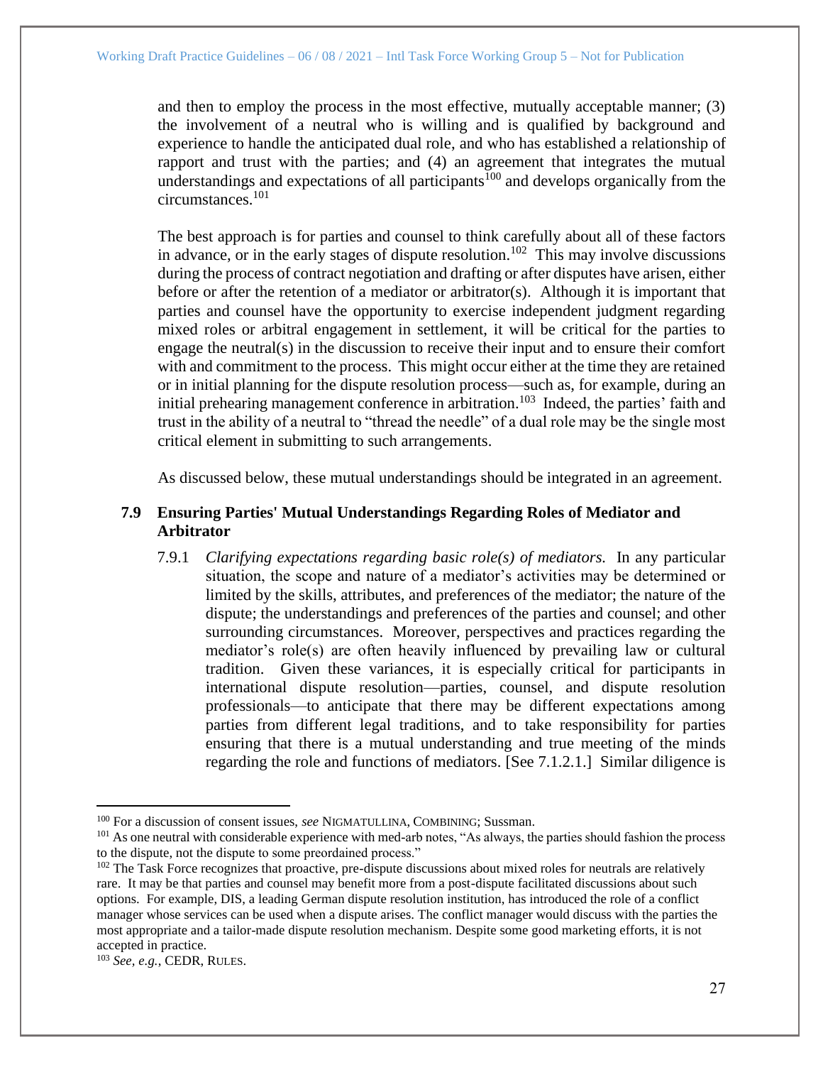and then to employ the process in the most effective, mutually acceptable manner; (3) the involvement of a neutral who is willing and is qualified by background and experience to handle the anticipated dual role, and who has established a relationship of rapport and trust with the parties; and (4) an agreement that integrates the mutual understandings and expectations of all participants[100] and develops organically from the circumstances.[101]

The best approach is for parties and counsel to think carefully about all of these factors in advance, or in the early stages of dispute resolution.[102] This may involve discussions during the process of contract negotiation and drafting or after disputes have arisen, either before or after the retention of a mediator or arbitrator(s). Although it is important that parties and counsel have the opportunity to exercise independent judgment regarding mixed roles or arbitral engagement in settlement, it will be critical for the parties to engage the neutral(s) in the discussion to receive their input and to ensure their comfort with and commitment to the process. This might occur either at the time they are retained or in initial planning for the dispute resolution process—such as, for example, during an initial prehearing management conference in arbitration.[103] Indeed, the parties' faith and trust in the ability of a neutral to "thread the needle" of a dual role may be the single most critical element in submitting to such arrangements.

As discussed below, these mutual understandings should be integrated in an agreement.

### 7.9 Ensuring Parties' Mutual Understandings Regarding Roles of Mediator and Arbitrator

7.9.1 *Clarifying expectations regarding basic role(s) of mediators.* In any particular situation, the scope and nature of a mediator's activities may be determined or limited by the skills, attributes, and preferences of the mediator; the nature of the dispute; the understandings and preferences of the parties and counsel; and other surrounding circumstances. Moreover, perspectives and practices regarding the mediator's role(s) are often heavily influenced by prevailing law or cultural tradition. Given these variances, it is especially critical for participants in international dispute resolution—parties, counsel, and dispute resolution professionals—to anticipate that there may be different expectations among parties from different legal traditions, and to take responsibility for parties ensuring that there is a mutual understanding and true meeting of the minds regarding the role and functions of mediators. [See 7.1.2.1.] Similar diligence is

---

[100] For a discussion of consent issues, *see* NIGMATULLINA, COMBINING; Sussman.

[101] As one neutral with considerable experience with med-arb notes, "As always, the parties should fashion the process to the dispute, not the dispute to some preordained process."

[102] The Task Force recognizes that proactive, pre-dispute discussions about mixed roles for neutrals are relatively rare. It may be that parties and counsel may benefit more from a post-dispute facilitated discussions about such options. For example, DIS, a leading German dispute resolution institution, has introduced the role of a conflict manager whose services can be used when a dispute arises. The conflict manager would discuss with the parties the most appropriate and a tailor-made dispute resolution mechanism. Despite some good marketing efforts, it is not accepted in practice.

[103] *See, e.g.*, CEDR, RULES.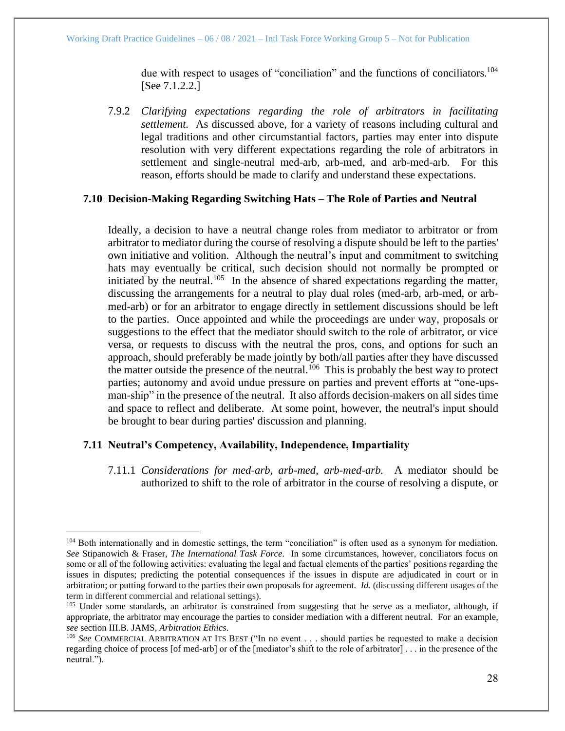due with respect to usages of "conciliation" and the functions of conciliators.[104] [See 7.1.2.2.]

7.9.2 *Clarifying expectations regarding the role of arbitrators in facilitating settlement.* As discussed above, for a variety of reasons including cultural and legal traditions and other circumstantial factors, parties may enter into dispute resolution with very different expectations regarding the role of arbitrators in settlement and single-neutral med-arb, arb-med, and arb-med-arb. For this reason, efforts should be made to clarify and understand these expectations.

### 7.10 Decision-Making Regarding Switching Hats – The Role of Parties and Neutral

Ideally, a decision to have a neutral change roles from mediator to arbitrator or from arbitrator to mediator during the course of resolving a dispute should be left to the parties' own initiative and volition. Although the neutral's input and commitment to switching hats may eventually be critical, such decision should not normally be prompted or initiated by the neutral.[105] In the absence of shared expectations regarding the matter, discussing the arrangements for a neutral to play dual roles (med-arb, arb-med, or arb-med-arb) or for an arbitrator to engage directly in settlement discussions should be left to the parties. Once appointed and while the proceedings are under way, proposals or suggestions to the effect that the mediator should switch to the role of arbitrator, or vice versa, or requests to discuss with the neutral the pros, cons, and options for such an approach, should preferably be made jointly by both/all parties after they have discussed the matter outside the presence of the neutral.[106] This is probably the best way to protect parties; autonomy and avoid undue pressure on parties and prevent efforts at "one-ups-man-ship" in the presence of the neutral. It also affords decision-makers on all sides time and space to reflect and deliberate. At some point, however, the neutral's input should be brought to bear during parties' discussion and planning.

### 7.11 Neutral's Competency, Availability, Independence, Impartiality

7.11.1 *Considerations for med-arb, arb-med, arb-med-arb.* A mediator should be authorized to shift to the role of arbitrator in the course of resolving a dispute, or

---

[104] Both internationally and in domestic settings, the term "conciliation" is often used as a synonym for mediation. *See* Stipanowich & Fraser, *The International Task Force*. In some circumstances, however, conciliators focus on some or all of the following activities: evaluating the legal and factual elements of the parties' positions regarding the issues in disputes; predicting the potential consequences if the issues in dispute are adjudicated in court or in arbitration; or putting forward to the parties their own proposals for agreement. *Id.* (discussing different usages of the term in different commercial and relational settings).

[105] Under some standards, an arbitrator is constrained from suggesting that he serve as a mediator, although, if appropriate, the arbitrator may encourage the parties to consider mediation with a different neutral. For an example, *see* section III.B. JAMS, *Arbitration Ethics*.

[106] *See* COMMERCIAL ARBITRATION AT ITS BEST ("In no event . . . should parties be requested to make a decision regarding choice of process [of med-arb] or of the [mediator's shift to the role of arbitrator] . . . in the presence of the neutral.").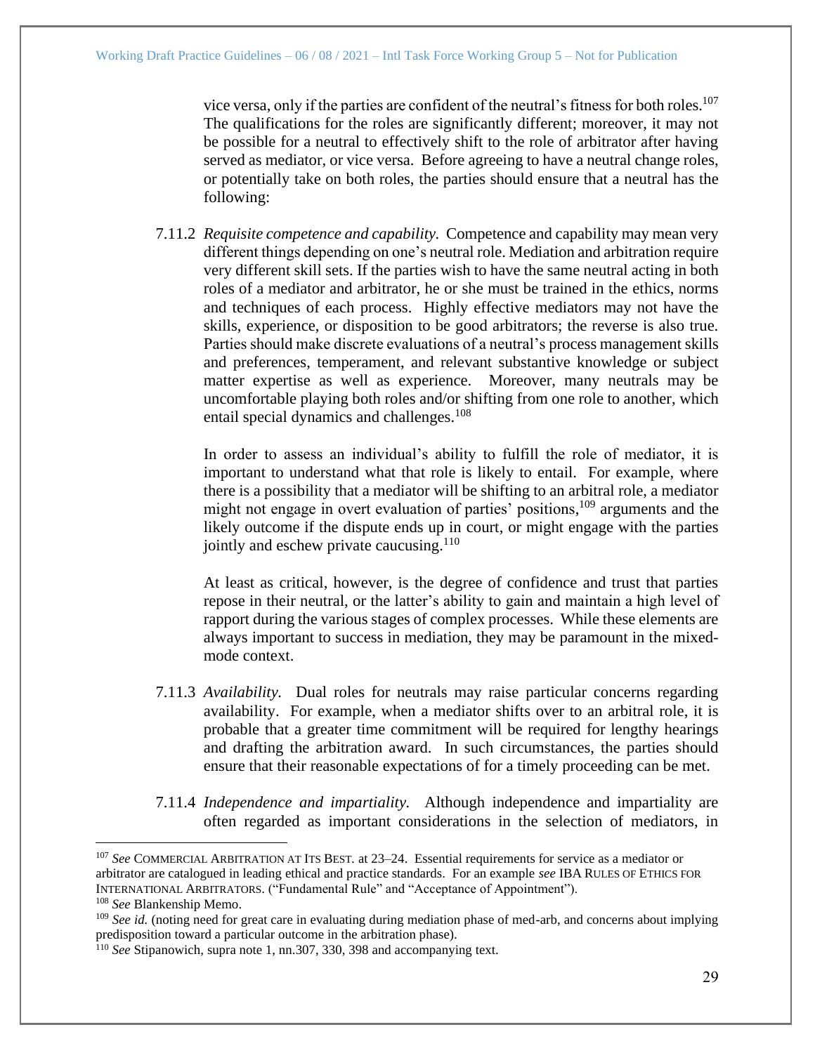vice versa, only if the parties are confident of the neutral's fitness for both roles.[107] The qualifications for the roles are significantly different; moreover, it may not be possible for a neutral to effectively shift to the role of arbitrator after having served as mediator, or vice versa. Before agreeing to have a neutral change roles, or potentially take on both roles, the parties should ensure that a neutral has the following:

7.11.2 *Requisite competence and capability.* Competence and capability may mean very different things depending on one's neutral role. Mediation and arbitration require very different skill sets. If the parties wish to have the same neutral acting in both roles of a mediator and arbitrator, he or she must be trained in the ethics, norms and techniques of each process. Highly effective mediators may not have the skills, experience, or disposition to be good arbitrators; the reverse is also true. Parties should make discrete evaluations of a neutral's process management skills and preferences, temperament, and relevant substantive knowledge or subject matter expertise as well as experience. Moreover, many neutrals may be uncomfortable playing both roles and/or shifting from one role to another, which entail special dynamics and challenges.[108]

In order to assess an individual's ability to fulfill the role of mediator, it is important to understand what that role is likely to entail. For example, where there is a possibility that a mediator will be shifting to an arbitral role, a mediator might not engage in overt evaluation of parties' positions,[109] arguments and the likely outcome if the dispute ends up in court, or might engage with the parties jointly and eschew private caucusing.[110]

At least as critical, however, is the degree of confidence and trust that parties repose in their neutral, or the latter's ability to gain and maintain a high level of rapport during the various stages of complex processes. While these elements are always important to success in mediation, they may be paramount in the mixed-mode context.

7.11.3 *Availability.* Dual roles for neutrals may raise particular concerns regarding availability. For example, when a mediator shifts over to an arbitral role, it is probable that a greater time commitment will be required for lengthy hearings and drafting the arbitration award. In such circumstances, the parties should ensure that their reasonable expectations of for a timely proceeding can be met.

7.11.4 *Independence and impartiality.* Although independence and impartiality are often regarded as important considerations in the selection of mediators, in

---

[107] *See* COMMERCIAL ARBITRATION AT ITS BEST. at 23–24. Essential requirements for service as a mediator or arbitrator are catalogued in leading ethical and practice standards. For an example *see* IBA RULES OF ETHICS FOR INTERNATIONAL ARBITRATORS. ("Fundamental Rule" and "Acceptance of Appointment").

[108] *See* Blankenship Memo.

[109] *See id.* (noting need for great care in evaluating during mediation phase of med-arb, and concerns about implying predisposition toward a particular outcome in the arbitration phase).

[110] *See* Stipanowich, supra note 1, nn.307, 330, 398 and accompanying text.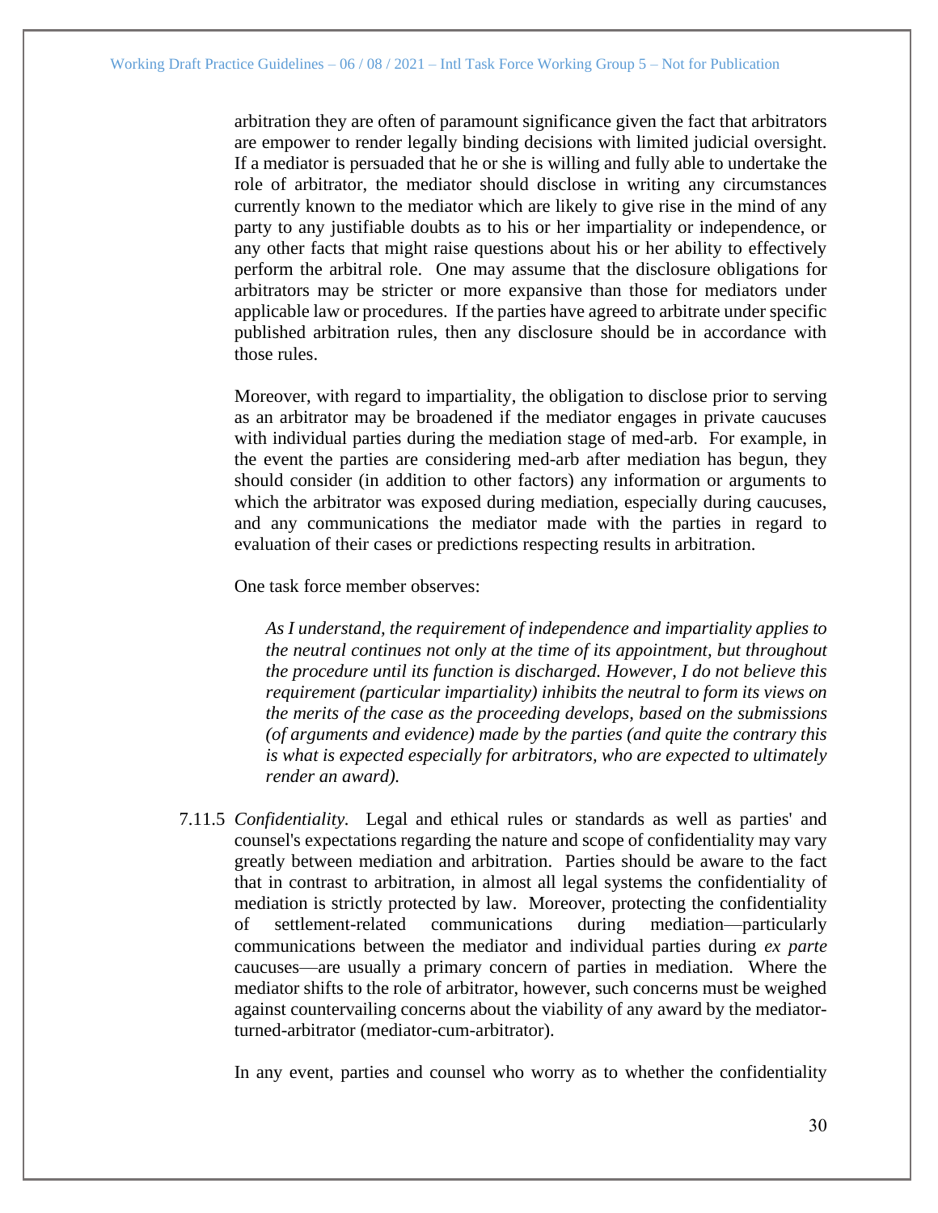arbitration they are often of paramount significance given the fact that arbitrators are empower to render legally binding decisions with limited judicial oversight. If a mediator is persuaded that he or she is willing and fully able to undertake the role of arbitrator, the mediator should disclose in writing any circumstances currently known to the mediator which are likely to give rise in the mind of any party to any justifiable doubts as to his or her impartiality or independence, or any other facts that might raise questions about his or her ability to effectively perform the arbitral role. One may assume that the disclosure obligations for arbitrators may be stricter or more expansive than those for mediators under applicable law or procedures. If the parties have agreed to arbitrate under specific published arbitration rules, then any disclosure should be in accordance with those rules.

Moreover, with regard to impartiality, the obligation to disclose prior to serving as an arbitrator may be broadened if the mediator engages in private caucuses with individual parties during the mediation stage of med-arb. For example, in the event the parties are considering med-arb after mediation has begun, they should consider (in addition to other factors) any information or arguments to which the arbitrator was exposed during mediation, especially during caucuses, and any communications the mediator made with the parties in regard to evaluation of their cases or predictions respecting results in arbitration.

One task force member observes:

> *As I understand, the requirement of independence and impartiality applies to the neutral continues not only at the time of its appointment, but throughout the procedure until its function is discharged. However, I do not believe this requirement (particular impartiality) inhibits the neutral to form its views on the merits of the case as the proceeding develops, based on the submissions (of arguments and evidence) made by the parties (and quite the contrary this is what is expected especially for arbitrators, who are expected to ultimately render an award).*

7.11.5 *Confidentiality.* Legal and ethical rules or standards as well as parties' and counsel's expectations regarding the nature and scope of confidentiality may vary greatly between mediation and arbitration. Parties should be aware to the fact that in contrast to arbitration, in almost all legal systems the confidentiality of mediation is strictly protected by law. Moreover, protecting the confidentiality of settlement-related communications during mediation—particularly communications between the mediator and individual parties during *ex parte* caucuses—are usually a primary concern of parties in mediation. Where the mediator shifts to the role of arbitrator, however, such concerns must be weighed against countervailing concerns about the viability of any award by the mediator-turned-arbitrator (mediator-cum-arbitrator).

In any event, parties and counsel who worry as to whether the confidentiality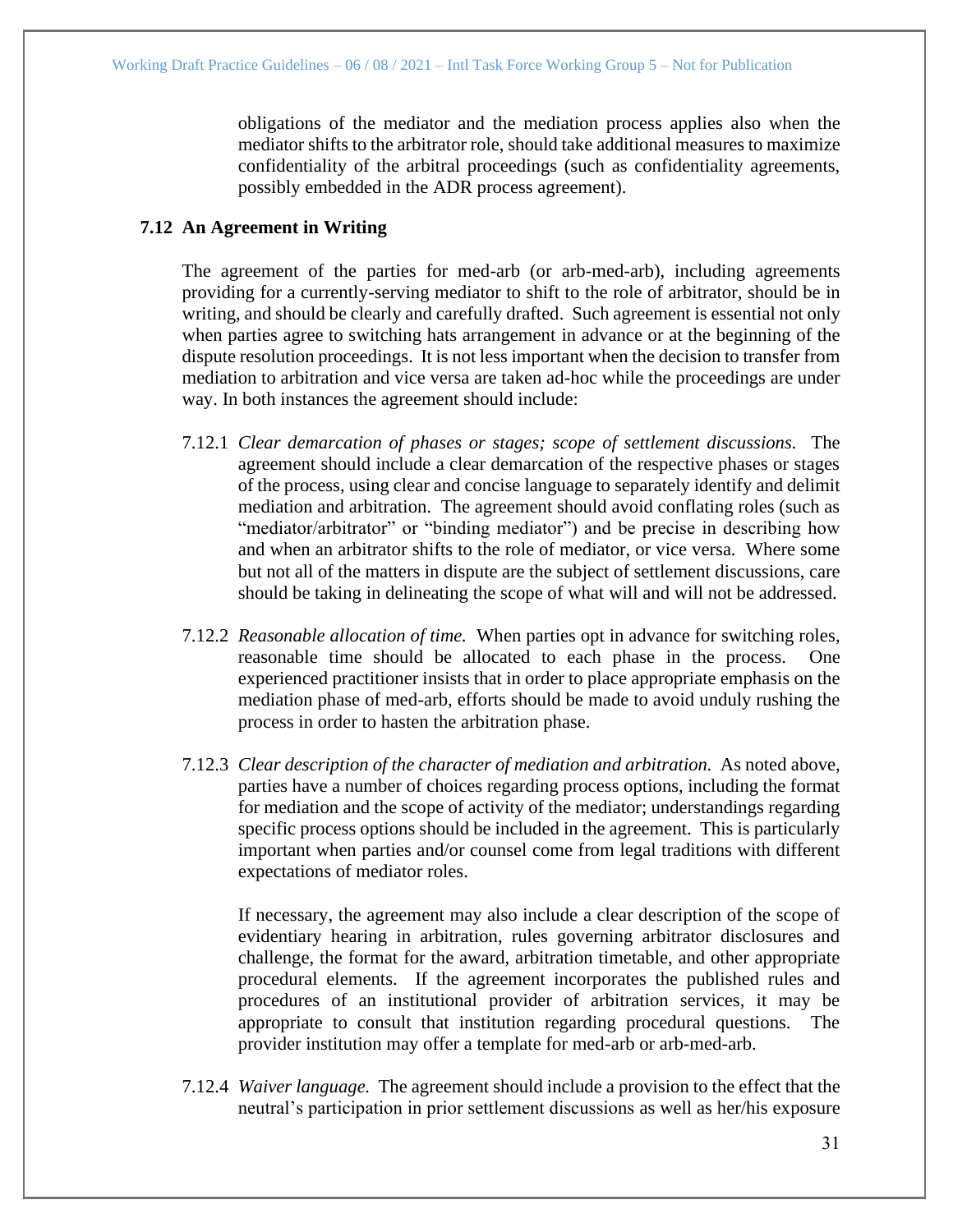obligations of the mediator and the mediation process applies also when the mediator shifts to the arbitrator role, should take additional measures to maximize confidentiality of the arbitral proceedings (such as confidentiality agreements, possibly embedded in the ADR process agreement).

### 7.12 An Agreement in Writing

The agreement of the parties for med-arb (or arb-med-arb), including agreements providing for a currently-serving mediator to shift to the role of arbitrator, should be in writing, and should be clearly and carefully drafted. Such agreement is essential not only when parties agree to switching hats arrangement in advance or at the beginning of the dispute resolution proceedings. It is not less important when the decision to transfer from mediation to arbitration and vice versa are taken ad-hoc while the proceedings are under way. In both instances the agreement should include:

7.12.1 *Clear demarcation of phases or stages; scope of settlement discussions.* The agreement should include a clear demarcation of the respective phases or stages of the process, using clear and concise language to separately identify and delimit mediation and arbitration. The agreement should avoid conflating roles (such as "mediator/arbitrator" or "binding mediator") and be precise in describing how and when an arbitrator shifts to the role of mediator, or vice versa. Where some but not all of the matters in dispute are the subject of settlement discussions, care should be taking in delineating the scope of what will and will not be addressed.

7.12.2 *Reasonable allocation of time.* When parties opt in advance for switching roles, reasonable time should be allocated to each phase in the process. One experienced practitioner insists that in order to place appropriate emphasis on the mediation phase of med-arb, efforts should be made to avoid unduly rushing the process in order to hasten the arbitration phase.

7.12.3 *Clear description of the character of mediation and arbitration.* As noted above, parties have a number of choices regarding process options, including the format for mediation and the scope of activity of the mediator; understandings regarding specific process options should be included in the agreement. This is particularly important when parties and/or counsel come from legal traditions with different expectations of mediator roles.

If necessary, the agreement may also include a clear description of the scope of evidentiary hearing in arbitration, rules governing arbitrator disclosures and challenge, the format for the award, arbitration timetable, and other appropriate procedural elements. If the agreement incorporates the published rules and procedures of an institutional provider of arbitration services, it may be appropriate to consult that institution regarding procedural questions. The provider institution may offer a template for med-arb or arb-med-arb.

7.12.4 *Waiver language.* The agreement should include a provision to the effect that the neutral's participation in prior settlement discussions as well as her/his exposure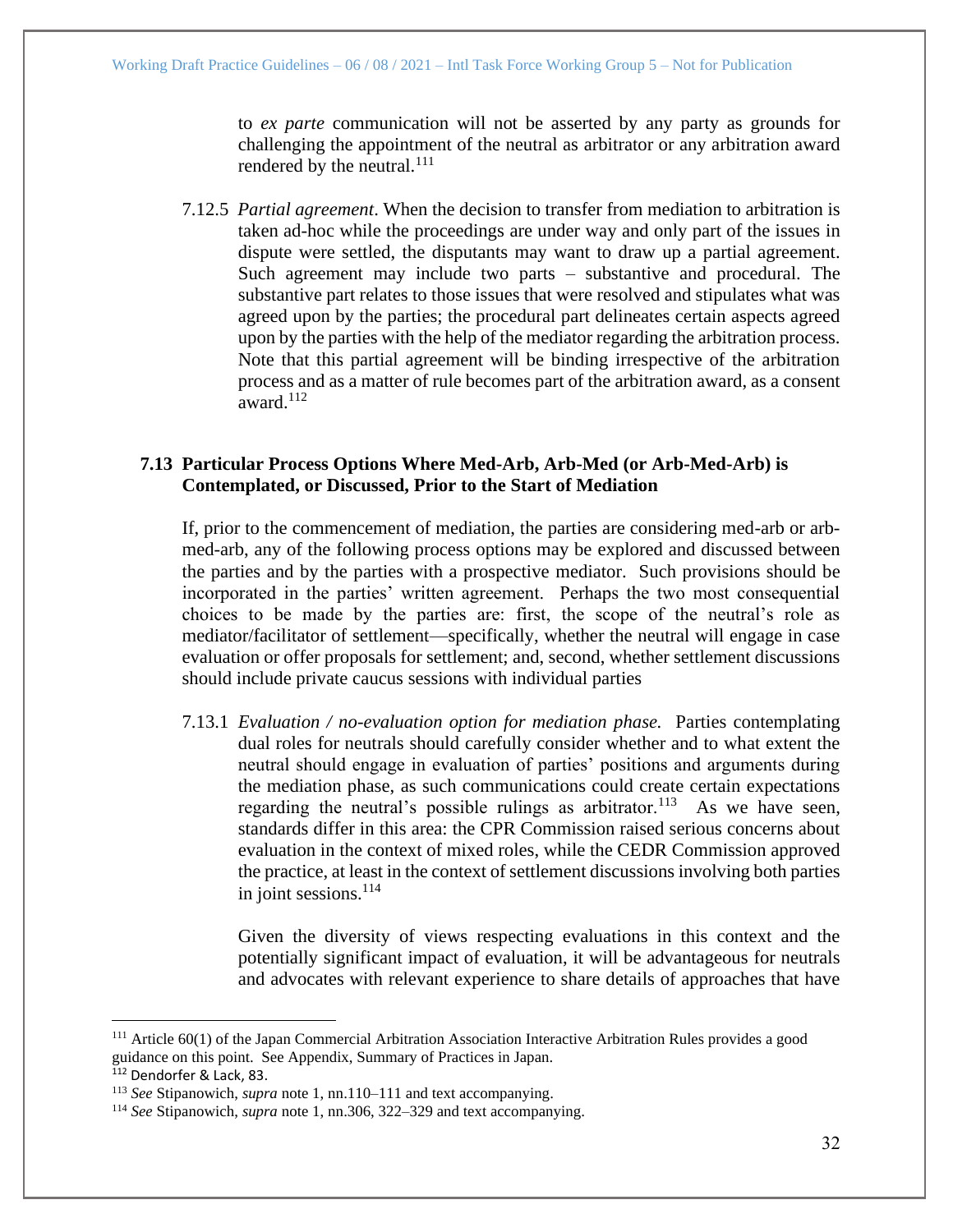to *ex parte* communication will not be asserted by any party as grounds for challenging the appointment of the neutral as arbitrator or any arbitration award rendered by the neutral.[111]

7.12.5 *Partial agreement*. When the decision to transfer from mediation to arbitration is taken ad-hoc while the proceedings are under way and only part of the issues in dispute were settled, the disputants may want to draw up a partial agreement. Such agreement may include two parts – substantive and procedural. The substantive part relates to those issues that were resolved and stipulates what was agreed upon by the parties; the procedural part delineates certain aspects agreed upon by the parties with the help of the mediator regarding the arbitration process. Note that this partial agreement will be binding irrespective of the arbitration process and as a matter of rule becomes part of the arbitration award, as a consent award.[112]

### 7.13 Particular Process Options Where Med-Arb, Arb-Med (or Arb-Med-Arb) is Contemplated, or Discussed, Prior to the Start of Mediation

If, prior to the commencement of mediation, the parties are considering med-arb or arb-med-arb, any of the following process options may be explored and discussed between the parties and by the parties with a prospective mediator. Such provisions should be incorporated in the parties' written agreement. Perhaps the two most consequential choices to be made by the parties are: first, the scope of the neutral's role as mediator/facilitator of settlement—specifically, whether the neutral will engage in case evaluation or offer proposals for settlement; and, second, whether settlement discussions should include private caucus sessions with individual parties

7.13.1 *Evaluation / no-evaluation option for mediation phase.* Parties contemplating dual roles for neutrals should carefully consider whether and to what extent the neutral should engage in evaluation of parties' positions and arguments during the mediation phase, as such communications could create certain expectations regarding the neutral's possible rulings as arbitrator.[113] As we have seen, standards differ in this area: the CPR Commission raised serious concerns about evaluation in the context of mixed roles, while the CEDR Commission approved the practice, at least in the context of settlement discussions involving both parties in joint sessions.[114]

Given the diversity of views respecting evaluations in this context and the potentially significant impact of evaluation, it will be advantageous for neutrals and advocates with relevant experience to share details of approaches that have

---

[111] Article 60(1) of the Japan Commercial Arbitration Association Interactive Arbitration Rules provides a good guidance on this point. See Appendix, Summary of Practices in Japan.

[112] Dendorfer & Lack, 83.

[113] *See* Stipanowich, *supra* note 1, nn.110–111 and text accompanying.

[114] *See* Stipanowich, *supra* note 1, nn.306, 322–329 and text accompanying.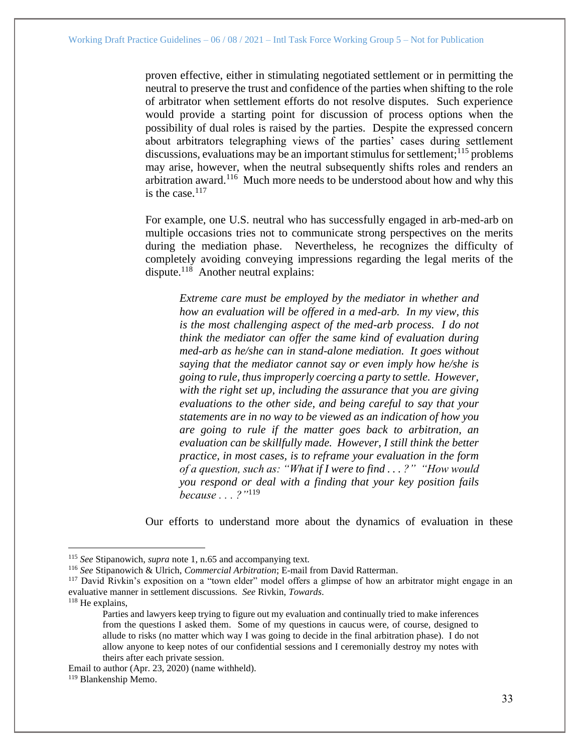proven effective, either in stimulating negotiated settlement or in permitting the neutral to preserve the trust and confidence of the parties when shifting to the role of arbitrator when settlement efforts do not resolve disputes. Such experience would provide a starting point for discussion of process options when the possibility of dual roles is raised by the parties. Despite the expressed concern about arbitrators telegraphing views of the parties' cases during settlement discussions, evaluations may be an important stimulus for settlement;[115] problems may arise, however, when the neutral subsequently shifts roles and renders an arbitration award.[116] Much more needs to be understood about how and why this is the case.[117]

For example, one U.S. neutral who has successfully engaged in arb-med-arb on multiple occasions tries not to communicate strong perspectives on the merits during the mediation phase. Nevertheless, he recognizes the difficulty of completely avoiding conveying impressions regarding the legal merits of the dispute.[118] Another neutral explains:

> *Extreme care must be employed by the mediator in whether and how an evaluation will be offered in a med-arb. In my view, this is the most challenging aspect of the med-arb process. I do not think the mediator can offer the same kind of evaluation during med-arb as he/she can in stand-alone mediation. It goes without saying that the mediator cannot say or even imply how he/she is going to rule, thus improperly coercing a party to settle. However, with the right set up, including the assurance that you are giving evaluations to the other side, and being careful to say that your statements are in no way to be viewed as an indication of how you are going to rule if the matter goes back to arbitration, an evaluation can be skillfully made. However, I still think the better practice, in most cases, is to reframe your evaluation in the form of a question, such as: "What if I were to find . . . ?" "How would you respond or deal with a finding that your key position fails because . . . ?"*[119]

Our efforts to understand more about the dynamics of evaluation in these

---

[115] *See* Stipanowich, *supra* note 1, n.65 and accompanying text.

[116] *See* Stipanowich & Ulrich, *Commercial Arbitration*; E-mail from David Ratterman.

[117] David Rivkin's exposition on a "town elder" model offers a glimpse of how an arbitrator might engage in an evaluative manner in settlement discussions. *See* Rivkin, *Towards*.

[118] He explains,

> Parties and lawyers keep trying to figure out my evaluation and continually tried to make inferences from the questions I asked them. Some of my questions in caucus were, of course, designed to allude to risks (no matter which way I was going to decide in the final arbitration phase). I do not allow anyone to keep notes of our confidential sessions and I ceremonially destroy my notes with theirs after each private session.

Email to author (Apr. 23, 2020) (name withheld).

[119] Blankenship Memo.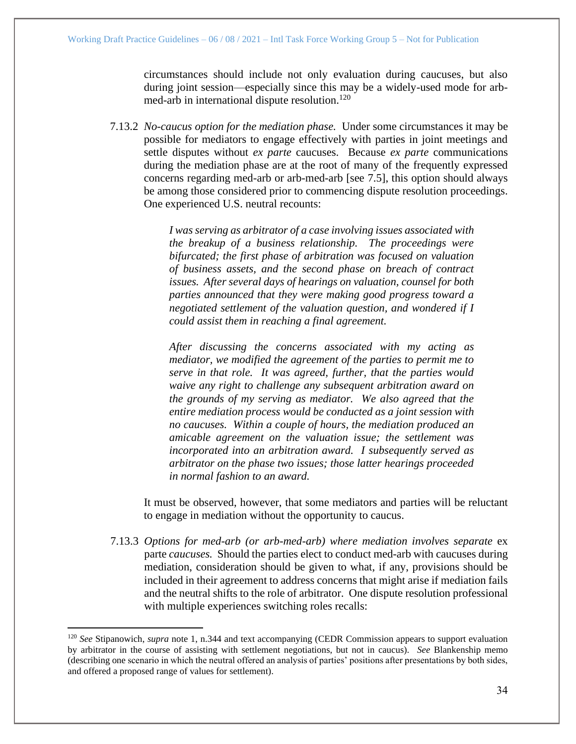circumstances should include not only evaluation during caucuses, but also during joint session—especially since this may be a widely-used mode for arb-med-arb in international dispute resolution.[120]

7.13.2 *No-caucus option for the mediation phase.* Under some circumstances it may be possible for mediators to engage effectively with parties in joint meetings and settle disputes without *ex parte* caucuses. Because *ex parte* communications during the mediation phase are at the root of many of the frequently expressed concerns regarding med-arb or arb-med-arb [see 7.5], this option should always be among those considered prior to commencing dispute resolution proceedings. One experienced U.S. neutral recounts:

> *I was serving as arbitrator of a case involving issues associated with the breakup of a business relationship. The proceedings were bifurcated; the first phase of arbitration was focused on valuation of business assets, and the second phase on breach of contract issues. After several days of hearings on valuation, counsel for both parties announced that they were making good progress toward a negotiated settlement of the valuation question, and wondered if I could assist them in reaching a final agreement.*
>
> *After discussing the concerns associated with my acting as mediator, we modified the agreement of the parties to permit me to serve in that role. It was agreed, further, that the parties would waive any right to challenge any subsequent arbitration award on the grounds of my serving as mediator. We also agreed that the entire mediation process would be conducted as a joint session with no caucuses. Within a couple of hours, the mediation produced an amicable agreement on the valuation issue; the settlement was incorporated into an arbitration award. I subsequently served as arbitrator on the phase two issues; those latter hearings proceeded in normal fashion to an award.*

It must be observed, however, that some mediators and parties will be reluctant to engage in mediation without the opportunity to caucus.

7.13.3 *Options for med-arb (or arb-med-arb) where mediation involves separate* ex parte *caucuses.* Should the parties elect to conduct med-arb with caucuses during mediation, consideration should be given to what, if any, provisions should be included in their agreement to address concerns that might arise if mediation fails and the neutral shifts to the role of arbitrator. One dispute resolution professional with multiple experiences switching roles recalls:

---

[120] *See* Stipanowich, *supra* note 1, n.344 and text accompanying (CEDR Commission appears to support evaluation by arbitrator in the course of assisting with settlement negotiations, but not in caucus). *See* Blankenship memo (describing one scenario in which the neutral offered an analysis of parties' positions after presentations by both sides, and offered a proposed range of values for settlement).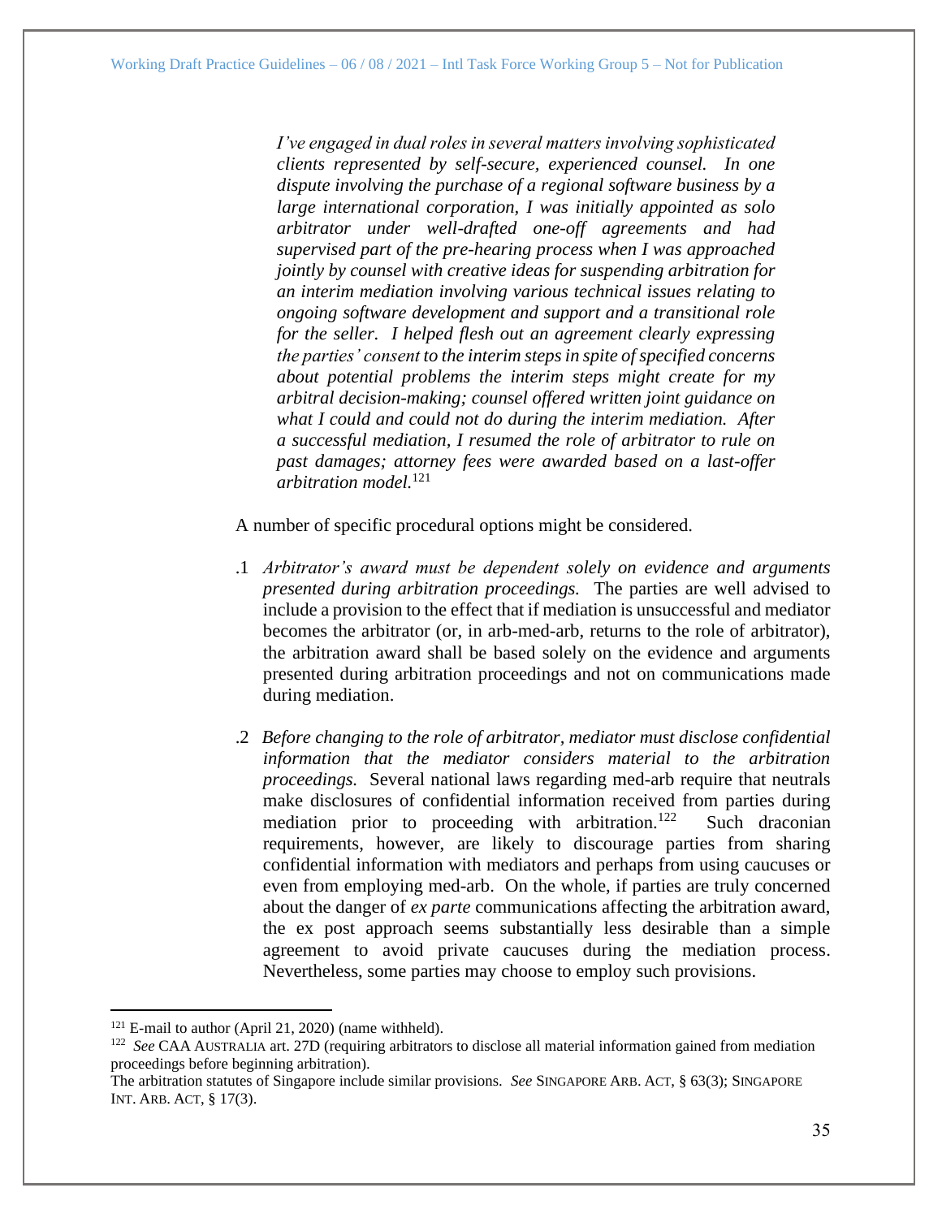> *I've engaged in dual roles in several matters involving sophisticated clients represented by self-secure, experienced counsel. In one dispute involving the purchase of a regional software business by a large international corporation, I was initially appointed as solo arbitrator under well-drafted one-off agreements and had supervised part of the pre-hearing process when I was approached jointly by counsel with creative ideas for suspending arbitration for an interim mediation involving various technical issues relating to ongoing software development and support and a transitional role for the seller. I helped flesh out an agreement clearly expressing the parties' consent to the interim steps in spite of specified concerns about potential problems the interim steps might create for my arbitral decision-making; counsel offered written joint guidance on what I could and could not do during the interim mediation. After a successful mediation, I resumed the role of arbitrator to rule on past damages; attorney fees were awarded based on a last-offer arbitration model.*[121]

A number of specific procedural options might be considered.

.1 *Arbitrator's award must be dependent solely on evidence and arguments presented during arbitration proceedings.* The parties are well advised to include a provision to the effect that if mediation is unsuccessful and mediator becomes the arbitrator (or, in arb-med-arb, returns to the role of arbitrator), the arbitration award shall be based solely on the evidence and arguments presented during arbitration proceedings and not on communications made during mediation.

.2 *Before changing to the role of arbitrator, mediator must disclose confidential information that the mediator considers material to the arbitration proceedings.* Several national laws regarding med-arb require that neutrals make disclosures of confidential information received from parties during mediation prior to proceeding with arbitration.[122] Such draconian requirements, however, are likely to discourage parties from sharing confidential information with mediators and perhaps from using caucuses or even from employing med-arb. On the whole, if parties are truly concerned about the danger of *ex parte* communications affecting the arbitration award, the ex post approach seems substantially less desirable than a simple agreement to avoid private caucuses during the mediation process. Nevertheless, some parties may choose to employ such provisions.

---

[121] E-mail to author (April 21, 2020) (name withheld).

[122] *See* CAA AUSTRALIA art. 27D (requiring arbitrators to disclose all material information gained from mediation proceedings before beginning arbitration).
The arbitration statutes of Singapore include similar provisions. *See* SINGAPORE ARB. ACT, § 63(3); SINGAPORE INT. ARB. ACT, § 17(3).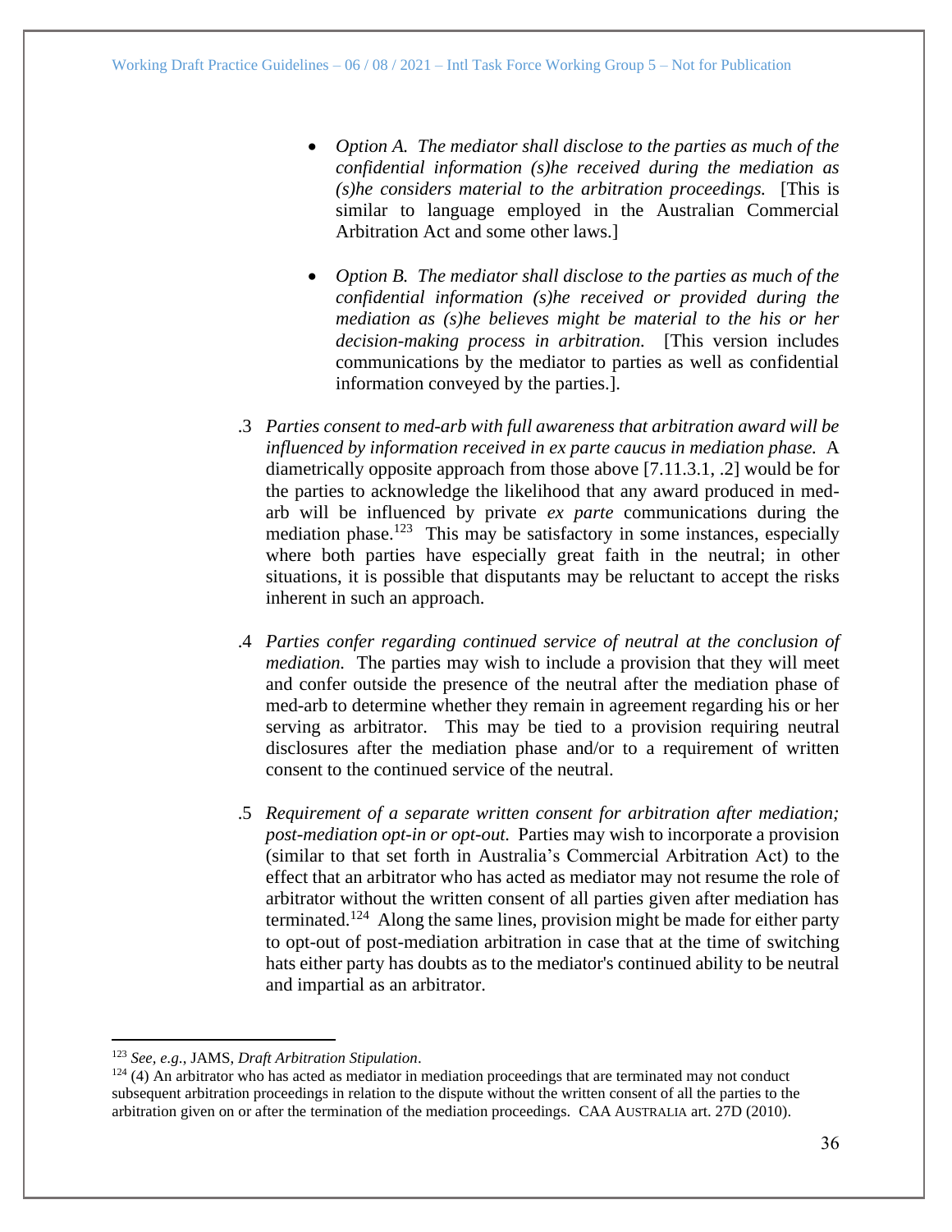- *Option A. The mediator shall disclose to the parties as much of the confidential information (s)he received during the mediation as (s)he considers material to the arbitration proceedings.* [This is similar to language employed in the Australian Commercial Arbitration Act and some other laws.]

- *Option B. The mediator shall disclose to the parties as much of the confidential information (s)he received or provided during the mediation as (s)he believes might be material to the his or her decision-making process in arbitration.* [This version includes communications by the mediator to parties as well as confidential information conveyed by the parties.].

.3 *Parties consent to med-arb with full awareness that arbitration award will be influenced by information received in ex parte caucus in mediation phase.* A diametrically opposite approach from those above [7.11.3.1, .2] would be for the parties to acknowledge the likelihood that any award produced in med-arb will be influenced by private *ex parte* communications during the mediation phase.[123] This may be satisfactory in some instances, especially where both parties have especially great faith in the neutral; in other situations, it is possible that disputants may be reluctant to accept the risks inherent in such an approach.

.4 *Parties confer regarding continued service of neutral at the conclusion of mediation.* The parties may wish to include a provision that they will meet and confer outside the presence of the neutral after the mediation phase of med-arb to determine whether they remain in agreement regarding his or her serving as arbitrator. This may be tied to a provision requiring neutral disclosures after the mediation phase and/or to a requirement of written consent to the continued service of the neutral.

.5 *Requirement of a separate written consent for arbitration after mediation; post-mediation opt-in or opt-out.* Parties may wish to incorporate a provision (similar to that set forth in Australia's Commercial Arbitration Act) to the effect that an arbitrator who has acted as mediator may not resume the role of arbitrator without the written consent of all parties given after mediation has terminated.[124] Along the same lines, provision might be made for either party to opt-out of post-mediation arbitration in case that at the time of switching hats either party has doubts as to the mediator's continued ability to be neutral and impartial as an arbitrator.

---

[123] *See, e.g.*, JAMS, *Draft Arbitration Stipulation*.

[124] (4) An arbitrator who has acted as mediator in mediation proceedings that are terminated may not conduct subsequent arbitration proceedings in relation to the dispute without the written consent of all the parties to the arbitration given on or after the termination of the mediation proceedings. CAA AUSTRALIA art. 27D (2010).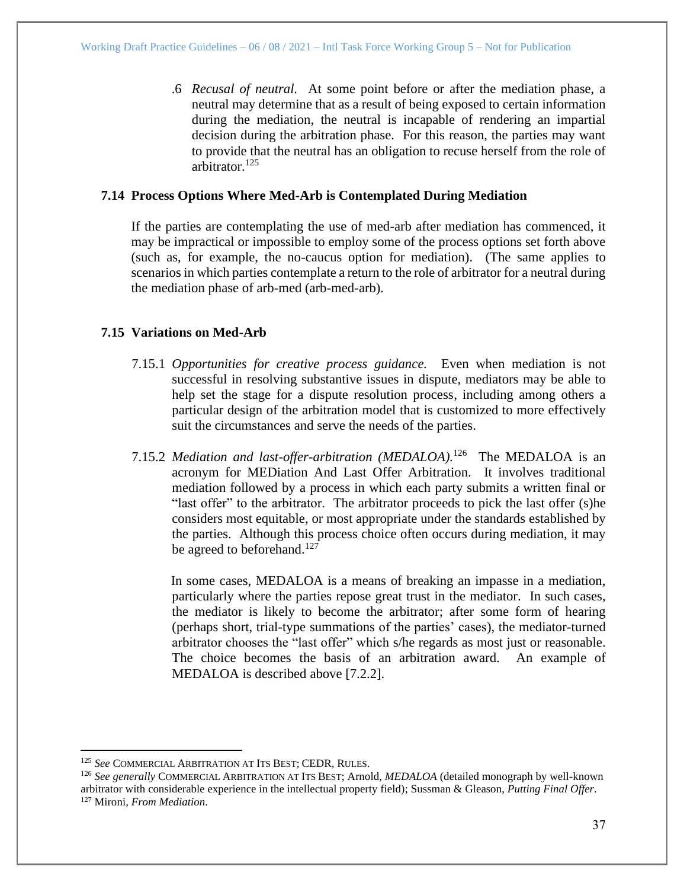.6 *Recusal of neutral.* At some point before or after the mediation phase, a neutral may determine that as a result of being exposed to certain information during the mediation, the neutral is incapable of rendering an impartial decision during the arbitration phase. For this reason, the parties may want to provide that the neutral has an obligation to recuse herself from the role of arbitrator.[125]

### 7.14 Process Options Where Med-Arb is Contemplated During Mediation

If the parties are contemplating the use of med-arb after mediation has commenced, it may be impractical or impossible to employ some of the process options set forth above (such as, for example, the no-caucus option for mediation). (The same applies to scenarios in which parties contemplate a return to the role of arbitrator for a neutral during the mediation phase of arb-med (arb-med-arb).

### 7.15 Variations on Med-Arb

7.15.1 *Opportunities for creative process guidance.* Even when mediation is not successful in resolving substantive issues in dispute, mediators may be able to help set the stage for a dispute resolution process, including among others a particular design of the arbitration model that is customized to more effectively suit the circumstances and serve the needs of the parties.

7.15.2 *Mediation and last-offer-arbitration (MEDALOA).*[126] The MEDALOA is an acronym for MEDiation And Last Offer Arbitration. It involves traditional mediation followed by a process in which each party submits a written final or "last offer" to the arbitrator. The arbitrator proceeds to pick the last offer (s)he considers most equitable, or most appropriate under the standards established by the parties. Although this process choice often occurs during mediation, it may be agreed to beforehand.[127]

In some cases, MEDALOA is a means of breaking an impasse in a mediation, particularly where the parties repose great trust in the mediator. In such cases, the mediator is likely to become the arbitrator; after some form of hearing (perhaps short, trial-type summations of the parties' cases), the mediator-turned arbitrator chooses the "last offer" which s/he regards as most just or reasonable. The choice becomes the basis of an arbitration award. An example of MEDALOA is described above [7.2.2].

---

[125] *See* Commercial Arbitration at Its Best; CEDR, Rules.

[126] *See generally* Commercial Arbitration at Its Best; Arnold, *MEDALOA* (detailed monograph by well-known arbitrator with considerable experience in the intellectual property field); Sussman & Gleason, *Putting Final Offer*.

[127] Mironi, *From Mediation*.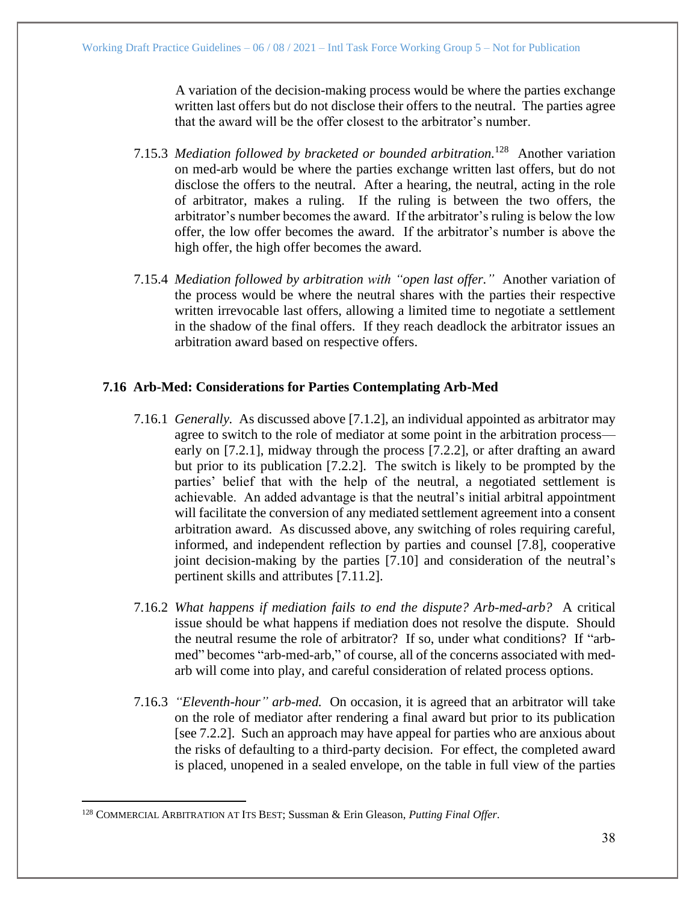A variation of the decision-making process would be where the parties exchange written last offers but do not disclose their offers to the neutral. The parties agree that the award will be the offer closest to the arbitrator's number.

7.15.3 *Mediation followed by bracketed or bounded arbitration.*[128] Another variation on med-arb would be where the parties exchange written last offers, but do not disclose the offers to the neutral. After a hearing, the neutral, acting in the role of arbitrator, makes a ruling. If the ruling is between the two offers, the arbitrator's number becomes the award. If the arbitrator's ruling is below the low offer, the low offer becomes the award. If the arbitrator's number is above the high offer, the high offer becomes the award.

7.15.4 *Mediation followed by arbitration with "open last offer."* Another variation of the process would be where the neutral shares with the parties their respective written irrevocable last offers, allowing a limited time to negotiate a settlement in the shadow of the final offers. If they reach deadlock the arbitrator issues an arbitration award based on respective offers.

## 7.16 Arb-Med: Considerations for Parties Contemplating Arb-Med

7.16.1 *Generally.* As discussed above [7.1.2], an individual appointed as arbitrator may agree to switch to the role of mediator at some point in the arbitration process—early on [7.2.1], midway through the process [7.2.2], or after drafting an award but prior to its publication [7.2.2]. The switch is likely to be prompted by the parties' belief that with the help of the neutral, a negotiated settlement is achievable. An added advantage is that the neutral's initial arbitral appointment will facilitate the conversion of any mediated settlement agreement into a consent arbitration award. As discussed above, any switching of roles requiring careful, informed, and independent reflection by parties and counsel [7.8], cooperative joint decision-making by the parties [7.10] and consideration of the neutral's pertinent skills and attributes [7.11.2].

7.16.2 *What happens if mediation fails to end the dispute? Arb-med-arb?* A critical issue should be what happens if mediation does not resolve the dispute. Should the neutral resume the role of arbitrator? If so, under what conditions? If "arb-med" becomes "arb-med-arb," of course, all of the concerns associated with med-arb will come into play, and careful consideration of related process options.

7.16.3 *"Eleventh-hour" arb-med.* On occasion, it is agreed that an arbitrator will take on the role of mediator after rendering a final award but prior to its publication [see 7.2.2]. Such an approach may have appeal for parties who are anxious about the risks of defaulting to a third-party decision. For effect, the completed award is placed, unopened in a sealed envelope, on the table in full view of the parties

---

[128] COMMERCIAL ARBITRATION AT ITS BEST; Sussman & Erin Gleason, *Putting Final Offer*.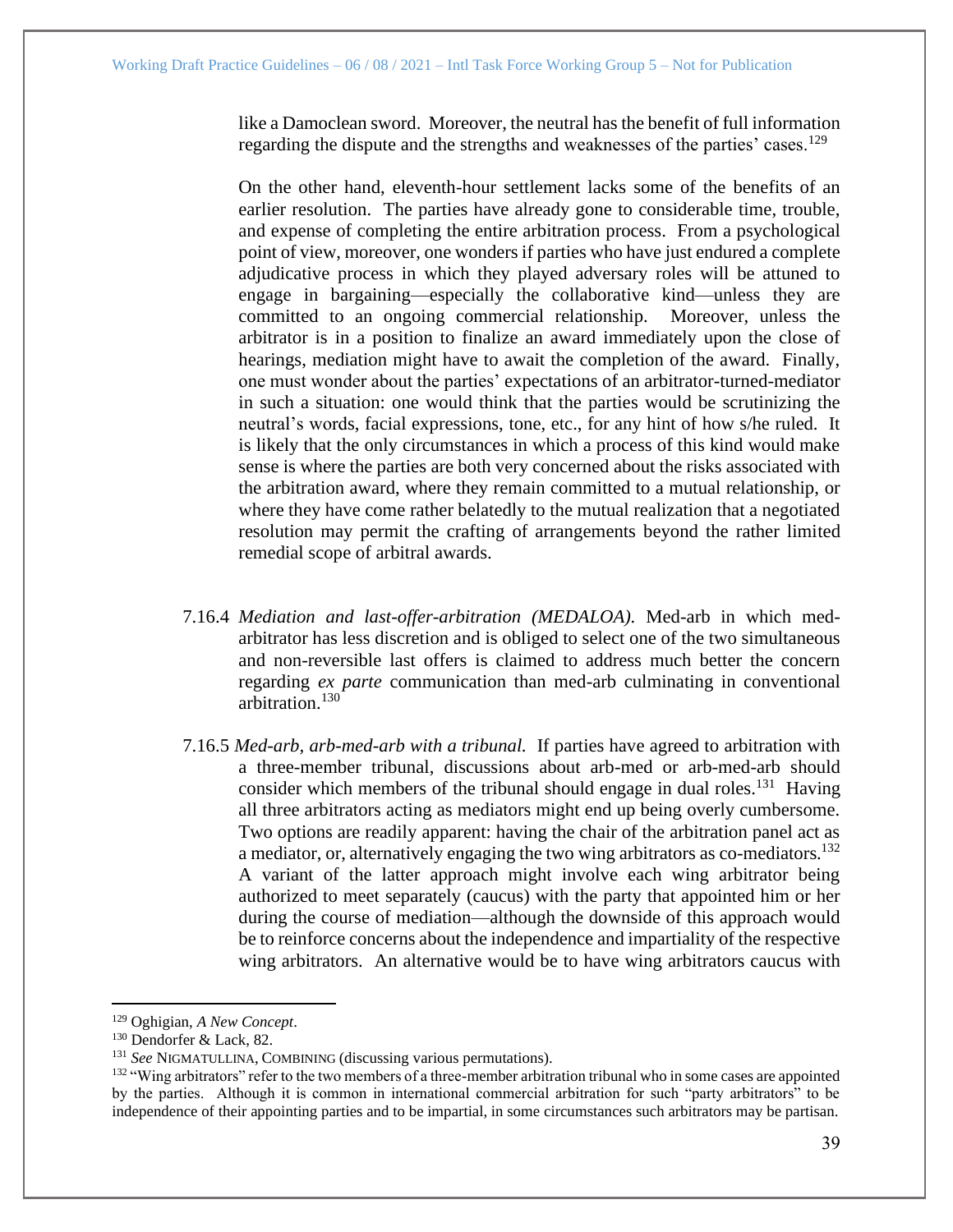like a Damoclean sword. Moreover, the neutral has the benefit of full information regarding the dispute and the strengths and weaknesses of the parties' cases.[129]

On the other hand, eleventh-hour settlement lacks some of the benefits of an earlier resolution. The parties have already gone to considerable time, trouble, and expense of completing the entire arbitration process. From a psychological point of view, moreover, one wonders if parties who have just endured a complete adjudicative process in which they played adversary roles will be attuned to engage in bargaining—especially the collaborative kind—unless they are committed to an ongoing commercial relationship. Moreover, unless the arbitrator is in a position to finalize an award immediately upon the close of hearings, mediation might have to await the completion of the award. Finally, one must wonder about the parties' expectations of an arbitrator-turned-mediator in such a situation: one would think that the parties would be scrutinizing the neutral's words, facial expressions, tone, etc., for any hint of how s/he ruled. It is likely that the only circumstances in which a process of this kind would make sense is where the parties are both very concerned about the risks associated with the arbitration award, where they remain committed to a mutual relationship, or where they have come rather belatedly to the mutual realization that a negotiated resolution may permit the crafting of arrangements beyond the rather limited remedial scope of arbitral awards.

7.16.4 *Mediation and last-offer-arbitration (MEDALOA).* Med-arb in which med-arbitrator has less discretion and is obliged to select one of the two simultaneous and non-reversible last offers is claimed to address much better the concern regarding *ex parte* communication than med-arb culminating in conventional arbitration.[130]

7.16.5 *Med-arb, arb-med-arb with a tribunal.* If parties have agreed to arbitration with a three-member tribunal, discussions about arb-med or arb-med-arb should consider which members of the tribunal should engage in dual roles.[131] Having all three arbitrators acting as mediators might end up being overly cumbersome. Two options are readily apparent: having the chair of the arbitration panel act as a mediator, or, alternatively engaging the two wing arbitrators as co-mediators.[132] A variant of the latter approach might involve each wing arbitrator being authorized to meet separately (caucus) with the party that appointed him or her during the course of mediation—although the downside of this approach would be to reinforce concerns about the independence and impartiality of the respective wing arbitrators. An alternative would be to have wing arbitrators caucus with

---

[129] Oghigian, *A New Concept*.

[130] Dendorfer & Lack, 82.

[131] *See* NIGMATULLINA, COMBINING (discussing various permutations).

[132] "Wing arbitrators" refer to the two members of a three-member arbitration tribunal who in some cases are appointed by the parties. Although it is common in international commercial arbitration for such "party arbitrators" to be independence of their appointing parties and to be impartial, in some circumstances such arbitrators may be partisan.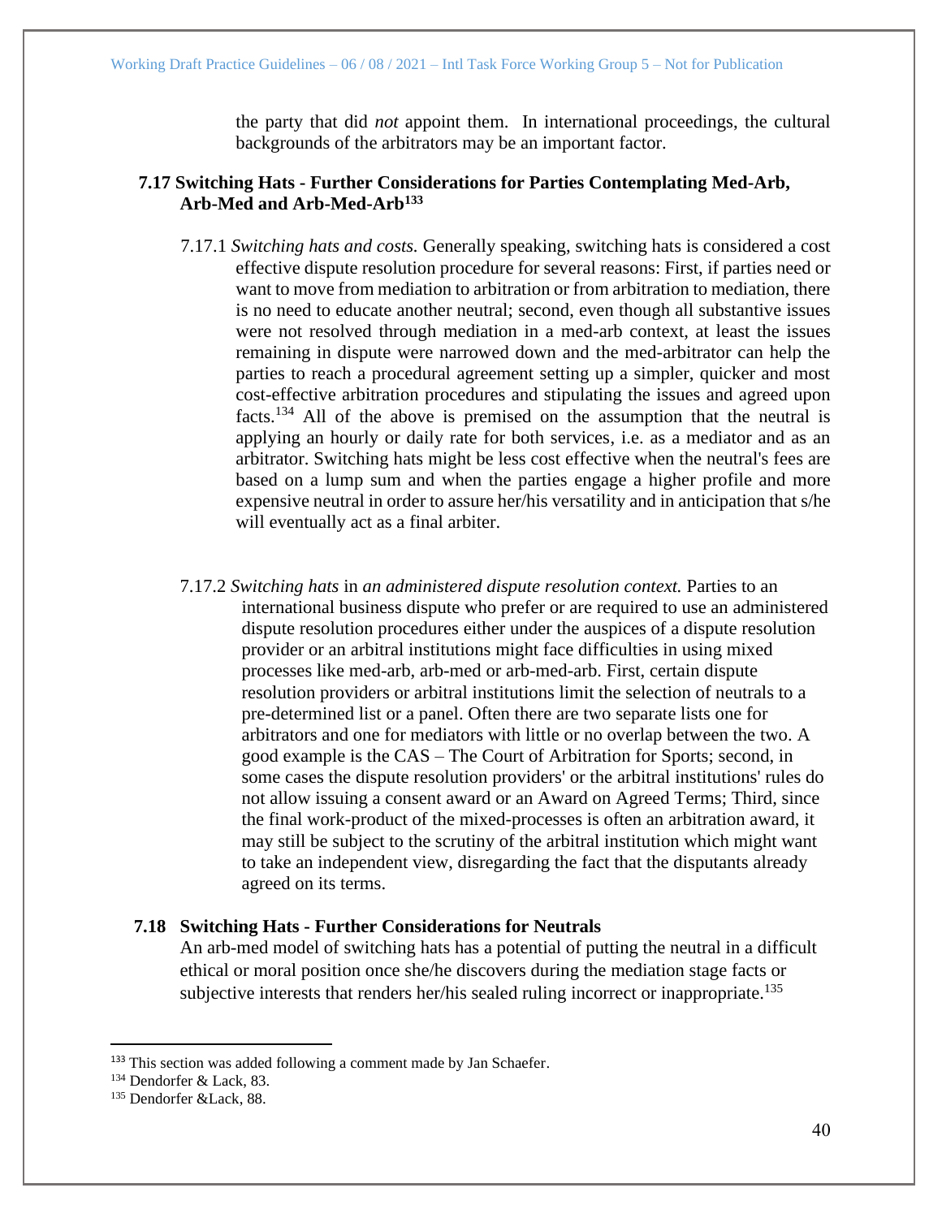the party that did *not* appoint them. In international proceedings, the cultural backgrounds of the arbitrators may be an important factor.

### 7.17 Switching Hats - Further Considerations for Parties Contemplating Med-Arb, Arb-Med and Arb-Med-Arb[133]

7.17.1 *Switching hats and costs.* Generally speaking, switching hats is considered a cost effective dispute resolution procedure for several reasons: First, if parties need or want to move from mediation to arbitration or from arbitration to mediation, there is no need to educate another neutral; second, even though all substantive issues were not resolved through mediation in a med-arb context, at least the issues remaining in dispute were narrowed down and the med-arbitrator can help the parties to reach a procedural agreement setting up a simpler, quicker and most cost-effective arbitration procedures and stipulating the issues and agreed upon facts.[134] All of the above is premised on the assumption that the neutral is applying an hourly or daily rate for both services, i.e. as a mediator and as an arbitrator. Switching hats might be less cost effective when the neutral's fees are based on a lump sum and when the parties engage a higher profile and more expensive neutral in order to assure her/his versatility and in anticipation that s/he will eventually act as a final arbiter.

7.17.2 *Switching hats* in *an administered dispute resolution context.* Parties to an international business dispute who prefer or are required to use an administered dispute resolution procedures either under the auspices of a dispute resolution provider or an arbitral institutions might face difficulties in using mixed processes like med-arb, arb-med or arb-med-arb. First, certain dispute resolution providers or arbitral institutions limit the selection of neutrals to a pre-determined list or a panel. Often there are two separate lists one for arbitrators and one for mediators with little or no overlap between the two. A good example is the CAS – The Court of Arbitration for Sports; second, in some cases the dispute resolution providers' or the arbitral institutions' rules do not allow issuing a consent award or an Award on Agreed Terms; Third, since the final work-product of the mixed-processes is often an arbitration award, it may still be subject to the scrutiny of the arbitral institution which might want to take an independent view, disregarding the fact that the disputants already agreed on its terms.

### 7.18 Switching Hats - Further Considerations for Neutrals

An arb-med model of switching hats has a potential of putting the neutral in a difficult ethical or moral position once she/he discovers during the mediation stage facts or subjective interests that renders her/his sealed ruling incorrect or inappropriate.[135]

---

[133] This section was added following a comment made by Jan Schaefer.

[134] Dendorfer & Lack, 83.

[135] Dendorfer &Lack, 88.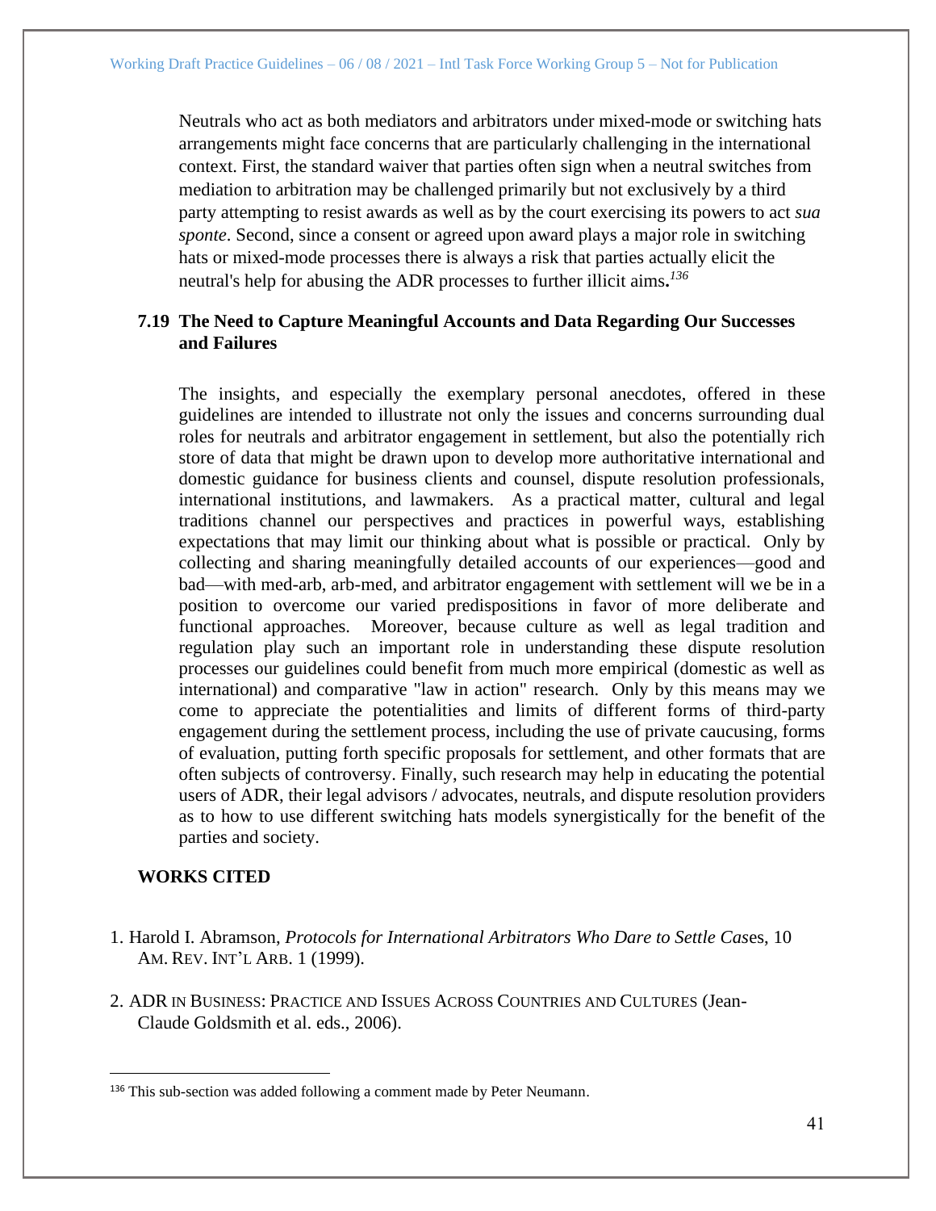Neutrals who act as both mediators and arbitrators under mixed-mode or switching hats arrangements might face concerns that are particularly challenging in the international context. First, the standard waiver that parties often sign when a neutral switches from mediation to arbitration may be challenged primarily but not exclusively by a third party attempting to resist awards as well as by the court exercising its powers to act *sua sponte*. Second, since a consent or agreed upon award plays a major role in switching hats or mixed-mode processes there is always a risk that parties actually elicit the neutral's help for abusing the ADR processes to further illicit aims.[136]

### 7.19 The Need to Capture Meaningful Accounts and Data Regarding Our Successes and Failures

The insights, and especially the exemplary personal anecdotes, offered in these guidelines are intended to illustrate not only the issues and concerns surrounding dual roles for neutrals and arbitrator engagement in settlement, but also the potentially rich store of data that might be drawn upon to develop more authoritative international and domestic guidance for business clients and counsel, dispute resolution professionals, international institutions, and lawmakers. As a practical matter, cultural and legal traditions channel our perspectives and practices in powerful ways, establishing expectations that may limit our thinking about what is possible or practical. Only by collecting and sharing meaningfully detailed accounts of our experiences—good and bad—with med-arb, arb-med, and arbitrator engagement with settlement will we be in a position to overcome our varied predispositions in favor of more deliberate and functional approaches. Moreover, because culture as well as legal tradition and regulation play such an important role in understanding these dispute resolution processes our guidelines could benefit from much more empirical (domestic as well as international) and comparative "law in action" research. Only by this means may we come to appreciate the potentialities and limits of different forms of third-party engagement during the settlement process, including the use of private caucusing, forms of evaluation, putting forth specific proposals for settlement, and other formats that are often subjects of controversy. Finally, such research may help in educating the potential users of ADR, their legal advisors / advocates, neutrals, and dispute resolution providers as to how to use different switching hats models synergistically for the benefit of the parties and society.

## WORKS CITED

1. Harold I. Abramson, *Protocols for International Arbitrators Who Dare to Settle Cases*, 10 AM. REV. INT'L ARB. 1 (1999).

2. ADR IN BUSINESS: PRACTICE AND ISSUES ACROSS COUNTRIES AND CULTURES (Jean-Claude Goldsmith et al. eds., 2006).

---

[136] This sub-section was added following a comment made by Peter Neumann.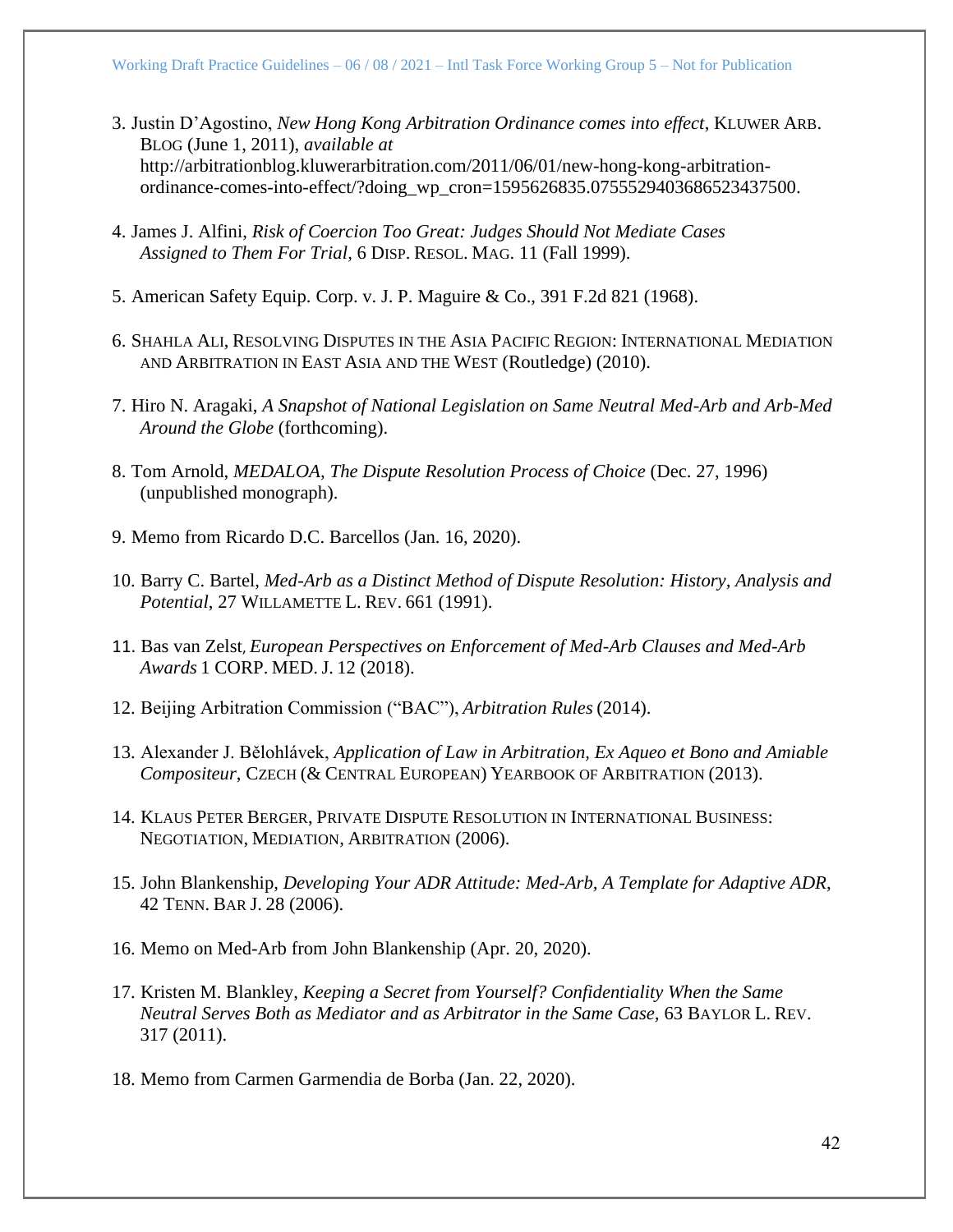3. Justin D'Agostino, *New Hong Kong Arbitration Ordinance comes into effect*, KLUWER ARB. BLOG (June 1, 2011), *available at* http://arbitrationblog.kluwerarbitration.com/2011/06/01/new-hong-kong-arbitration-ordinance-comes-into-effect/?doing_wp_cron=1595626835.0755529403686523437500.

4. James J. Alfini, *Risk of Coercion Too Great: Judges Should Not Mediate Cases Assigned to Them For Trial*, 6 DISP. RESOL. MAG. 11 (Fall 1999).

5. American Safety Equip. Corp. v. J. P. Maguire & Co., 391 F.2d 821 (1968).

6. SHAHLA ALI, RESOLVING DISPUTES IN THE ASIA PACIFIC REGION: INTERNATIONAL MEDIATION AND ARBITRATION IN EAST ASIA AND THE WEST (Routledge) (2010).

7. Hiro N. Aragaki, *A Snapshot of National Legislation on Same Neutral Med-Arb and Arb-Med Around the Globe* (forthcoming).

8. Tom Arnold, *MEDALOA, The Dispute Resolution Process of Choice* (Dec. 27, 1996) (unpublished monograph).

9. Memo from Ricardo D.C. Barcellos (Jan. 16, 2020).

10. Barry C. Bartel, *Med-Arb as a Distinct Method of Dispute Resolution: History, Analysis and Potential*, 27 WILLAMETTE L. REV. 661 (1991).

11. Bas van Zelst*, European Perspectives on Enforcement of Med-Arb Clauses and Med-Arb Awards* 1 CORP. MED. J. 12 (2018).

12. Beijing Arbitration Commission ("BAC"), *Arbitration Rules* (2014).

13. Alexander J. Bělohlávek, *Application of Law in Arbitration, Ex Aqueo et Bono and Amiable Compositeur*, CZECH (& CENTRAL EUROPEAN) YEARBOOK OF ARBITRATION (2013).

14. KLAUS PETER BERGER, PRIVATE DISPUTE RESOLUTION IN INTERNATIONAL BUSINESS: NEGOTIATION, MEDIATION, ARBITRATION (2006).

15. John Blankenship, *Developing Your ADR Attitude: Med-Arb, A Template for Adaptive ADR*, 42 TENN. BAR J. 28 (2006).

16. Memo on Med-Arb from John Blankenship (Apr. 20, 2020).

17. Kristen M. Blankley, *Keeping a Secret from Yourself? Confidentiality When the Same Neutral Serves Both as Mediator and as Arbitrator in the Same Case,* 63 BAYLOR L. REV. 317 (2011).

18. Memo from Carmen Garmendia de Borba (Jan. 22, 2020).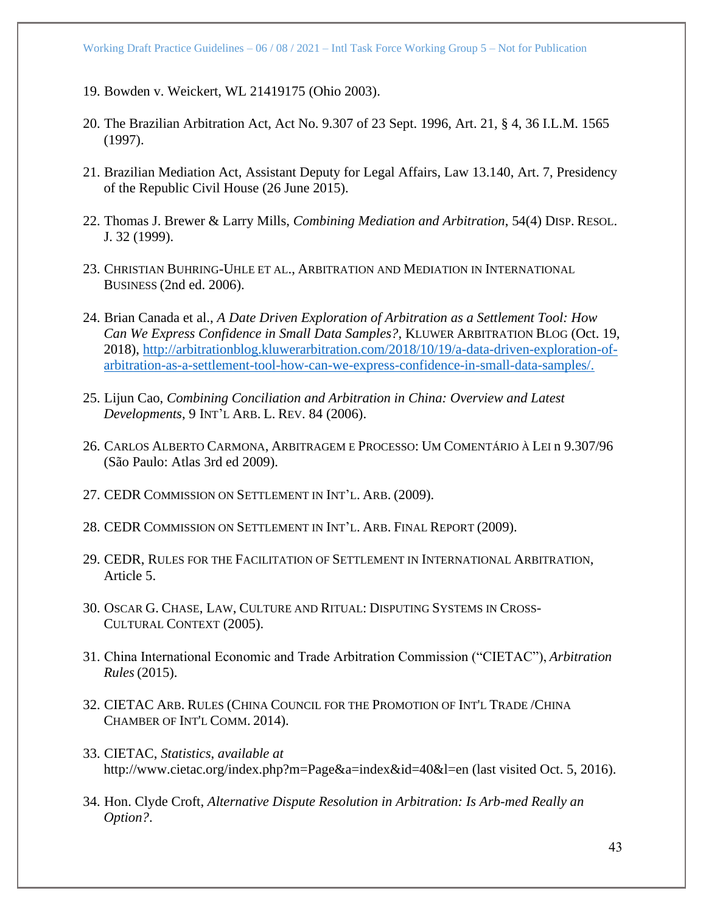19. Bowden v. Weickert, WL 21419175 (Ohio 2003).

20. The Brazilian Arbitration Act, Act No. 9.307 of 23 Sept. 1996, Art. 21, § 4, 36 I.L.M. 1565 (1997).

21. Brazilian Mediation Act, Assistant Deputy for Legal Affairs, Law 13.140, Art. 7, Presidency of the Republic Civil House (26 June 2015).

22. Thomas J. Brewer & Larry Mills, *Combining Mediation and Arbitration*, 54(4) DISP. RESOL. J. 32 (1999).

23. CHRISTIAN BUHRING-UHLE ET AL., ARBITRATION AND MEDIATION IN INTERNATIONAL BUSINESS (2nd ed. 2006).

24. Brian Canada et al., *A Date Driven Exploration of Arbitration as a Settlement Tool: How Can We Express Confidence in Small Data Samples?*, KLUWER ARBITRATION BLOG (Oct. 19, 2018), [http://arbitrationblog.kluwerarbitration.com/2018/10/19/a-data-driven-exploration-of-arbitration-as-a-settlement-tool-how-can-we-express-confidence-in-small-data-samples/.](http://arbitrationblog.kluwerarbitration.com/2018/10/19/a-data-driven-exploration-of-arbitration-as-a-settlement-tool-how-can-we-express-confidence-in-small-data-samples/)

25. Lijun Cao, *Combining Conciliation and Arbitration in China: Overview and Latest Developments*, 9 INT'L ARB. L. REV. 84 (2006).

26. CARLOS ALBERTO CARMONA, ARBITRAGEM E PROCESSO: UM COMENTÁRIO À LEI n 9.307/96 (São Paulo: Atlas 3rd ed 2009).

27. CEDR COMMISSION ON SETTLEMENT IN INT'L. ARB. (2009).

28. CEDR COMMISSION ON SETTLEMENT IN INT'L. ARB. FINAL REPORT (2009).

29. CEDR, RULES FOR THE FACILITATION OF SETTLEMENT IN INTERNATIONAL ARBITRATION, Article 5.

30. OSCAR G. CHASE, LAW, CULTURE AND RITUAL: DISPUTING SYSTEMS IN CROSS-CULTURAL CONTEXT (2005).

31. China International Economic and Trade Arbitration Commission ("CIETAC"), *Arbitration Rules* (2015).

32. CIETAC ARB. RULES (CHINA COUNCIL FOR THE PROMOTION OF INT'L TRADE /CHINA CHAMBER OF INT'L COMM. 2014).

33. CIETAC, *Statistics*, *available at* http://www.cietac.org/index.php?m=Page&a=index&id=40&l=en (last visited Oct. 5, 2016).

34. Hon. Clyde Croft, *Alternative Dispute Resolution in Arbitration: Is Arb-med Really an Option?*.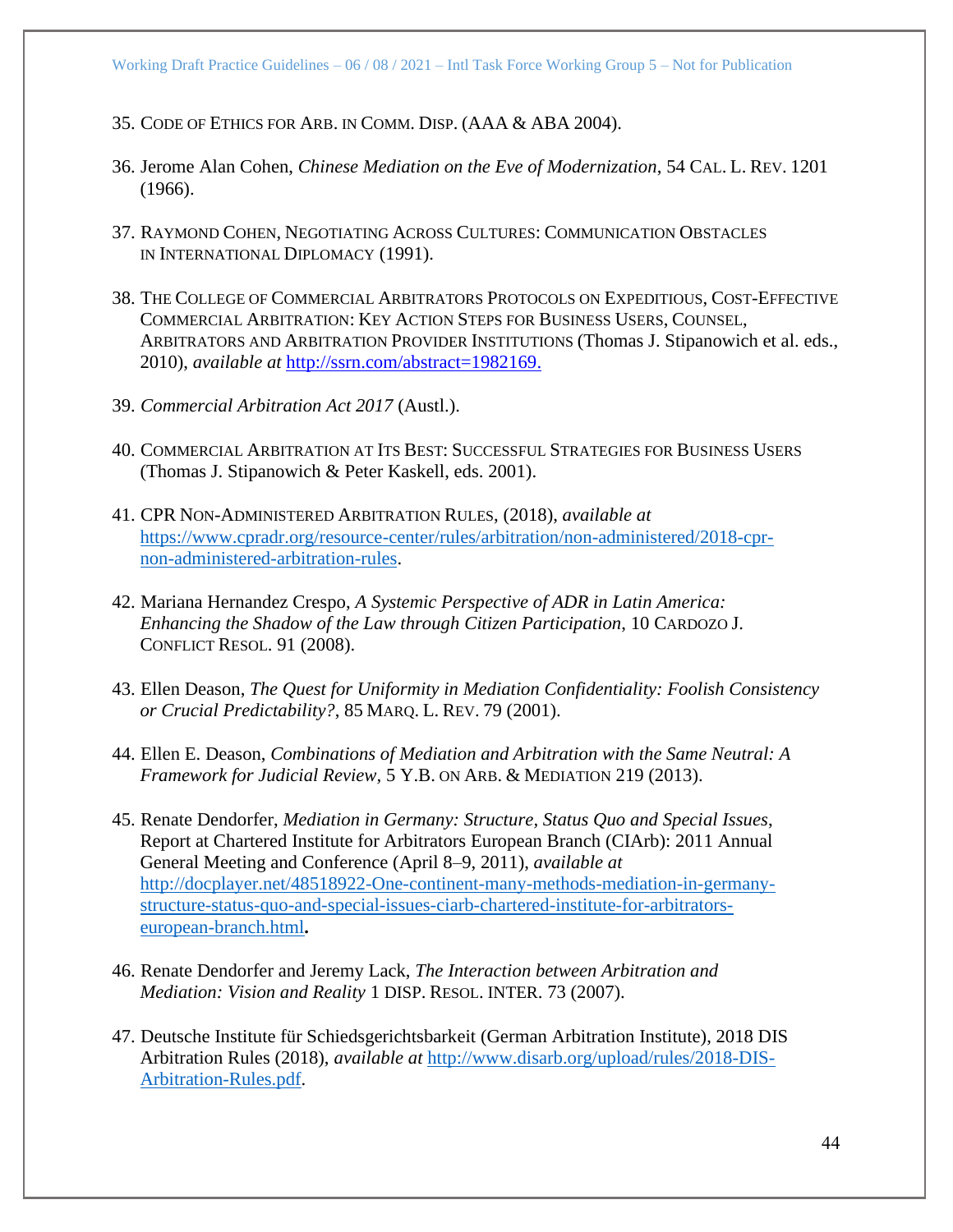35. CODE OF ETHICS FOR ARB. IN COMM. DISP. (AAA & ABA 2004).

36. Jerome Alan Cohen, *Chinese Mediation on the Eve of Modernization*, 54 CAL. L. REV. 1201 (1966).

37. RAYMOND COHEN, NEGOTIATING ACROSS CULTURES: COMMUNICATION OBSTACLES IN INTERNATIONAL DIPLOMACY (1991).

38. THE COLLEGE OF COMMERCIAL ARBITRATORS PROTOCOLS ON EXPEDITIOUS, COST-EFFECTIVE COMMERCIAL ARBITRATION: KEY ACTION STEPS FOR BUSINESS USERS, COUNSEL, ARBITRATORS AND ARBITRATION PROVIDER INSTITUTIONS (Thomas J. Stipanowich et al. eds., 2010), *available at* http://ssrn.com/abstract=1982169.

39. *Commercial Arbitration Act 2017* (Austl.).

40. COMMERCIAL ARBITRATION AT ITS BEST: SUCCESSFUL STRATEGIES FOR BUSINESS USERS (Thomas J. Stipanowich & Peter Kaskell, eds. 2001).

41. CPR NON-ADMINISTERED ARBITRATION RULES, (2018), *available at* https://www.cpradr.org/resource-center/rules/arbitration/non-administered/2018-cpr-non-administered-arbitration-rules.

42. Mariana Hernandez Crespo, *A Systemic Perspective of ADR in Latin America: Enhancing the Shadow of the Law through Citizen Participation*, 10 CARDOZO J. CONFLICT RESOL. 91 (2008).

43. Ellen Deason, *The Quest for Uniformity in Mediation Confidentiality: Foolish Consistency or Crucial Predictability?*, 85 MARQ. L. REV. 79 (2001).

44. Ellen E. Deason, *Combinations of Mediation and Arbitration with the Same Neutral: A Framework for Judicial Review*, 5 Y.B. ON ARB. & MEDIATION 219 (2013).

45. Renate Dendorfer, *Mediation in Germany: Structure, Status Quo and Special Issues*, Report at Chartered Institute for Arbitrators European Branch (CIArb): 2011 Annual General Meeting and Conference (April 8–9, 2011), *available at* http://docplayer.net/48518922-One-continent-many-methods-mediation-in-germany-structure-status-quo-and-special-issues-ciarb-chartered-institute-for-arbitrators-european-branch.html**.**

46. Renate Dendorfer and Jeremy Lack, *The Interaction between Arbitration and Mediation: Vision and Reality* 1 DISP. RESOL. INTER. 73 (2007).

47. Deutsche Institute für Schiedsgerichtsbarkeit (German Arbitration Institute), 2018 DIS Arbitration Rules (2018), *available at* http://www.disarb.org/upload/rules/2018-DIS-Arbitration-Rules.pdf.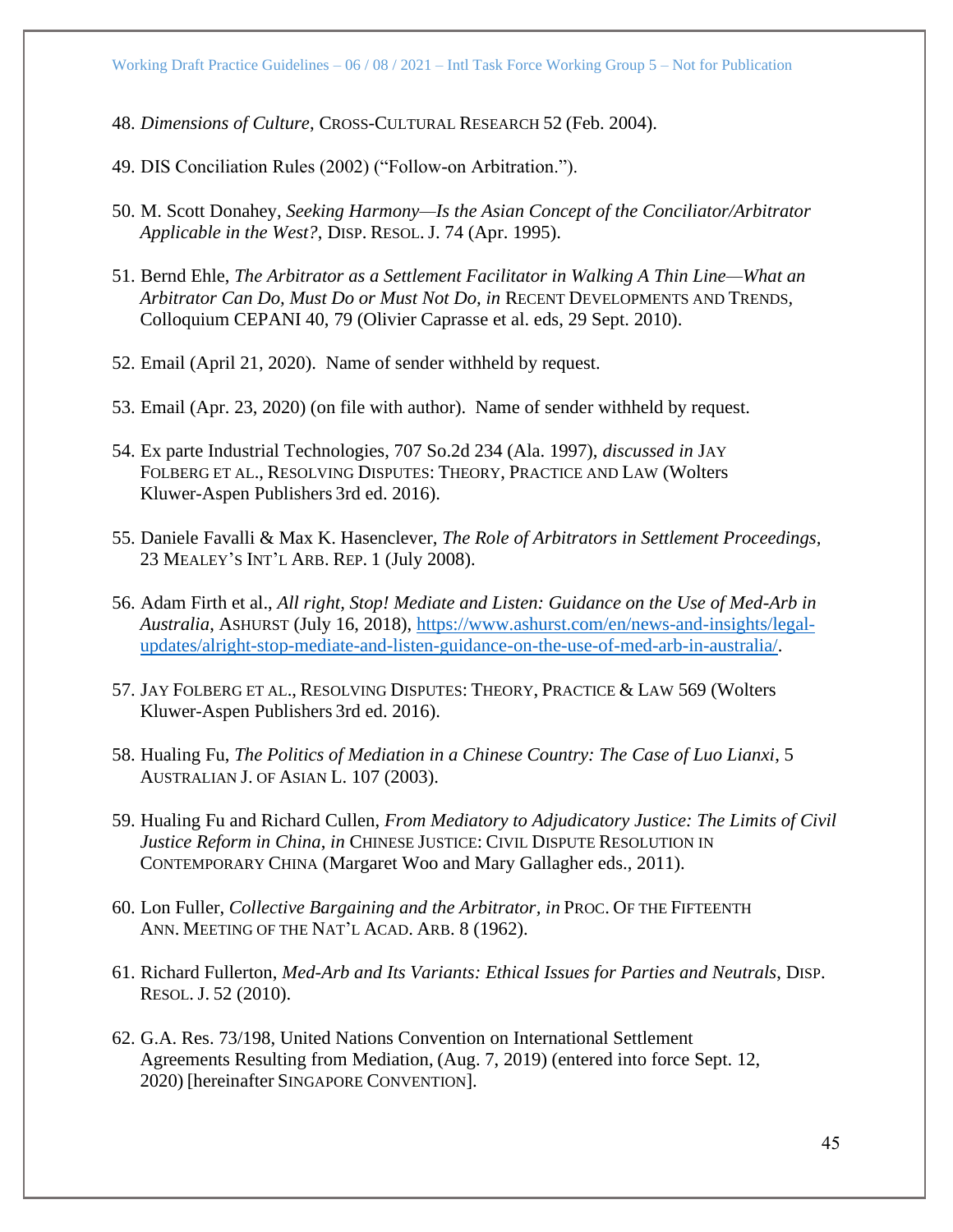48. *Dimensions of Culture*, CROSS-CULTURAL RESEARCH 52 (Feb. 2004).

49. DIS Conciliation Rules (2002) ("Follow-on Arbitration.").

50. M. Scott Donahey, *Seeking Harmony—Is the Asian Concept of the Conciliator/Arbitrator Applicable in the West?*, DISP. RESOL. J. 74 (Apr. 1995).

51. Bernd Ehle, *The Arbitrator as a Settlement Facilitator in Walking A Thin Line—What an Arbitrator Can Do, Must Do or Must Not Do, in* RECENT DEVELOPMENTS AND TRENDS, Colloquium CEPANI 40, 79 (Olivier Caprasse et al. eds, 29 Sept. 2010).

52. Email (April 21, 2020). Name of sender withheld by request.

53. Email (Apr. 23, 2020) (on file with author). Name of sender withheld by request.

54. Ex parte Industrial Technologies, 707 So.2d 234 (Ala. 1997), *discussed in* JAY FOLBERG ET AL., RESOLVING DISPUTES: THEORY, PRACTICE AND LAW (Wolters Kluwer-Aspen Publishers 3rd ed. 2016).

55. Daniele Favalli & Max K. Hasenclever, *The Role of Arbitrators in Settlement Proceedings,* 23 MEALEY'S INT'L ARB. REP. 1 (July 2008).

56. Adam Firth et al., *All right, Stop! Mediate and Listen: Guidance on the Use of Med-Arb in Australia*, ASHURST (July 16, 2018), [https://www.ashurst.com/en/news-and-insights/legal-updates/alright-stop-mediate-and-listen-guidance-on-the-use-of-med-arb-in-australia/](https://www.ashurst.com/en/news-and-insights/legal-updates/alright-stop-mediate-and-listen-guidance-on-the-use-of-med-arb-in-australia/).

57. JAY FOLBERG ET AL., RESOLVING DISPUTES: THEORY, PRACTICE & LAW 569 (Wolters Kluwer-Aspen Publishers 3rd ed. 2016).

58. Hualing Fu, *The Politics of Mediation in a Chinese Country: The Case of Luo Lianxi*, 5 AUSTRALIAN J. OF ASIAN L. 107 (2003).

59. Hualing Fu and Richard Cullen, *From Mediatory to Adjudicatory Justice: The Limits of Civil Justice Reform in China*, *in* CHINESE JUSTICE: CIVIL DISPUTE RESOLUTION IN CONTEMPORARY CHINA (Margaret Woo and Mary Gallagher eds., 2011).

60. Lon Fuller, *Collective Bargaining and the Arbitrator, in* PROC. OF THE FIFTEENTH ANN. MEETING OF THE NAT'L ACAD. ARB. 8 (1962).

61. Richard Fullerton, *Med-Arb and Its Variants: Ethical Issues for Parties and Neutrals*, DISP. RESOL. J. 52 (2010).

62. G.A. Res. 73/198, United Nations Convention on International Settlement Agreements Resulting from Mediation, (Aug. 7, 2019) (entered into force Sept. 12, 2020) [hereinafter SINGAPORE CONVENTION].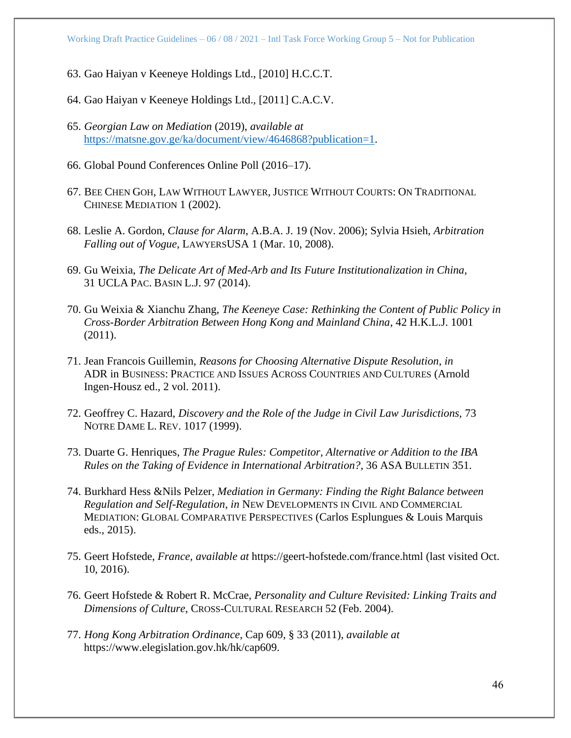63. Gao Haiyan v Keeneye Holdings Ltd., [2010] H.C.C.T.

64. Gao Haiyan v Keeneye Holdings Ltd., [2011] C.A.C.V.

65. *Georgian Law on Mediation* (2019), *available at* https://matsne.gov.ge/ka/document/view/4646868?publication=1.

66. Global Pound Conferences Online Poll (2016–17).

67. BEE CHEN GOH, LAW WITHOUT LAWYER, JUSTICE WITHOUT COURTS: ON TRADITIONAL CHINESE MEDIATION 1 (2002).

68. Leslie A. Gordon, *Clause for Alarm*, A.B.A. J. 19 (Nov. 2006); Sylvia Hsieh, *Arbitration Falling out of Vogue*, LAWYERSUSA 1 (Mar. 10, 2008).

69. Gu Weixia, *The Delicate Art of Med-Arb and Its Future Institutionalization in China,* 31 UCLA PAC. BASIN L.J. 97 (2014).

70. Gu Weixia & Xianchu Zhang, *The Keeneye Case: Rethinking the Content of Public Policy in Cross-Border Arbitration Between Hong Kong and Mainland China*, 42 H.K.L.J. 1001 (2011).

71. Jean Francois Guillemin, *Reasons for Choosing Alternative Dispute Resolution*, *in* ADR in BUSINESS: PRACTICE AND ISSUES ACROSS COUNTRIES AND CULTURES (Arnold Ingen-Housz ed., 2 vol. 2011).

72. Geoffrey C. Hazard, *Discovery and the Role of the Judge in Civil Law Jurisdictions*, 73 NOTRE DAME L. REV. 1017 (1999).

73. Duarte G. Henriques, *The Prague Rules: Competitor, Alternative or Addition to the IBA Rules on the Taking of Evidence in International Arbitration?*, 36 ASA BULLETIN 351.

74. Burkhard Hess &Nils Pelzer, *Mediation in Germany: Finding the Right Balance between Regulation and Self-Regulation*, *in* NEW DEVELOPMENTS IN CIVIL AND COMMERCIAL MEDIATION: GLOBAL COMPARATIVE PERSPECTIVES (Carlos Esplungues & Louis Marquis eds., 2015).

75. Geert Hofstede, *France, available at* https://geert-hofstede.com/france.html (last visited Oct. 10, 2016).

76. Geert Hofstede & Robert R. McCrae, *Personality and Culture Revisited: Linking Traits and Dimensions of Culture*, CROSS-CULTURAL RESEARCH 52 (Feb. 2004).

77. *Hong Kong Arbitration Ordinance*, Cap 609, § 33 (2011), *available at* https://www.elegislation.gov.hk/hk/cap609.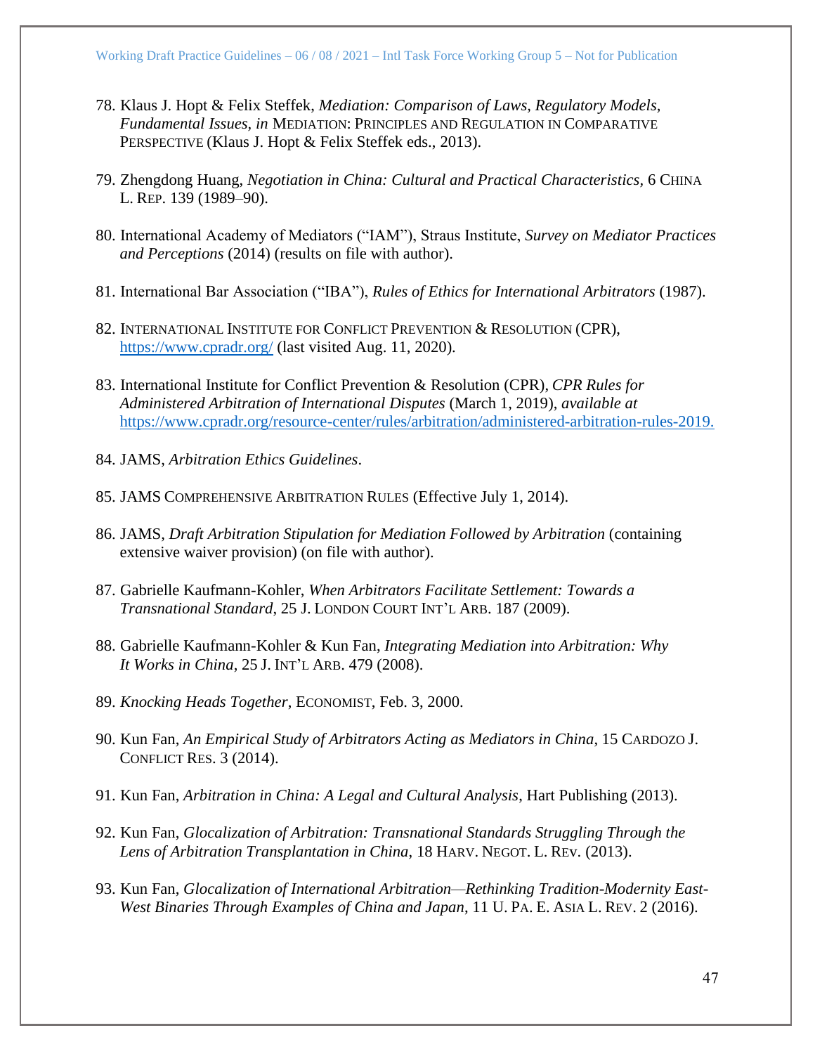78. Klaus J. Hopt & Felix Steffek, *Mediation: Comparison of Laws, Regulatory Models, Fundamental Issues, in* MEDIATION: PRINCIPLES AND REGULATION IN COMPARATIVE PERSPECTIVE (Klaus J. Hopt & Felix Steffek eds., 2013).

79. Zhengdong Huang, *Negotiation in China: Cultural and Practical Characteristics*, 6 CHINA L. REP. 139 (1989–90).

80. International Academy of Mediators ("IAM"), Straus Institute, *Survey on Mediator Practices and Perceptions* (2014) (results on file with author).

81. International Bar Association ("IBA"), *Rules of Ethics for International Arbitrators* (1987).

82. INTERNATIONAL INSTITUTE FOR CONFLICT PREVENTION & RESOLUTION (CPR), https://www.cpradr.org/ (last visited Aug. 11, 2020).

83. International Institute for Conflict Prevention & Resolution (CPR), *CPR Rules for Administered Arbitration of International Disputes* (March 1, 2019), *available at* https://www.cpradr.org/resource-center/rules/arbitration/administered-arbitration-rules-2019.

84. JAMS, *Arbitration Ethics Guidelines*.

85. JAMS COMPREHENSIVE ARBITRATION RULES (Effective July 1, 2014).

86. JAMS, *Draft Arbitration Stipulation for Mediation Followed by Arbitration* (containing extensive waiver provision) (on file with author).

87. Gabrielle Kaufmann-Kohler, *When Arbitrators Facilitate Settlement: Towards a Transnational Standard*, 25 J. LONDON COURT INT'L ARB. 187 (2009).

88. Gabrielle Kaufmann-Kohler & Kun Fan, *Integrating Mediation into Arbitration: Why It Works in China*, 25 J. INT'L ARB. 479 (2008).

89. *Knocking Heads Together*, ECONOMIST, Feb. 3, 2000.

90. Kun Fan, *An Empirical Study of Arbitrators Acting as Mediators in China*, 15 CARDOZO J. CONFLICT RES. 3 (2014).

91. Kun Fan, *Arbitration in China: A Legal and Cultural Analysis*, Hart Publishing (2013).

92. Kun Fan, *Glocalization of Arbitration: Transnational Standards Struggling Through the Lens of Arbitration Transplantation in China*, 18 HARV. NEGOT. L. REV. (2013).

93. Kun Fan, *Glocalization of International Arbitration—Rethinking Tradition-Modernity East-West Binaries Through Examples of China and Japan*, 11 U. PA. E. ASIA L. REV. 2 (2016).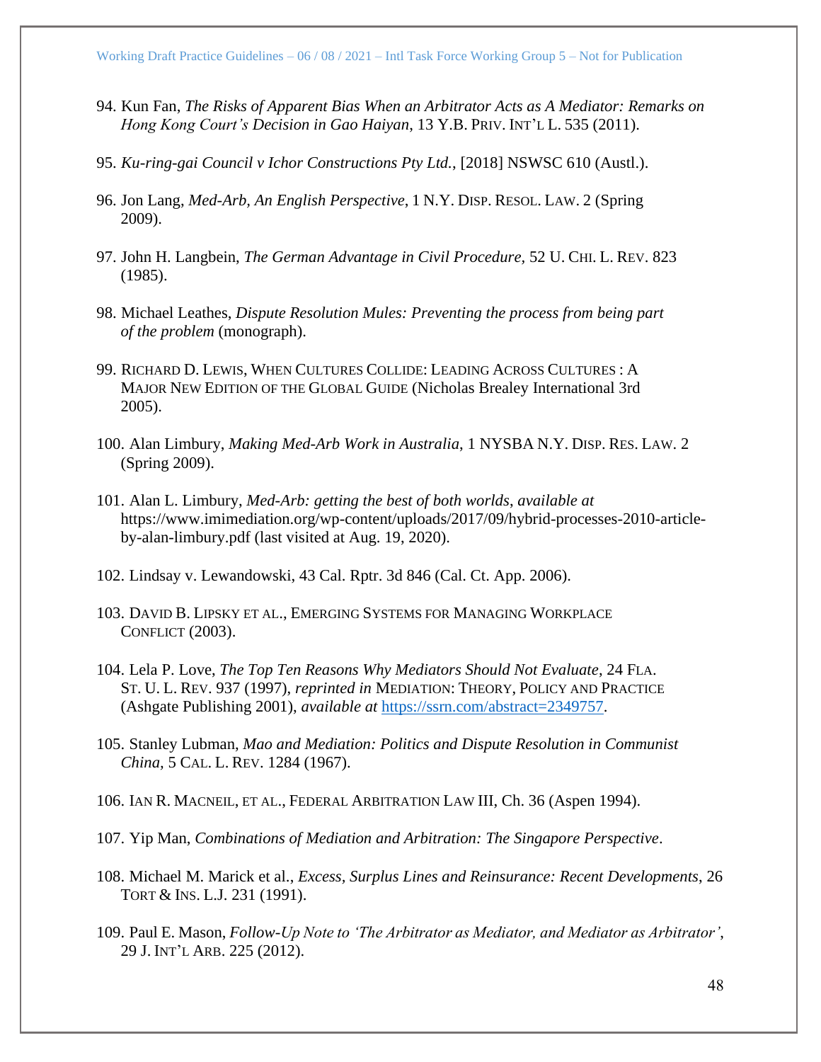94. Kun Fan, *The Risks of Apparent Bias When an Arbitrator Acts as A Mediator: Remarks on Hong Kong Court's Decision in Gao Haiyan*, 13 Y.B. PRIV. INT'L L. 535 (2011).

95. *Ku-ring-gai Council v Ichor Constructions Pty Ltd.*, [2018] NSWSC 610 (Austl.).

96. Jon Lang, *Med-Arb, An English Perspective*, 1 N.Y. DISP. RESOL. LAW. 2 (Spring 2009).

97. John H. Langbein, *The German Advantage in Civil Procedure,* 52 U. CHI. L. REV. 823 (1985).

98. Michael Leathes, *Dispute Resolution Mules: Preventing the process from being part of the problem* (monograph).

99. RICHARD D. LEWIS, WHEN CULTURES COLLIDE: LEADING ACROSS CULTURES : A MAJOR NEW EDITION OF THE GLOBAL GUIDE (Nicholas Brealey International 3rd 2005).

100. Alan Limbury, *Making Med-Arb Work in Australia*, 1 NYSBA N.Y. DISP. RES. LAW. 2 (Spring 2009).

101. Alan L. Limbury, *Med-Arb: getting the best of both worlds*, *available at* https://www.imimediation.org/wp-content/uploads/2017/09/hybrid-processes-2010-article-by-alan-limbury.pdf (last visited at Aug. 19, 2020).

102. Lindsay v. Lewandowski, 43 Cal. Rptr. 3d 846 (Cal. Ct. App. 2006).

103. DAVID B. LIPSKY ET AL., EMERGING SYSTEMS FOR MANAGING WORKPLACE CONFLICT (2003).

104. Lela P. Love, *The Top Ten Reasons Why Mediators Should Not Evaluate*, 24 FLA. ST. U. L. REV. 937 (1997), *reprinted in* MEDIATION: THEORY, POLICY AND PRACTICE (Ashgate Publishing 2001), *available at* https://ssrn.com/abstract=2349757.

105. Stanley Lubman, *Mao and Mediation: Politics and Dispute Resolution in Communist China,* 5 CAL. L. REV. 1284 (1967).

106. IAN R. MACNEIL, ET AL., FEDERAL ARBITRATION LAW III, Ch. 36 (Aspen 1994).

107. Yip Man, *Combinations of Mediation and Arbitration: The Singapore Perspective*.

108. Michael M. Marick et al., *Excess, Surplus Lines and Reinsurance: Recent Developments*, 26 TORT & INS. L.J. 231 (1991).

109. Paul E. Mason, *Follow-Up Note to 'The Arbitrator as Mediator, and Mediator as Arbitrator'*, 29 J. INT'L ARB. 225 (2012).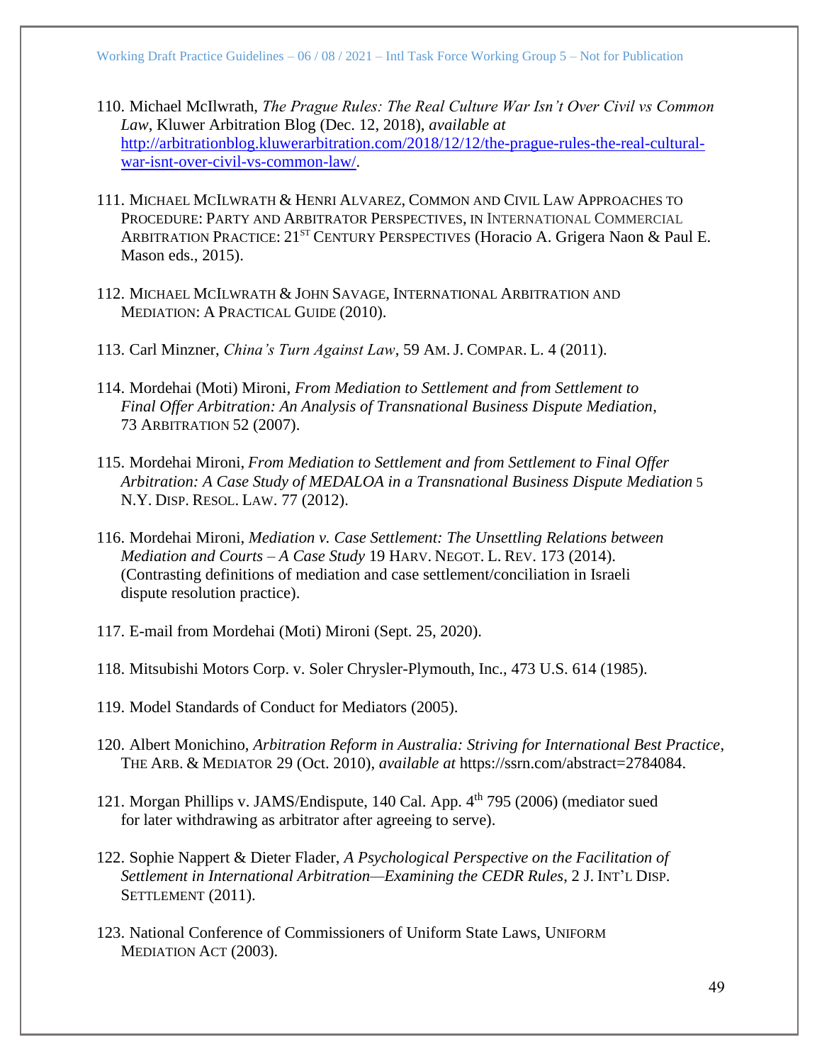110. Michael McIlwrath, *The Prague Rules: The Real Culture War Isn't Over Civil vs Common Law*, Kluwer Arbitration Blog (Dec. 12, 2018), *available at* [http://arbitrationblog.kluwerarbitration.com/2018/12/12/the-prague-rules-the-real-cultural-war-isnt-over-civil-vs-common-law/](http://arbitrationblog.kluwerarbitration.com/2018/12/12/the-prague-rules-the-real-cultural-war-isnt-over-civil-vs-common-law/).

111. MICHAEL MCILWRATH & HENRI ALVAREZ, COMMON AND CIVIL LAW APPROACHES TO PROCEDURE: PARTY AND ARBITRATOR PERSPECTIVES, IN INTERNATIONAL COMMERCIAL ARBITRATION PRACTICE: 21ST CENTURY PERSPECTIVES (Horacio A. Grigera Naon & Paul E. Mason eds., 2015).

112. MICHAEL MCILWRATH & JOHN SAVAGE, INTERNATIONAL ARBITRATION AND MEDIATION: A PRACTICAL GUIDE (2010).

113. Carl Minzner, *China's Turn Against Law*, 59 AM. J. COMPAR. L. 4 (2011).

114. Mordehai (Moti) Mironi, *From Mediation to Settlement and from Settlement to Final Offer Arbitration: An Analysis of Transnational Business Dispute Mediation*, 73 ARBITRATION 52 (2007).

115. Mordehai Mironi, *From Mediation to Settlement and from Settlement to Final Offer Arbitration: A Case Study of MEDALOA in a Transnational Business Dispute Mediation* 5 N.Y. DISP. RESOL. LAW. 77 (2012).

116. Mordehai Mironi, *Mediation v. Case Settlement: The Unsettling Relations between Mediation and Courts – A Case Study* 19 HARV. NEGOT. L. REV. 173 (2014). (Contrasting definitions of mediation and case settlement/conciliation in Israeli dispute resolution practice).

117. E-mail from Mordehai (Moti) Mironi (Sept. 25, 2020).

118. Mitsubishi Motors Corp. v. Soler Chrysler-Plymouth, Inc., 473 U.S. 614 (1985).

119. Model Standards of Conduct for Mediators (2005).

120. Albert Monichino, *Arbitration Reform in Australia: Striving for International Best Practice*, THE ARB. & MEDIATOR 29 (Oct. 2010), *available at* https://ssrn.com/abstract=2784084.

121. Morgan Phillips v. JAMS/Endispute, 140 Cal. App. 4th 795 (2006) (mediator sued for later withdrawing as arbitrator after agreeing to serve).

122. Sophie Nappert & Dieter Flader, *A Psychological Perspective on the Facilitation of Settlement in International Arbitration—Examining the CEDR Rules*, 2 J. INT'L DISP. SETTLEMENT (2011).

123. National Conference of Commissioners of Uniform State Laws, UNIFORM MEDIATION ACT (2003).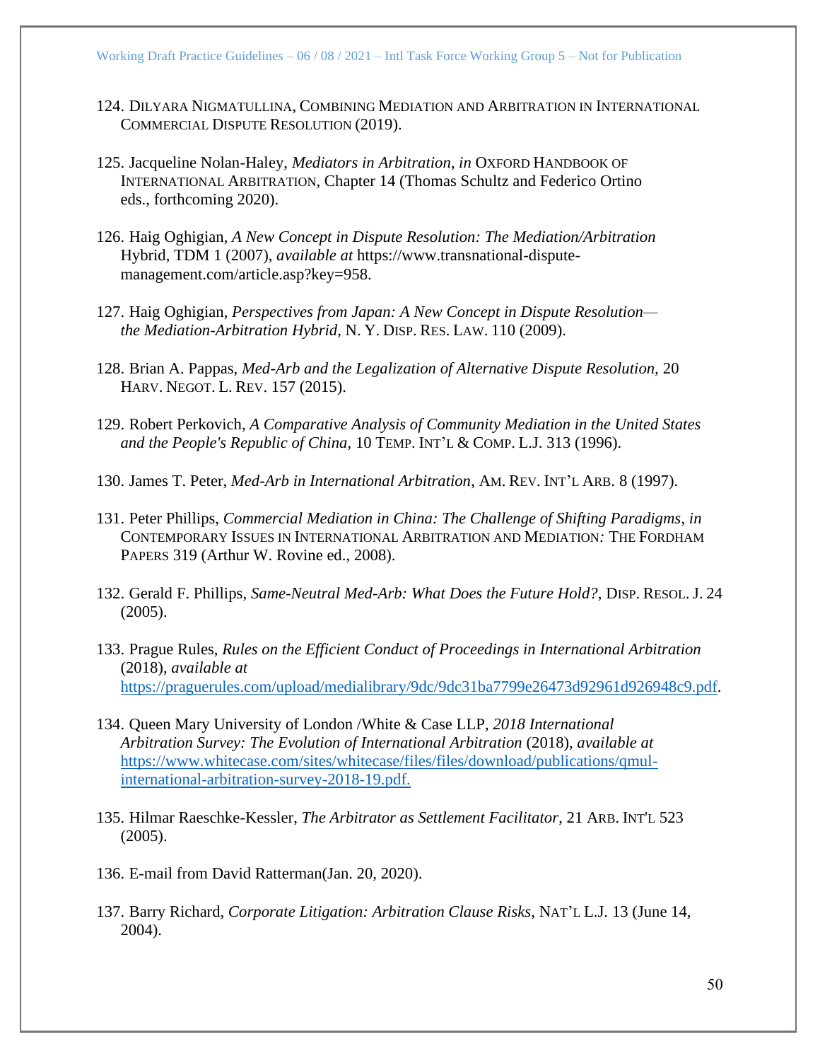124. DILYARA NIGMATULLINA, COMBINING MEDIATION AND ARBITRATION IN INTERNATIONAL COMMERCIAL DISPUTE RESOLUTION (2019).

125. Jacqueline Nolan-Haley, *Mediators in Arbitration, in* OXFORD HANDBOOK OF INTERNATIONAL ARBITRATION, Chapter 14 (Thomas Schultz and Federico Ortino eds., forthcoming 2020).

126. Haig Oghigian, *A New Concept in Dispute Resolution: The Mediation/Arbitration* Hybrid, TDM 1 (2007), *available at* https://www.transnational-dispute-management.com/article.asp?key=958.

127. Haig Oghigian, *Perspectives from Japan: A New Concept in Dispute Resolution—the Mediation-Arbitration Hybrid*, N. Y. DISP. RES. LAW. 110 (2009).

128. Brian A. Pappas, *Med-Arb and the Legalization of Alternative Dispute Resolution,* 20 HARV. NEGOT. L. REV. 157 (2015).

129. Robert Perkovich, *A Comparative Analysis of Community Mediation in the United States and the People's Republic of China*, 10 TEMP. INT'L & COMP. L.J. 313 (1996).

130. James T. Peter, *Med-Arb in International Arbitration*, AM. REV. INT'L ARB. 8 (1997).

131. Peter Phillips, *Commercial Mediation in China: The Challenge of Shifting Paradigms, in* CONTEMPORARY ISSUES IN INTERNATIONAL ARBITRATION AND MEDIATION*:* THE FORDHAM PAPERS 319 (Arthur W. Rovine ed., 2008).

132. Gerald F. Phillips, *Same-Neutral Med-Arb: What Does the Future Hold?*, DISP. RESOL. J. 24 (2005).

133. Prague Rules, *Rules on the Efficient Conduct of Proceedings in International Arbitration* (2018), *available at* https://praguerules.com/upload/medialibrary/9dc/9dc31ba7799e26473d92961d926948c9.pdf.

134. Queen Mary University of London /White & Case LLP, *2018 International Arbitration Survey: The Evolution of International Arbitration* (2018), *available at* https://www.whitecase.com/sites/whitecase/files/files/download/publications/qmul-international-arbitration-survey-2018-19.pdf.

135. Hilmar Raeschke-Kessler, *The Arbitrator as Settlement Facilitator*, 21 ARB. INT'L 523 (2005).

136. E-mail from David Ratterman(Jan. 20, 2020).

137. Barry Richard, *Corporate Litigation: Arbitration Clause Risks*, NAT'L L.J. 13 (June 14, 2004).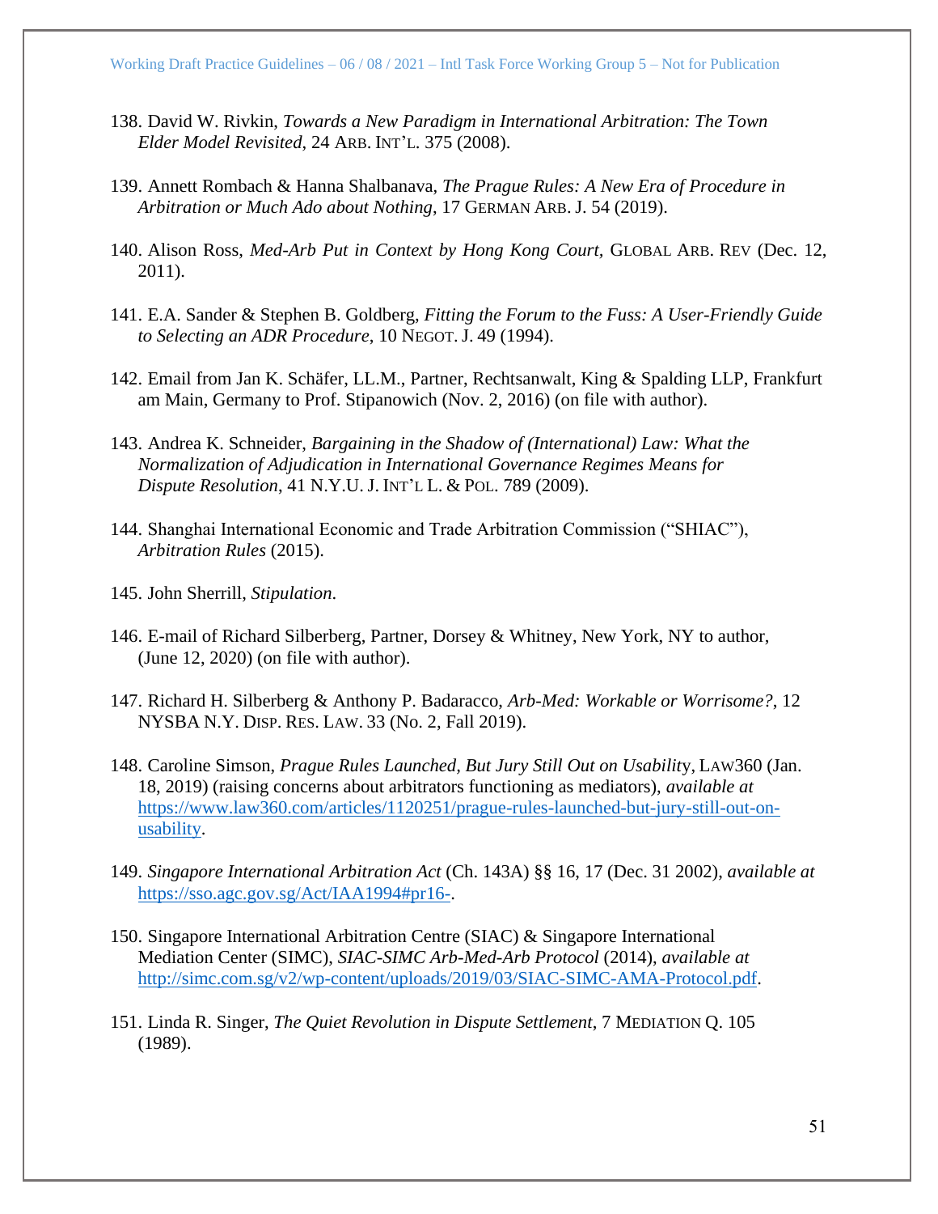138. David W. Rivkin, *Towards a New Paradigm in International Arbitration: The Town Elder Model Revisited*, 24 ARB. INT'L. 375 (2008).

139. Annett Rombach & Hanna Shalbanava, *The Prague Rules: A New Era of Procedure in Arbitration or Much Ado about Nothing*, 17 GERMAN ARB. J. 54 (2019).

140. Alison Ross, *Med-Arb Put in Context by Hong Kong Court*, GLOBAL ARB. REV (Dec. 12, 2011).

141. E.A. Sander & Stephen B. Goldberg, *Fitting the Forum to the Fuss: A User-Friendly Guide to Selecting an ADR Procedure*, 10 NEGOT. J. 49 (1994).

142. Email from Jan K. Schäfer, LL.M., Partner, Rechtsanwalt, King & Spalding LLP, Frankfurt am Main, Germany to Prof. Stipanowich (Nov. 2, 2016) (on file with author).

143. Andrea K. Schneider, *Bargaining in the Shadow of (International) Law: What the Normalization of Adjudication in International Governance Regimes Means for Dispute Resolution*, 41 N.Y.U. J. INT'L L. & POL. 789 (2009).

144. Shanghai International Economic and Trade Arbitration Commission ("SHIAC"), *Arbitration Rules* (2015).

145. John Sherrill, *Stipulation*.

146. E-mail of Richard Silberberg, Partner, Dorsey & Whitney, New York, NY to author, (June 12, 2020) (on file with author).

147. Richard H. Silberberg & Anthony P. Badaracco, *Arb-Med: Workable or Worrisome?*, 12 NYSBA N.Y. DISP. RES. LAW. 33 (No. 2, Fall 2019).

148. Caroline Simson, *Prague Rules Launched, But Jury Still Out on Usability*, LAW360 (Jan. 18, 2019) (raising concerns about arbitrators functioning as mediators), *available at* https://www.law360.com/articles/1120251/prague-rules-launched-but-jury-still-out-on-usability.

149. *Singapore International Arbitration Act* (Ch. 143A) §§ 16, 17 (Dec. 31 2002), *available at* https://sso.agc.gov.sg/Act/IAA1994#pr16-.

150. Singapore International Arbitration Centre (SIAC) & Singapore International Mediation Center (SIMC), *SIAC-SIMC Arb-Med-Arb Protocol* (2014), *available at* http://simc.com.sg/v2/wp-content/uploads/2019/03/SIAC-SIMC-AMA-Protocol.pdf.

151. Linda R. Singer, *The Quiet Revolution in Dispute Settlement*, 7 MEDIATION Q. 105 (1989).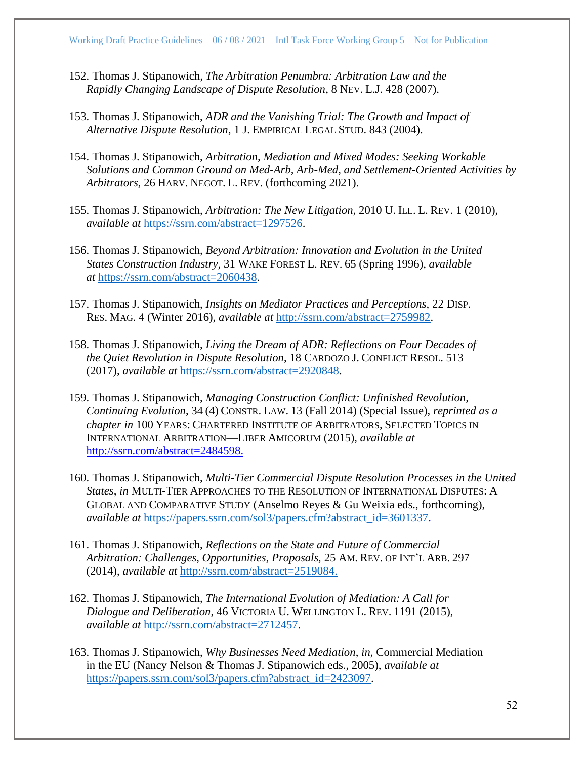152. Thomas J. Stipanowich, *The Arbitration Penumbra: Arbitration Law and the Rapidly Changing Landscape of Dispute Resolution*, 8 NEV. L.J. 428 (2007).

153. Thomas J. Stipanowich, *ADR and the Vanishing Trial: The Growth and Impact of Alternative Dispute Resolution*, 1 J. EMPIRICAL LEGAL STUD. 843 (2004).

154. Thomas J. Stipanowich, *Arbitration, Mediation and Mixed Modes: Seeking Workable Solutions and Common Ground on Med-Arb, Arb-Med, and Settlement-Oriented Activities by Arbitrators,* 26 HARV. NEGOT. L. REV. (forthcoming 2021).

155. Thomas J. Stipanowich, *Arbitration: The New Litigation*, 2010 U. ILL. L. REV. 1 (2010), *available at* https://ssrn.com/abstract=1297526.

156. Thomas J. Stipanowich, *Beyond Arbitration: Innovation and Evolution in the United States Construction Industry*, 31 WAKE FOREST L. REV. 65 (Spring 1996), *available at* https://ssrn.com/abstract=2060438.

157. Thomas J. Stipanowich, *Insights on Mediator Practices and Perceptions*, 22 DISP. RES. MAG. 4 (Winter 2016), *available at* http://ssrn.com/abstract=2759982.

158. Thomas J. Stipanowich, *Living the Dream of ADR: Reflections on Four Decades of the Quiet Revolution in Dispute Resolution*, 18 CARDOZO J. CONFLICT RESOL. 513 (2017), *available at* https://ssrn.com/abstract=2920848.

159. Thomas J. Stipanowich, *Managing Construction Conflict: Unfinished Revolution, Continuing Evolution*, 34 (4) CONSTR. LAW. 13 (Fall 2014) (Special Issue), *reprinted as a chapter in* 100 YEARS: CHARTERED INSTITUTE OF ARBITRATORS, SELECTED TOPICS IN INTERNATIONAL ARBITRATION—LIBER AMICORUM (2015), *available at* http://ssrn.com/abstract=2484598.

160. Thomas J. Stipanowich, *Multi-Tier Commercial Dispute Resolution Processes in the United States, in* MULTI-TIER APPROACHES TO THE RESOLUTION OF INTERNATIONAL DISPUTES: A GLOBAL AND COMPARATIVE STUDY (Anselmo Reyes & Gu Weixia eds., forthcoming), *available at* https://papers.ssrn.com/sol3/papers.cfm?abstract_id=3601337.

161. Thomas J. Stipanowich, *Reflections on the State and Future of Commercial Arbitration: Challenges, Opportunities, Proposals*, 25 AM. REV. OF INT'L ARB. 297 (2014), *available at* http://ssrn.com/abstract=2519084.

162. Thomas J. Stipanowich, *The International Evolution of Mediation: A Call for Dialogue and Deliberation*, 46 VICTORIA U. WELLINGTON L. REV. 1191 (2015), *available at* http://ssrn.com/abstract=2712457.

163. Thomas J. Stipanowich, *Why Businesses Need Mediation*, *in*, Commercial Mediation in the EU (Nancy Nelson & Thomas J. Stipanowich eds., 2005), *available at* https://papers.ssrn.com/sol3/papers.cfm?abstract_id=2423097.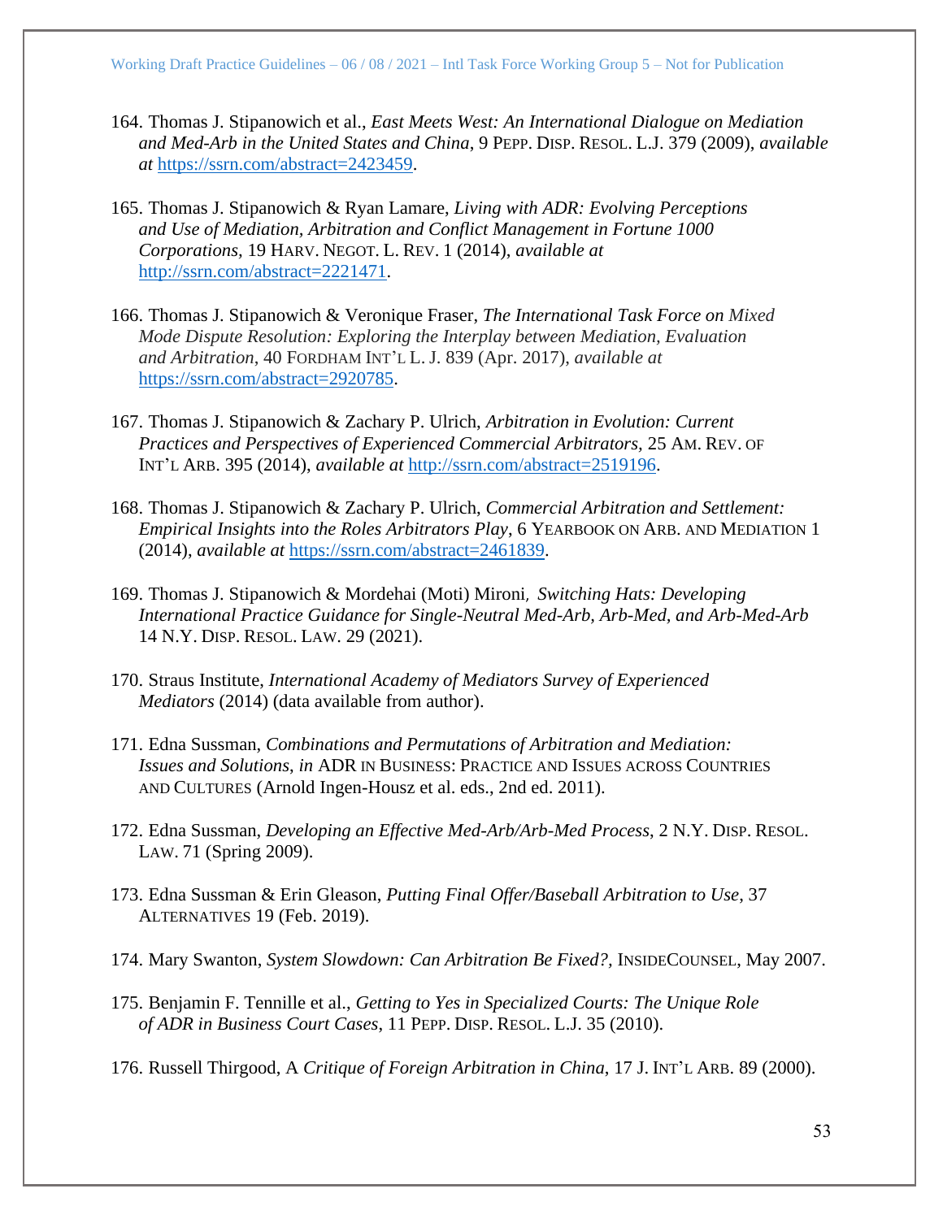164. Thomas J. Stipanowich et al., *East Meets West: An International Dialogue on Mediation and Med-Arb in the United States and China*, 9 PEPP. DISP. RESOL. L.J. 379 (2009), *available at* https://ssrn.com/abstract=2423459.

165. Thomas J. Stipanowich & Ryan Lamare, *Living with ADR: Evolving Perceptions and Use of Mediation, Arbitration and Conflict Management in Fortune 1000 Corporations*, 19 HARV. NEGOT. L. REV. 1 (2014), *available at* http://ssrn.com/abstract=2221471.

166. Thomas J. Stipanowich & Veronique Fraser, *The International Task Force on Mixed Mode Dispute Resolution: Exploring the Interplay between Mediation, Evaluation and Arbitration*, 40 FORDHAM INT'L L. J. 839 (Apr. 2017), *available at* https://ssrn.com/abstract=2920785.

167. Thomas J. Stipanowich & Zachary P. Ulrich, *Arbitration in Evolution: Current Practices and Perspectives of Experienced Commercial Arbitrators*, 25 AM. REV. OF INT'L ARB. 395 (2014), *available at* http://ssrn.com/abstract=2519196.

168. Thomas J. Stipanowich & Zachary P. Ulrich, *Commercial Arbitration and Settlement: Empirical Insights into the Roles Arbitrators Play*, 6 YEARBOOK ON ARB. AND MEDIATION 1 (2014), *available at* https://ssrn.com/abstract=2461839.

169. Thomas J. Stipanowich & Mordehai (Moti) Mironi, *Switching Hats: Developing International Practice Guidance for Single-Neutral Med-Arb, Arb-Med, and Arb-Med-Arb* 14 N.Y. DISP. RESOL. LAW. 29 (2021).

170. Straus Institute, *International Academy of Mediators Survey of Experienced Mediators* (2014) (data available from author).

171. Edna Sussman, *Combinations and Permutations of Arbitration and Mediation: Issues and Solutions*, *in* ADR IN BUSINESS: PRACTICE AND ISSUES ACROSS COUNTRIES AND CULTURES (Arnold Ingen-Housz et al. eds., 2nd ed. 2011).

172. Edna Sussman, *Developing an Effective Med-Arb/Arb-Med Process*, 2 N.Y. DISP. RESOL. LAW. 71 (Spring 2009).

173. Edna Sussman & Erin Gleason, *Putting Final Offer/Baseball Arbitration to Use*, 37 ALTERNATIVES 19 (Feb. 2019).

174. Mary Swanton, *System Slowdown: Can Arbitration Be Fixed?*, INSIDECOUNSEL, May 2007.

175. Benjamin F. Tennille et al., *Getting to Yes in Specialized Courts: The Unique Role of ADR in Business Court Cases*, 11 PEPP. DISP. RESOL. L.J. 35 (2010).

176. Russell Thirgood, A *Critique of Foreign Arbitration in China*, 17 J. INT'L ARB. 89 (2000).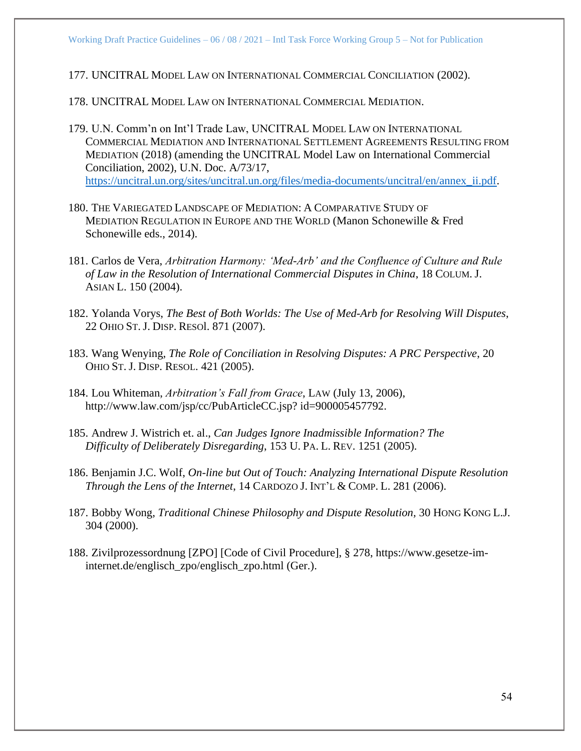177. UNCITRAL MODEL LAW ON INTERNATIONAL COMMERCIAL CONCILIATION (2002).

178. UNCITRAL MODEL LAW ON INTERNATIONAL COMMERCIAL MEDIATION.

179. U.N. Comm'n on Int'l Trade Law, UNCITRAL MODEL LAW ON INTERNATIONAL COMMERCIAL MEDIATION AND INTERNATIONAL SETTLEMENT AGREEMENTS RESULTING FROM MEDIATION (2018) (amending the UNCITRAL Model Law on International Commercial Conciliation, 2002), U.N. Doc. A/73/17, [https://uncitral.un.org/sites/uncitral.un.org/files/media-documents/uncitral/en/annex_ii.pdf](https://uncitral.un.org/sites/uncitral.un.org/files/media-documents/uncitral/en/annex_ii.pdf).

180. THE VARIEGATED LANDSCAPE OF MEDIATION: A COMPARATIVE STUDY OF MEDIATION REGULATION IN EUROPE AND THE WORLD (Manon Schonewille & Fred Schonewille eds., 2014).

181. Carlos de Vera, *Arbitration Harmony: 'Med-Arb' and the Confluence of Culture and Rule of Law in the Resolution of International Commercial Disputes in China*, 18 COLUM. J. ASIAN L. 150 (2004).

182. Yolanda Vorys, *The Best of Both Worlds: The Use of Med-Arb for Resolving Will Disputes*, 22 OHIO ST. J. DISP. RESOl. 871 (2007).

183. Wang Wenying, *The Role of Conciliation in Resolving Disputes: A PRC Perspective*, 20 OHIO ST. J. DISP. RESOL. 421 (2005).

184. Lou Whiteman, *Arbitration's Fall from Grace*, LAW (July 13, 2006), http://www.law.com/jsp/cc/PubArticleCC.jsp? id=900005457792.

185. Andrew J. Wistrich et. al., *Can Judges Ignore Inadmissible Information? The Difficulty of Deliberately Disregarding*, 153 U. PA. L. REV. 1251 (2005).

186. Benjamin J.C. Wolf, *On-line but Out of Touch: Analyzing International Dispute Resolution Through the Lens of the Internet*, 14 CARDOZO J. INT'L & COMP. L. 281 (2006).

187. Bobby Wong, *Traditional Chinese Philosophy and Dispute Resolution,* 30 HONG KONG L.J. 304 (2000).

188. Zivilprozessordnung [ZPO] [Code of Civil Procedure], § 278, https://www.gesetze-im-internet.de/englisch_zpo/englisch_zpo.html (Ger.).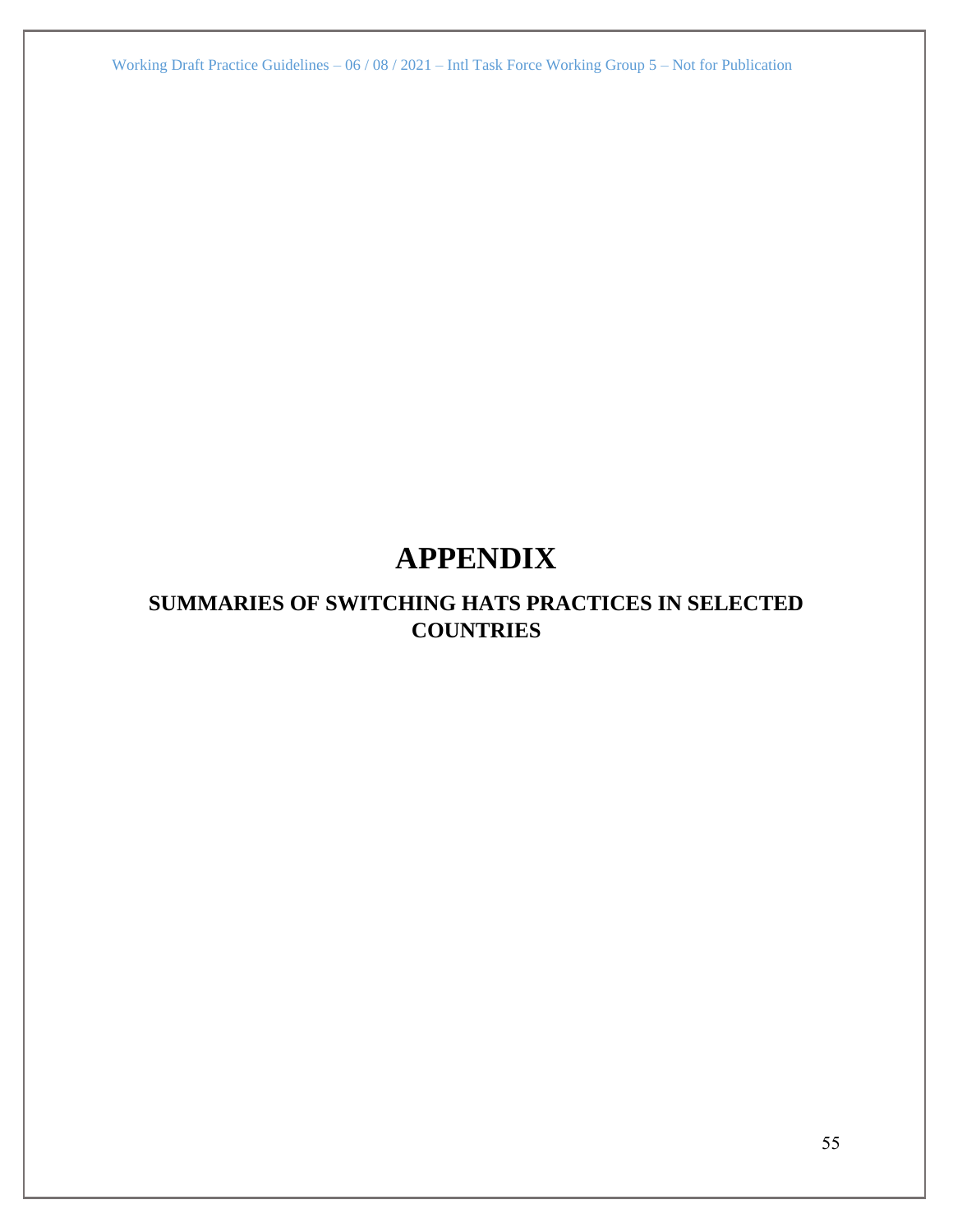# APPENDIX

## SUMMARIES OF SWITCHING HATS PRACTICES IN SELECTED COUNTRIES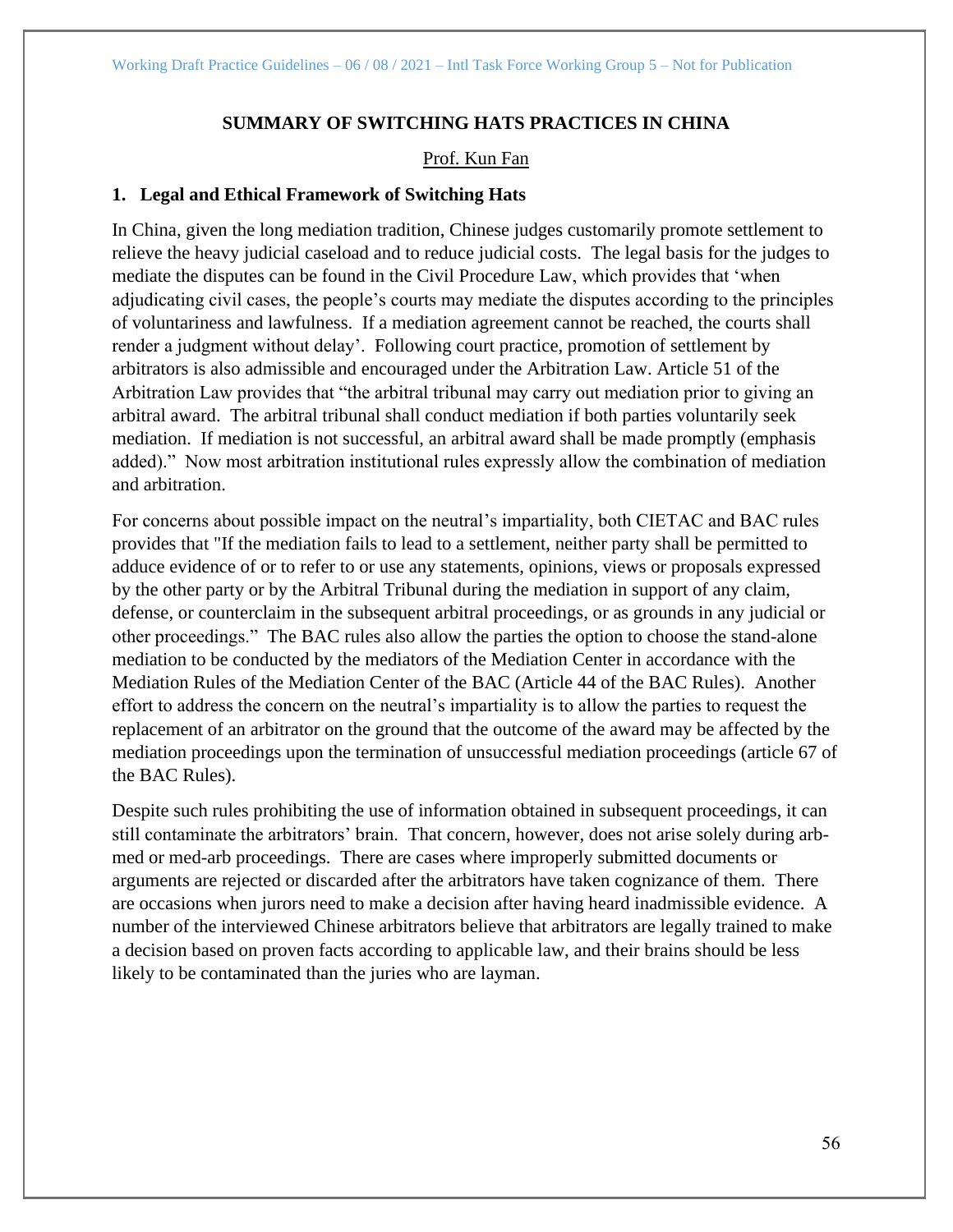## SUMMARY OF SWITCHING HATS PRACTICES IN CHINA

Prof. Kun Fan

### 1. Legal and Ethical Framework of Switching Hats

In China, given the long mediation tradition, Chinese judges customarily promote settlement to relieve the heavy judicial caseload and to reduce judicial costs. The legal basis for the judges to mediate the disputes can be found in the Civil Procedure Law, which provides that 'when adjudicating civil cases, the people's courts may mediate the disputes according to the principles of voluntariness and lawfulness. If a mediation agreement cannot be reached, the courts shall render a judgment without delay'. Following court practice, promotion of settlement by arbitrators is also admissible and encouraged under the Arbitration Law. Article 51 of the Arbitration Law provides that "the arbitral tribunal may carry out mediation prior to giving an arbitral award. The arbitral tribunal shall conduct mediation if both parties voluntarily seek mediation. If mediation is not successful, an arbitral award shall be made promptly (emphasis added)." Now most arbitration institutional rules expressly allow the combination of mediation and arbitration.

For concerns about possible impact on the neutral's impartiality, both CIETAC and BAC rules provides that "If the mediation fails to lead to a settlement, neither party shall be permitted to adduce evidence of or to refer to or use any statements, opinions, views or proposals expressed by the other party or by the Arbitral Tribunal during the mediation in support of any claim, defense, or counterclaim in the subsequent arbitral proceedings, or as grounds in any judicial or other proceedings." The BAC rules also allow the parties the option to choose the stand-alone mediation to be conducted by the mediators of the Mediation Center in accordance with the Mediation Rules of the Mediation Center of the BAC (Article 44 of the BAC Rules). Another effort to address the concern on the neutral's impartiality is to allow the parties to request the replacement of an arbitrator on the ground that the outcome of the award may be affected by the mediation proceedings upon the termination of unsuccessful mediation proceedings (article 67 of the BAC Rules).

Despite such rules prohibiting the use of information obtained in subsequent proceedings, it can still contaminate the arbitrators' brain. That concern, however, does not arise solely during arb-med or med-arb proceedings. There are cases where improperly submitted documents or arguments are rejected or discarded after the arbitrators have taken cognizance of them. There are occasions when jurors need to make a decision after having heard inadmissible evidence. A number of the interviewed Chinese arbitrators believe that arbitrators are legally trained to make a decision based on proven facts according to applicable law, and their brains should be less likely to be contaminated than the juries who are layman.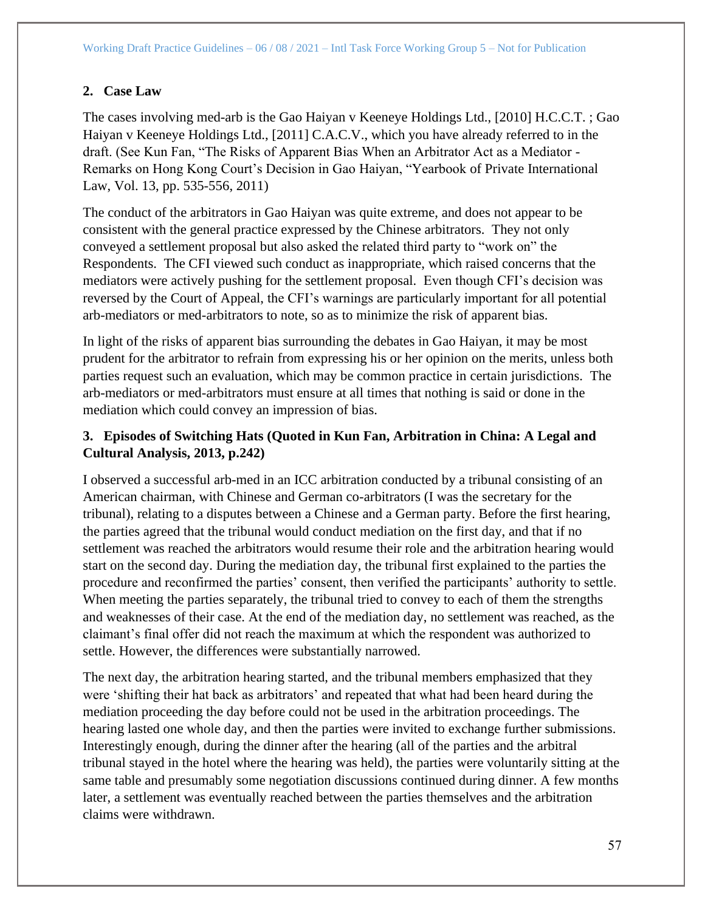## 2. Case Law

The cases involving med-arb is the Gao Haiyan v Keeneye Holdings Ltd., [2010] H.C.C.T. ; Gao Haiyan v Keeneye Holdings Ltd., [2011] C.A.C.V., which you have already referred to in the draft. (See Kun Fan, "The Risks of Apparent Bias When an Arbitrator Act as a Mediator - Remarks on Hong Kong Court's Decision in Gao Haiyan, "Yearbook of Private International Law, Vol. 13, pp. 535-556, 2011)

The conduct of the arbitrators in Gao Haiyan was quite extreme, and does not appear to be consistent with the general practice expressed by the Chinese arbitrators. They not only conveyed a settlement proposal but also asked the related third party to "work on" the Respondents. The CFI viewed such conduct as inappropriate, which raised concerns that the mediators were actively pushing for the settlement proposal. Even though CFI's decision was reversed by the Court of Appeal, the CFI's warnings are particularly important for all potential arb-mediators or med-arbitrators to note, so as to minimize the risk of apparent bias.

In light of the risks of apparent bias surrounding the debates in Gao Haiyan, it may be most prudent for the arbitrator to refrain from expressing his or her opinion on the merits, unless both parties request such an evaluation, which may be common practice in certain jurisdictions. The arb-mediators or med-arbitrators must ensure at all times that nothing is said or done in the mediation which could convey an impression of bias.

## 3. Episodes of Switching Hats (Quoted in Kun Fan, Arbitration in China: A Legal and Cultural Analysis, 2013, p.242)

I observed a successful arb-med in an ICC arbitration conducted by a tribunal consisting of an American chairman, with Chinese and German co-arbitrators (I was the secretary for the tribunal), relating to a disputes between a Chinese and a German party. Before the first hearing, the parties agreed that the tribunal would conduct mediation on the first day, and that if no settlement was reached the arbitrators would resume their role and the arbitration hearing would start on the second day. During the mediation day, the tribunal first explained to the parties the procedure and reconfirmed the parties' consent, then verified the participants' authority to settle. When meeting the parties separately, the tribunal tried to convey to each of them the strengths and weaknesses of their case. At the end of the mediation day, no settlement was reached, as the claimant's final offer did not reach the maximum at which the respondent was authorized to settle. However, the differences were substantially narrowed.

The next day, the arbitration hearing started, and the tribunal members emphasized that they were 'shifting their hat back as arbitrators' and repeated that what had been heard during the mediation proceeding the day before could not be used in the arbitration proceedings. The hearing lasted one whole day, and then the parties were invited to exchange further submissions. Interestingly enough, during the dinner after the hearing (all of the parties and the arbitral tribunal stayed in the hotel where the hearing was held), the parties were voluntarily sitting at the same table and presumably some negotiation discussions continued during dinner. A few months later, a settlement was eventually reached between the parties themselves and the arbitration claims were withdrawn.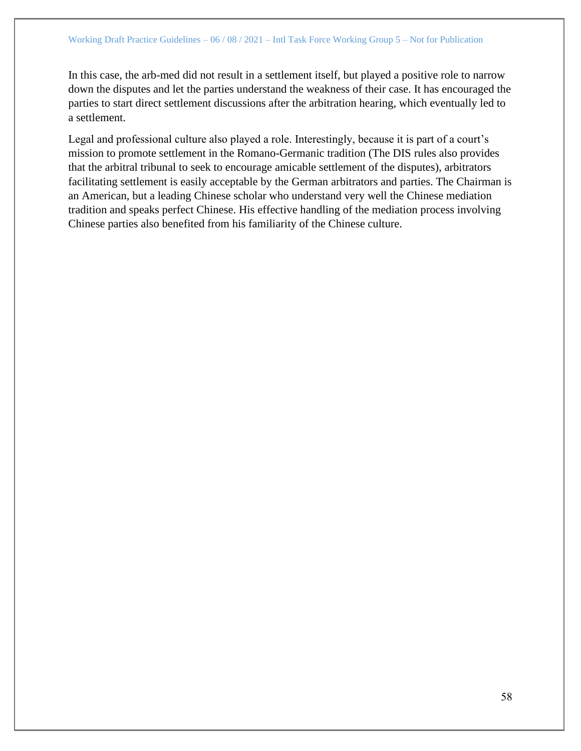In this case, the arb-med did not result in a settlement itself, but played a positive role to narrow down the disputes and let the parties understand the weakness of their case. It has encouraged the parties to start direct settlement discussions after the arbitration hearing, which eventually led to a settlement.

Legal and professional culture also played a role. Interestingly, because it is part of a court's mission to promote settlement in the Romano-Germanic tradition (The DIS rules also provides that the arbitral tribunal to seek to encourage amicable settlement of the disputes), arbitrators facilitating settlement is easily acceptable by the German arbitrators and parties. The Chairman is an American, but a leading Chinese scholar who understand very well the Chinese mediation tradition and speaks perfect Chinese. His effective handling of the mediation process involving Chinese parties also benefited from his familiarity of the Chinese culture.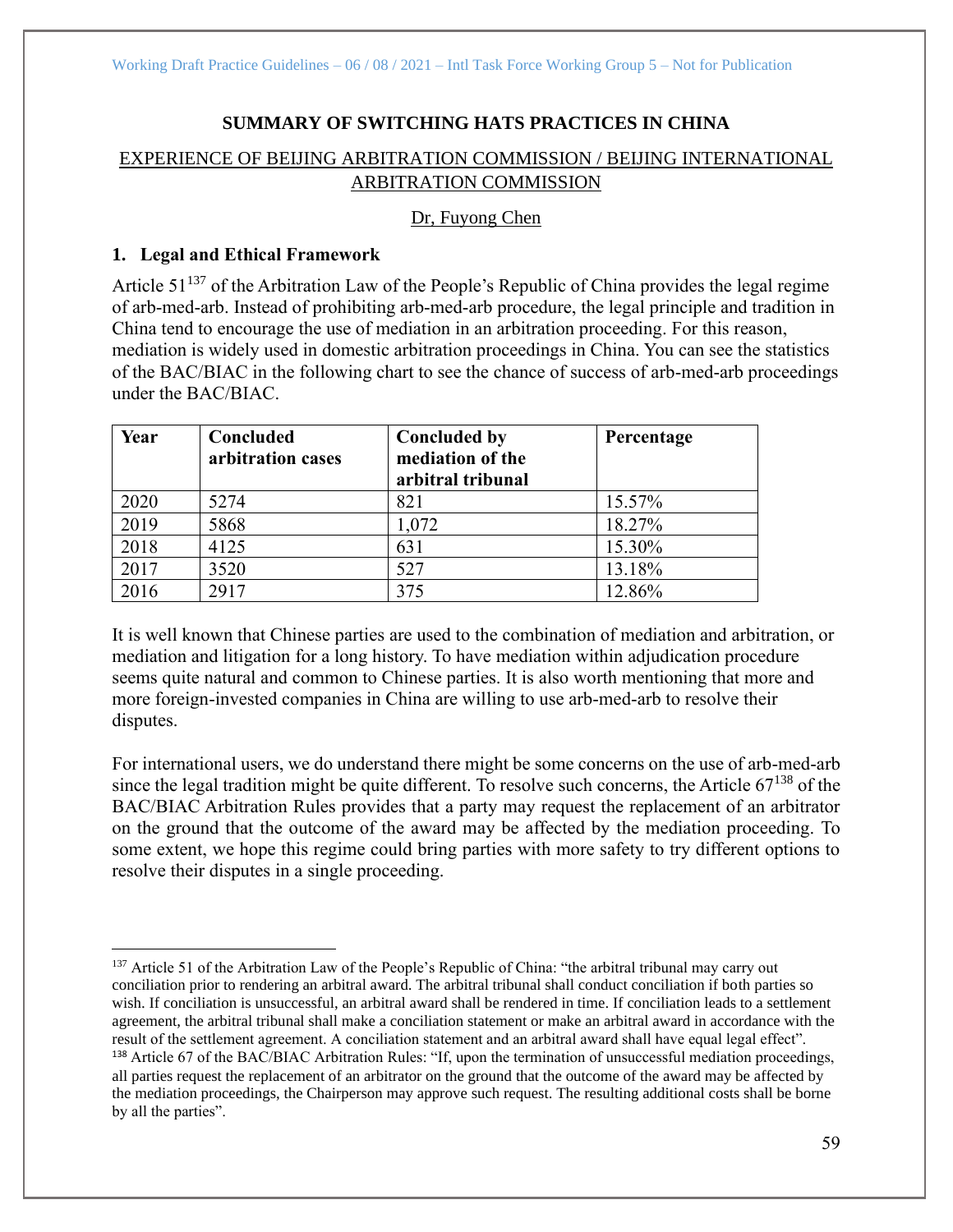# SUMMARY OF SWITCHING HATS PRACTICES IN CHINA

## EXPERIENCE OF BEIJING ARBITRATION COMMISSION / BEIJING INTERNATIONAL ARBITRATION COMMISSION

Dr, Fuyong Chen

### 1. Legal and Ethical Framework

Article 51[137] of the Arbitration Law of the People's Republic of China provides the legal regime of arb-med-arb. Instead of prohibiting arb-med-arb procedure, the legal principle and tradition in China tend to encourage the use of mediation in an arbitration proceeding. For this reason, mediation is widely used in domestic arbitration proceedings in China. You can see the statistics of the BAC/BIAC in the following chart to see the chance of success of arb-med-arb proceedings under the BAC/BIAC.

| Year | Concluded arbitration cases | Concluded by mediation of the arbitral tribunal | Percentage |
|---|---|---|---|
| 2020 | 5274 | 821 | 15.57% |
| 2019 | 5868 | 1,072 | 18.27% |
| 2018 | 4125 | 631 | 15.30% |
| 2017 | 3520 | 527 | 13.18% |
| 2016 | 2917 | 375 | 12.86% |

It is well known that Chinese parties are used to the combination of mediation and arbitration, or mediation and litigation for a long history. To have mediation within adjudication procedure seems quite natural and common to Chinese parties. It is also worth mentioning that more and more foreign-invested companies in China are willing to use arb-med-arb to resolve their disputes.

For international users, we do understand there might be some concerns on the use of arb-med-arb since the legal tradition might be quite different. To resolve such concerns, the Article 67[138] of the BAC/BIAC Arbitration Rules provides that a party may request the replacement of an arbitrator on the ground that the outcome of the award may be affected by the mediation proceeding. To some extent, we hope this regime could bring parties with more safety to try different options to resolve their disputes in a single proceeding.

---

[137] Article 51 of the Arbitration Law of the People's Republic of China: "the arbitral tribunal may carry out conciliation prior to rendering an arbitral award. The arbitral tribunal shall conduct conciliation if both parties so wish. If conciliation is unsuccessful, an arbitral award shall be rendered in time. If conciliation leads to a settlement agreement, the arbitral tribunal shall make a conciliation statement or make an arbitral award in accordance with the result of the settlement agreement. A conciliation statement and an arbitral award shall have equal legal effect".

[138] Article 67 of the BAC/BIAC Arbitration Rules: "If, upon the termination of unsuccessful mediation proceedings, all parties request the replacement of an arbitrator on the ground that the outcome of the award may be affected by the mediation proceedings, the Chairperson may approve such request. The resulting additional costs shall be borne by all the parties".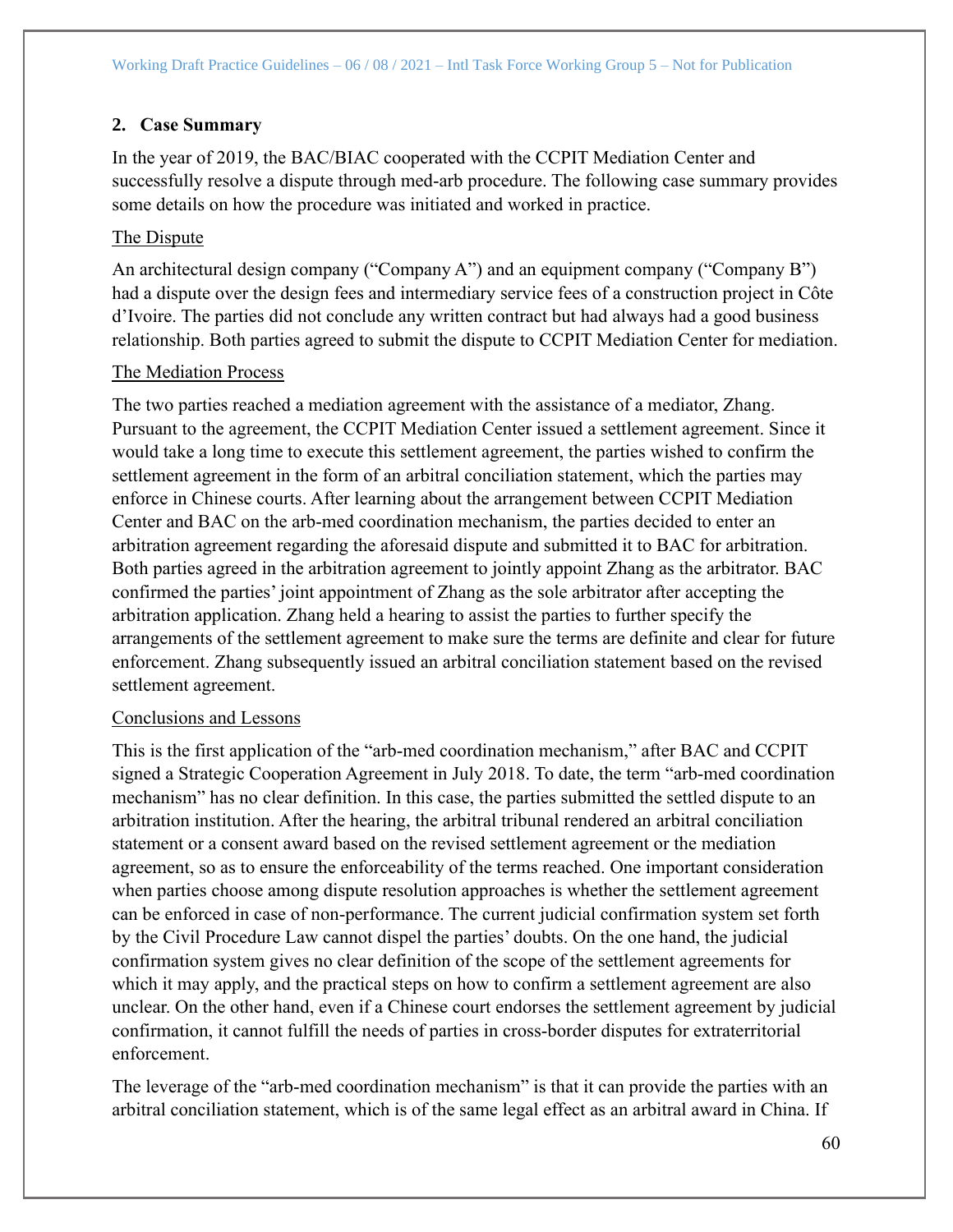## 2. Case Summary

In the year of 2019, the BAC/BIAC cooperated with the CCPIT Mediation Center and successfully resolve a dispute through med-arb procedure. The following case summary provides some details on how the procedure was initiated and worked in practice.

The Dispute

An architectural design company ("Company A") and an equipment company ("Company B") had a dispute over the design fees and intermediary service fees of a construction project in Côte d'Ivoire. The parties did not conclude any written contract but had always had a good business relationship. Both parties agreed to submit the dispute to CCPIT Mediation Center for mediation.

The Mediation Process

The two parties reached a mediation agreement with the assistance of a mediator, Zhang. Pursuant to the agreement, the CCPIT Mediation Center issued a settlement agreement. Since it would take a long time to execute this settlement agreement, the parties wished to confirm the settlement agreement in the form of an arbitral conciliation statement, which the parties may enforce in Chinese courts. After learning about the arrangement between CCPIT Mediation Center and BAC on the arb-med coordination mechanism, the parties decided to enter an arbitration agreement regarding the aforesaid dispute and submitted it to BAC for arbitration. Both parties agreed in the arbitration agreement to jointly appoint Zhang as the arbitrator. BAC confirmed the parties' joint appointment of Zhang as the sole arbitrator after accepting the arbitration application. Zhang held a hearing to assist the parties to further specify the arrangements of the settlement agreement to make sure the terms are definite and clear for future enforcement. Zhang subsequently issued an arbitral conciliation statement based on the revised settlement agreement.

Conclusions and Lessons

This is the first application of the "arb-med coordination mechanism," after BAC and CCPIT signed a Strategic Cooperation Agreement in July 2018. To date, the term "arb-med coordination mechanism" has no clear definition. In this case, the parties submitted the settled dispute to an arbitration institution. After the hearing, the arbitral tribunal rendered an arbitral conciliation statement or a consent award based on the revised settlement agreement or the mediation agreement, so as to ensure the enforceability of the terms reached. One important consideration when parties choose among dispute resolution approaches is whether the settlement agreement can be enforced in case of non-performance. The current judicial confirmation system set forth by the Civil Procedure Law cannot dispel the parties' doubts. On the one hand, the judicial confirmation system gives no clear definition of the scope of the settlement agreements for which it may apply, and the practical steps on how to confirm a settlement agreement are also unclear. On the other hand, even if a Chinese court endorses the settlement agreement by judicial confirmation, it cannot fulfill the needs of parties in cross-border disputes for extraterritorial enforcement.

The leverage of the "arb-med coordination mechanism" is that it can provide the parties with an arbitral conciliation statement, which is of the same legal effect as an arbitral award in China. If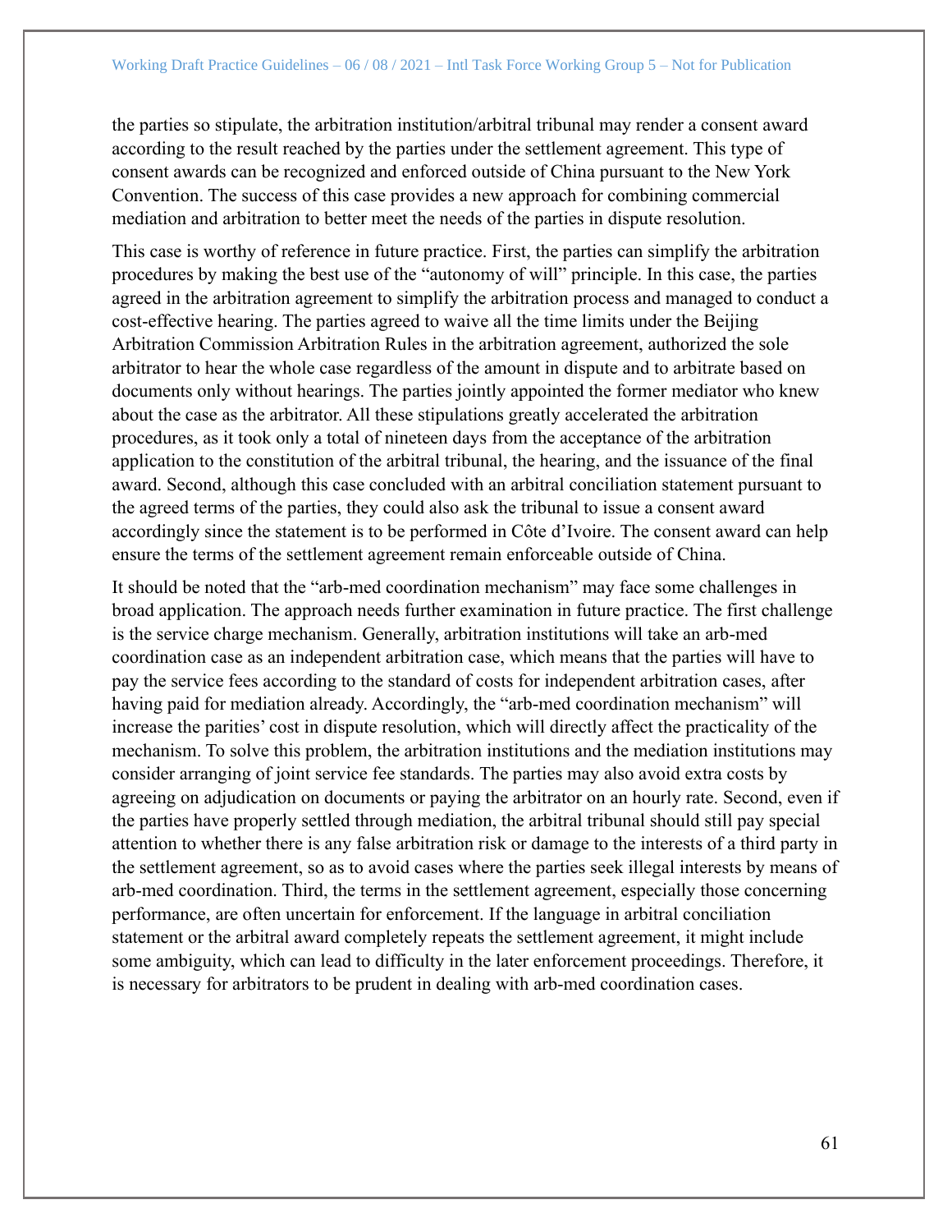the parties so stipulate, the arbitration institution/arbitral tribunal may render a consent award according to the result reached by the parties under the settlement agreement. This type of consent awards can be recognized and enforced outside of China pursuant to the New York Convention. The success of this case provides a new approach for combining commercial mediation and arbitration to better meet the needs of the parties in dispute resolution.

This case is worthy of reference in future practice. First, the parties can simplify the arbitration procedures by making the best use of the "autonomy of will" principle. In this case, the parties agreed in the arbitration agreement to simplify the arbitration process and managed to conduct a cost-effective hearing. The parties agreed to waive all the time limits under the Beijing Arbitration Commission Arbitration Rules in the arbitration agreement, authorized the sole arbitrator to hear the whole case regardless of the amount in dispute and to arbitrate based on documents only without hearings. The parties jointly appointed the former mediator who knew about the case as the arbitrator. All these stipulations greatly accelerated the arbitration procedures, as it took only a total of nineteen days from the acceptance of the arbitration application to the constitution of the arbitral tribunal, the hearing, and the issuance of the final award. Second, although this case concluded with an arbitral conciliation statement pursuant to the agreed terms of the parties, they could also ask the tribunal to issue a consent award accordingly since the statement is to be performed in Côte d'Ivoire. The consent award can help ensure the terms of the settlement agreement remain enforceable outside of China.

It should be noted that the "arb-med coordination mechanism" may face some challenges in broad application. The approach needs further examination in future practice. The first challenge is the service charge mechanism. Generally, arbitration institutions will take an arb-med coordination case as an independent arbitration case, which means that the parties will have to pay the service fees according to the standard of costs for independent arbitration cases, after having paid for mediation already. Accordingly, the "arb-med coordination mechanism" will increase the parities' cost in dispute resolution, which will directly affect the practicality of the mechanism. To solve this problem, the arbitration institutions and the mediation institutions may consider arranging of joint service fee standards. The parties may also avoid extra costs by agreeing on adjudication on documents or paying the arbitrator on an hourly rate. Second, even if the parties have properly settled through mediation, the arbitral tribunal should still pay special attention to whether there is any false arbitration risk or damage to the interests of a third party in the settlement agreement, so as to avoid cases where the parties seek illegal interests by means of arb-med coordination. Third, the terms in the settlement agreement, especially those concerning performance, are often uncertain for enforcement. If the language in arbitral conciliation statement or the arbitral award completely repeats the settlement agreement, it might include some ambiguity, which can lead to difficulty in the later enforcement proceedings. Therefore, it is necessary for arbitrators to be prudent in dealing with arb-med coordination cases.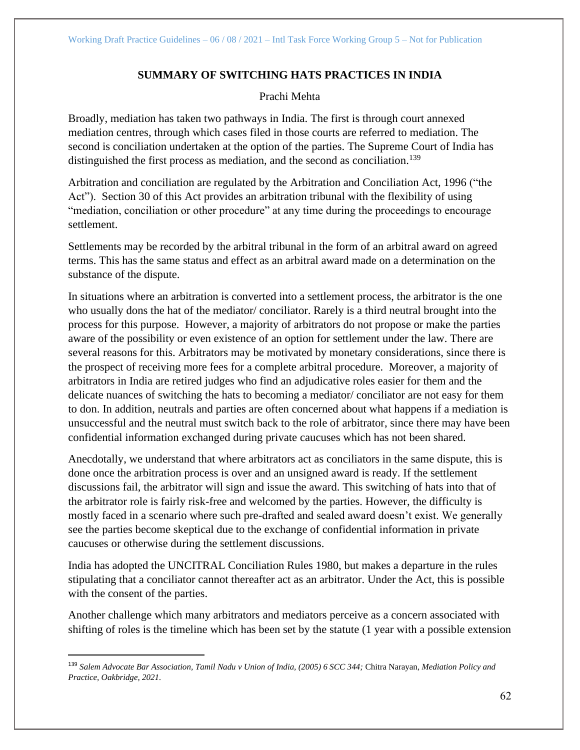## SUMMARY OF SWITCHING HATS PRACTICES IN INDIA

Prachi Mehta

Broadly, mediation has taken two pathways in India. The first is through court annexed mediation centres, through which cases filed in those courts are referred to mediation. The second is conciliation undertaken at the option of the parties. The Supreme Court of India has distinguished the first process as mediation, and the second as conciliation.[139]

Arbitration and conciliation are regulated by the Arbitration and Conciliation Act, 1996 ("the Act"). Section 30 of this Act provides an arbitration tribunal with the flexibility of using "mediation, conciliation or other procedure" at any time during the proceedings to encourage settlement.

Settlements may be recorded by the arbitral tribunal in the form of an arbitral award on agreed terms. This has the same status and effect as an arbitral award made on a determination on the substance of the dispute.

In situations where an arbitration is converted into a settlement process, the arbitrator is the one who usually dons the hat of the mediator/ conciliator. Rarely is a third neutral brought into the process for this purpose. However, a majority of arbitrators do not propose or make the parties aware of the possibility or even existence of an option for settlement under the law. There are several reasons for this. Arbitrators may be motivated by monetary considerations, since there is the prospect of receiving more fees for a complete arbitral procedure. Moreover, a majority of arbitrators in India are retired judges who find an adjudicative roles easier for them and the delicate nuances of switching the hats to becoming a mediator/ conciliator are not easy for them to don. In addition, neutrals and parties are often concerned about what happens if a mediation is unsuccessful and the neutral must switch back to the role of arbitrator, since there may have been confidential information exchanged during private caucuses which has not been shared.

Anecdotally, we understand that where arbitrators act as conciliators in the same dispute, this is done once the arbitration process is over and an unsigned award is ready. If the settlement discussions fail, the arbitrator will sign and issue the award. This switching of hats into that of the arbitrator role is fairly risk-free and welcomed by the parties. However, the difficulty is mostly faced in a scenario where such pre-drafted and sealed award doesn't exist. We generally see the parties become skeptical due to the exchange of confidential information in private caucuses or otherwise during the settlement discussions.

India has adopted the UNCITRAL Conciliation Rules 1980, but makes a departure in the rules stipulating that a conciliator cannot thereafter act as an arbitrator. Under the Act, this is possible with the consent of the parties.

Another challenge which many arbitrators and mediators perceive as a concern associated with shifting of roles is the timeline which has been set by the statute (1 year with a possible extension

---

[139] *Salem Advocate Bar Association, Tamil Nadu v Union of India, (2005) 6 SCC 344;* Chitra Narayan, *Mediation Policy and Practice, Oakbridge, 2021.*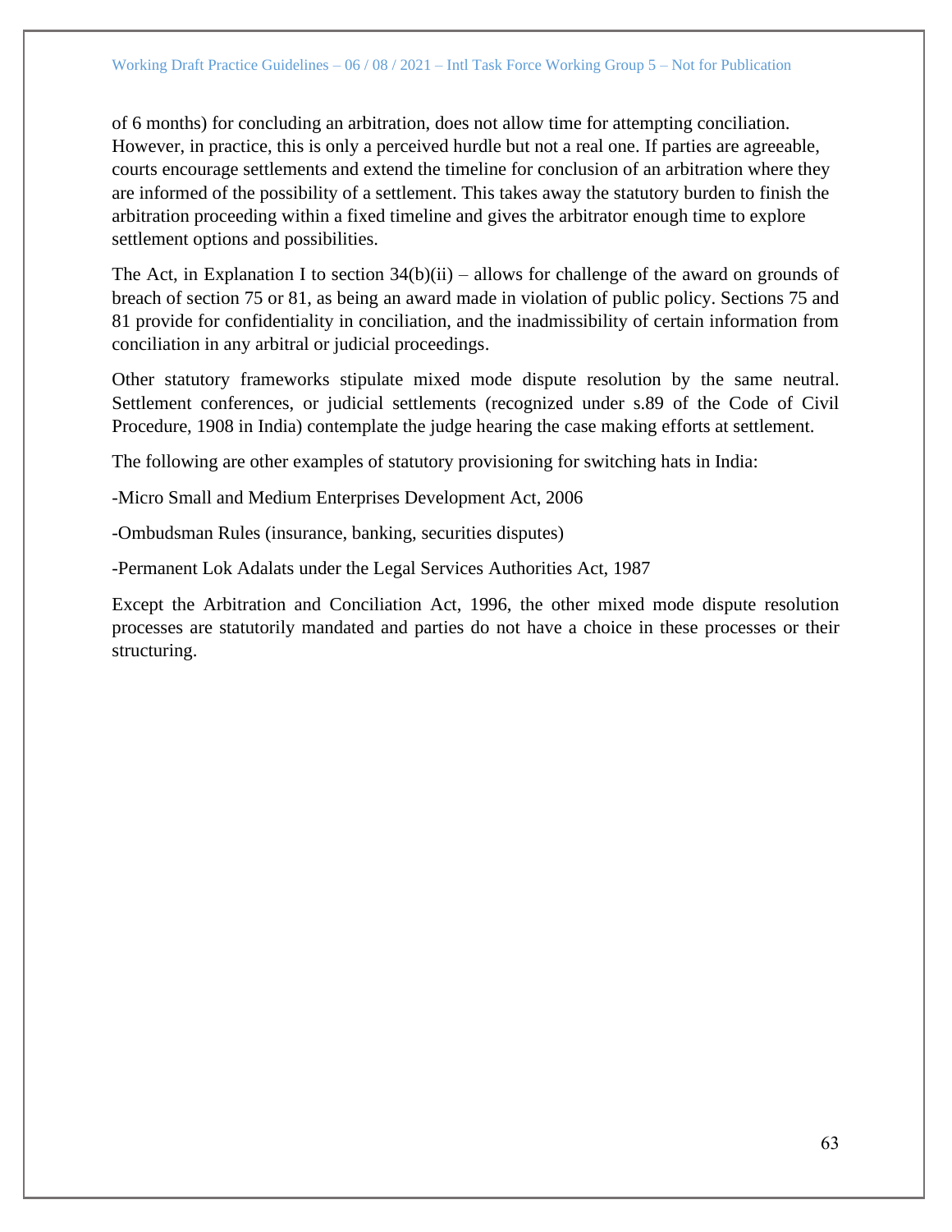of 6 months) for concluding an arbitration, does not allow time for attempting conciliation. However, in practice, this is only a perceived hurdle but not a real one. If parties are agreeable, courts encourage settlements and extend the timeline for conclusion of an arbitration where they are informed of the possibility of a settlement. This takes away the statutory burden to finish the arbitration proceeding within a fixed timeline and gives the arbitrator enough time to explore settlement options and possibilities.

The Act, in Explanation I to section 34(b)(ii) – allows for challenge of the award on grounds of breach of section 75 or 81, as being an award made in violation of public policy. Sections 75 and 81 provide for confidentiality in conciliation, and the inadmissibility of certain information from conciliation in any arbitral or judicial proceedings.

Other statutory frameworks stipulate mixed mode dispute resolution by the same neutral. Settlement conferences, or judicial settlements (recognized under s.89 of the Code of Civil Procedure, 1908 in India) contemplate the judge hearing the case making efforts at settlement.

The following are other examples of statutory provisioning for switching hats in India:

-Micro Small and Medium Enterprises Development Act, 2006

-Ombudsman Rules (insurance, banking, securities disputes)

-Permanent Lok Adalats under the Legal Services Authorities Act, 1987

Except the Arbitration and Conciliation Act, 1996, the other mixed mode dispute resolution processes are statutorily mandated and parties do not have a choice in these processes or their structuring.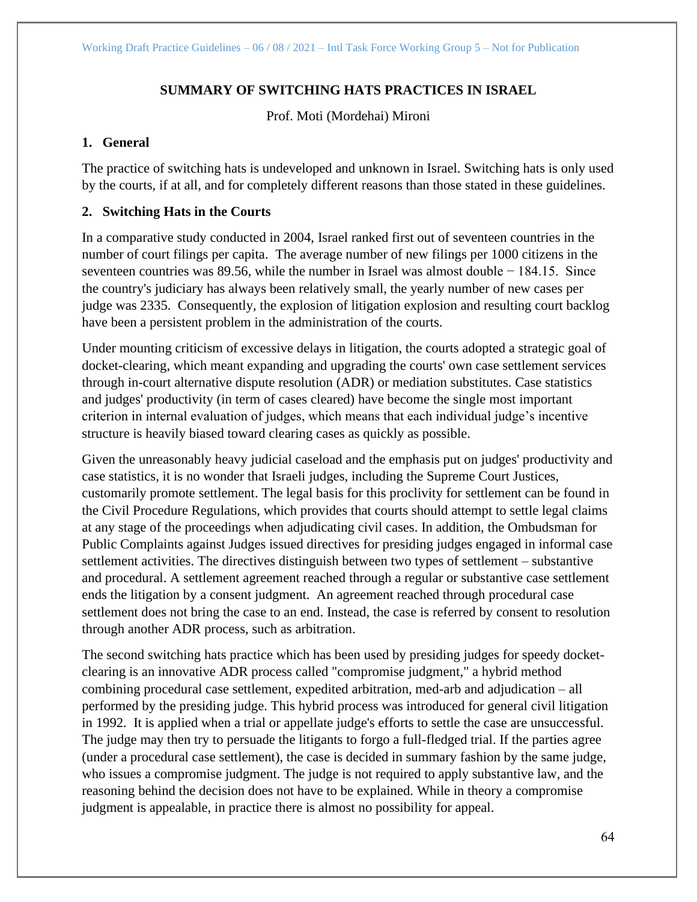## SUMMARY OF SWITCHING HATS PRACTICES IN ISRAEL

Prof. Moti (Mordehai) Mironi

### 1. General

The practice of switching hats is undeveloped and unknown in Israel. Switching hats is only used by the courts, if at all, and for completely different reasons than those stated in these guidelines.

### 2. Switching Hats in the Courts

In a comparative study conducted in 2004, Israel ranked first out of seventeen countries in the number of court filings per capita. The average number of new filings per 1000 citizens in the seventeen countries was 89.56, while the number in Israel was almost double − 184.15. Since the country's judiciary has always been relatively small, the yearly number of new cases per judge was 2335. Consequently, the explosion of litigation explosion and resulting court backlog have been a persistent problem in the administration of the courts.

Under mounting criticism of excessive delays in litigation, the courts adopted a strategic goal of docket-clearing, which meant expanding and upgrading the courts' own case settlement services through in-court alternative dispute resolution (ADR) or mediation substitutes. Case statistics and judges' productivity (in term of cases cleared) have become the single most important criterion in internal evaluation of judges, which means that each individual judge's incentive structure is heavily biased toward clearing cases as quickly as possible.

Given the unreasonably heavy judicial caseload and the emphasis put on judges' productivity and case statistics, it is no wonder that Israeli judges, including the Supreme Court Justices, customarily promote settlement. The legal basis for this proclivity for settlement can be found in the Civil Procedure Regulations, which provides that courts should attempt to settle legal claims at any stage of the proceedings when adjudicating civil cases. In addition, the Ombudsman for Public Complaints against Judges issued directives for presiding judges engaged in informal case settlement activities. The directives distinguish between two types of settlement – substantive and procedural. A settlement agreement reached through a regular or substantive case settlement ends the litigation by a consent judgment. An agreement reached through procedural case settlement does not bring the case to an end. Instead, the case is referred by consent to resolution through another ADR process, such as arbitration.

The second switching hats practice which has been used by presiding judges for speedy docket-clearing is an innovative ADR process called "compromise judgment," a hybrid method combining procedural case settlement, expedited arbitration, med-arb and adjudication – all performed by the presiding judge. This hybrid process was introduced for general civil litigation in 1992. It is applied when a trial or appellate judge's efforts to settle the case are unsuccessful. The judge may then try to persuade the litigants to forgo a full-fledged trial. If the parties agree (under a procedural case settlement), the case is decided in summary fashion by the same judge, who issues a compromise judgment. The judge is not required to apply substantive law, and the reasoning behind the decision does not have to be explained. While in theory a compromise judgment is appealable, in practice there is almost no possibility for appeal.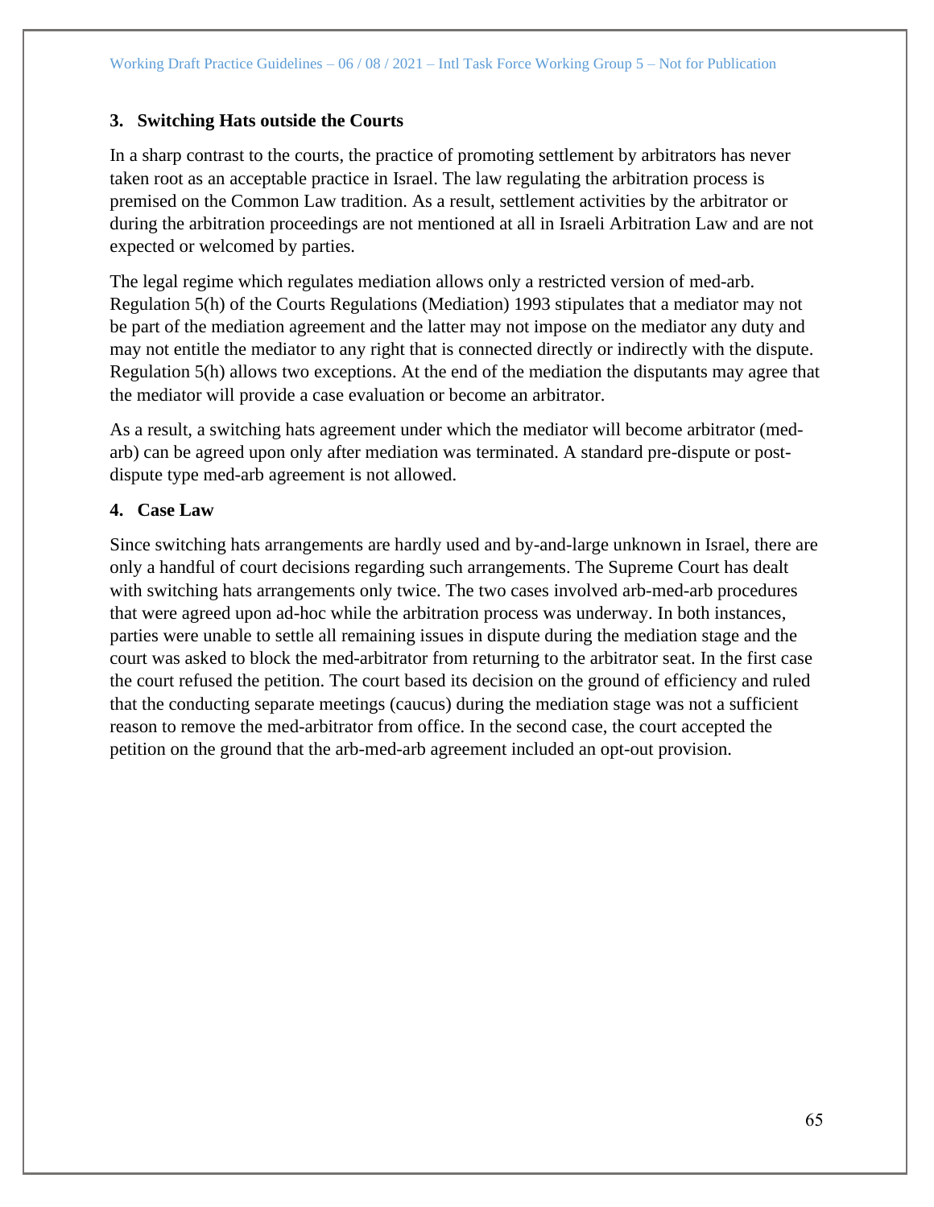### 3. Switching Hats outside the Courts

In a sharp contrast to the courts, the practice of promoting settlement by arbitrators has never taken root as an acceptable practice in Israel. The law regulating the arbitration process is premised on the Common Law tradition. As a result, settlement activities by the arbitrator or during the arbitration proceedings are not mentioned at all in Israeli Arbitration Law and are not expected or welcomed by parties.

The legal regime which regulates mediation allows only a restricted version of med-arb. Regulation 5(h) of the Courts Regulations (Mediation) 1993 stipulates that a mediator may not be part of the mediation agreement and the latter may not impose on the mediator any duty and may not entitle the mediator to any right that is connected directly or indirectly with the dispute. Regulation 5(h) allows two exceptions. At the end of the mediation the disputants may agree that the mediator will provide a case evaluation or become an arbitrator.

As a result, a switching hats agreement under which the mediator will become arbitrator (med-arb) can be agreed upon only after mediation was terminated. A standard pre-dispute or post-dispute type med-arb agreement is not allowed.

### 4. Case Law

Since switching hats arrangements are hardly used and by-and-large unknown in Israel, there are only a handful of court decisions regarding such arrangements. The Supreme Court has dealt with switching hats arrangements only twice. The two cases involved arb-med-arb procedures that were agreed upon ad-hoc while the arbitration process was underway. In both instances, parties were unable to settle all remaining issues in dispute during the mediation stage and the court was asked to block the med-arbitrator from returning to the arbitrator seat. In the first case the court refused the petition. The court based its decision on the ground of efficiency and ruled that the conducting separate meetings (caucus) during the mediation stage was not a sufficient reason to remove the med-arbitrator from office. In the second case, the court accepted the petition on the ground that the arb-med-arb agreement included an opt-out provision.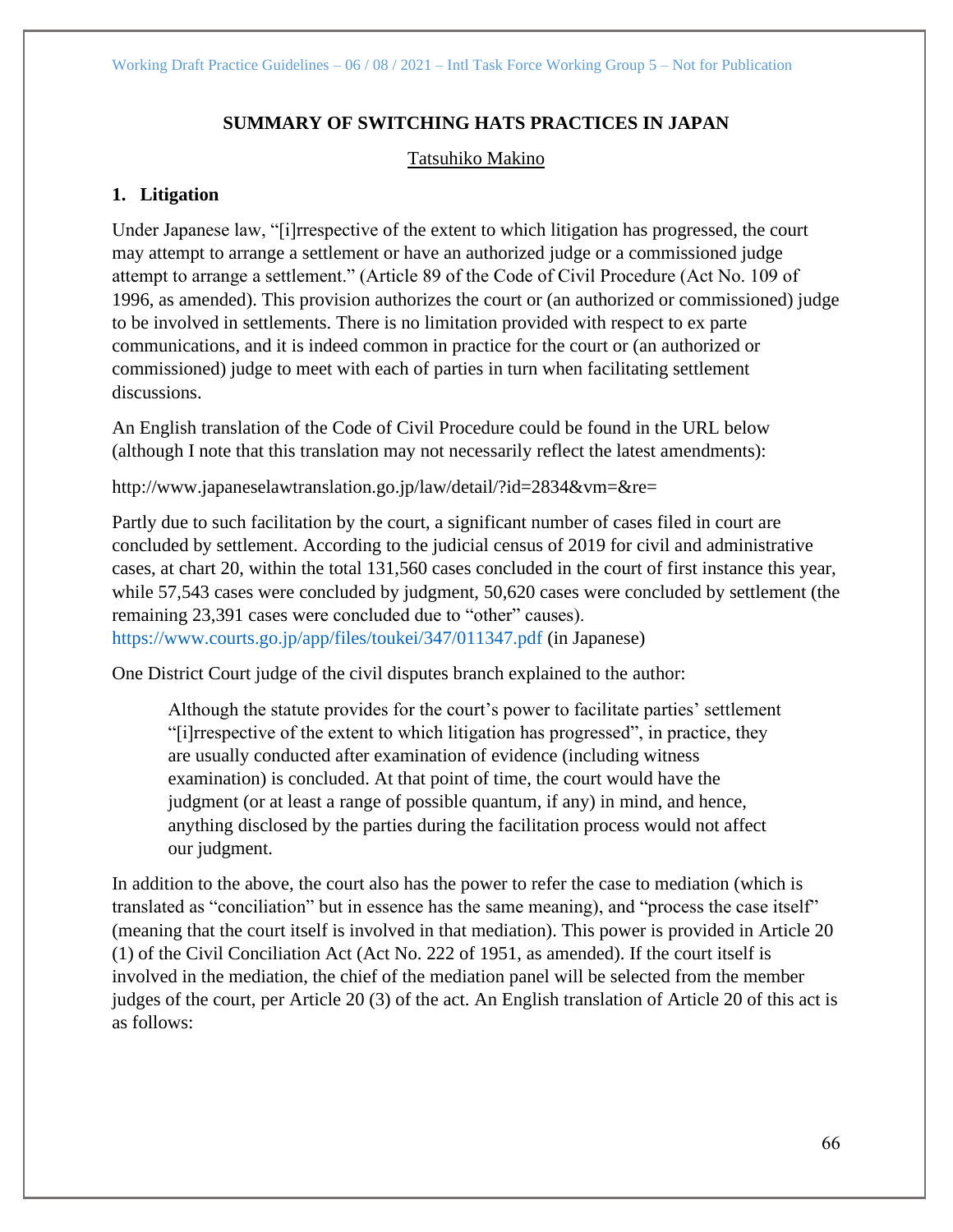## SUMMARY OF SWITCHING HATS PRACTICES IN JAPAN

Tatsuhiko Makino

### 1. Litigation

Under Japanese law, "[i]rrespective of the extent to which litigation has progressed, the court may attempt to arrange a settlement or have an authorized judge or a commissioned judge attempt to arrange a settlement." (Article 89 of the Code of Civil Procedure (Act No. 109 of 1996, as amended). This provision authorizes the court or (an authorized or commissioned) judge to be involved in settlements. There is no limitation provided with respect to ex parte communications, and it is indeed common in practice for the court or (an authorized or commissioned) judge to meet with each of parties in turn when facilitating settlement discussions.

An English translation of the Code of Civil Procedure could be found in the URL below (although I note that this translation may not necessarily reflect the latest amendments):

http://www.japaneselawtranslation.go.jp/law/detail/?id=2834&vm=&re=

Partly due to such facilitation by the court, a significant number of cases filed in court are concluded by settlement. According to the judicial census of 2019 for civil and administrative cases, at chart 20, within the total 131,560 cases concluded in the court of first instance this year, while 57,543 cases were concluded by judgment, 50,620 cases were concluded by settlement (the remaining 23,391 cases were concluded due to "other" causes). https://www.courts.go.jp/app/files/toukei/347/011347.pdf (in Japanese)

One District Court judge of the civil disputes branch explained to the author:

> Although the statute provides for the court's power to facilitate parties' settlement "[i]rrespective of the extent to which litigation has progressed", in practice, they are usually conducted after examination of evidence (including witness examination) is concluded. At that point of time, the court would have the judgment (or at least a range of possible quantum, if any) in mind, and hence, anything disclosed by the parties during the facilitation process would not affect our judgment.

In addition to the above, the court also has the power to refer the case to mediation (which is translated as "conciliation" but in essence has the same meaning), and "process the case itself" (meaning that the court itself is involved in that mediation). This power is provided in Article 20 (1) of the Civil Conciliation Act (Act No. 222 of 1951, as amended). If the court itself is involved in the mediation, the chief of the mediation panel will be selected from the member judges of the court, per Article 20 (3) of the act. An English translation of Article 20 of this act is as follows: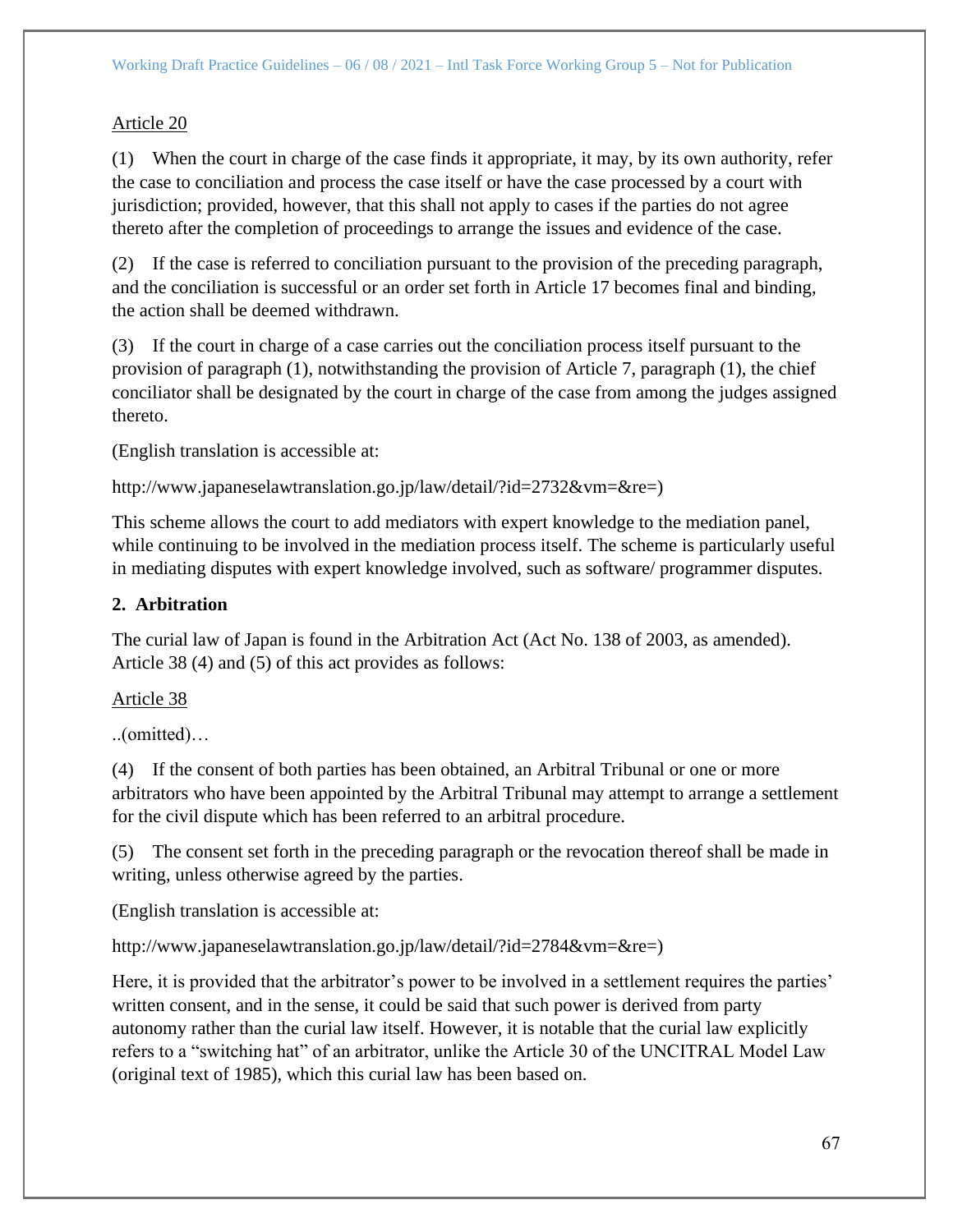<u>Article 20</u>

(1) When the court in charge of the case finds it appropriate, it may, by its own authority, refer the case to conciliation and process the case itself or have the case processed by a court with jurisdiction; provided, however, that this shall not apply to cases if the parties do not agree thereto after the completion of proceedings to arrange the issues and evidence of the case.

(2) If the case is referred to conciliation pursuant to the provision of the preceding paragraph, and the conciliation is successful or an order set forth in Article 17 becomes final and binding, the action shall be deemed withdrawn.

(3) If the court in charge of a case carries out the conciliation process itself pursuant to the provision of paragraph (1), notwithstanding the provision of Article 7, paragraph (1), the chief conciliator shall be designated by the court in charge of the case from among the judges assigned thereto.

(English translation is accessible at:

http://www.japaneselawtranslation.go.jp/law/detail/?id=2732&vm=&re=)

This scheme allows the court to add mediators with expert knowledge to the mediation panel, while continuing to be involved in the mediation process itself. The scheme is particularly useful in mediating disputes with expert knowledge involved, such as software/ programmer disputes.

**2. Arbitration**

The curial law of Japan is found in the Arbitration Act (Act No. 138 of 2003, as amended). Article 38 (4) and (5) of this act provides as follows:

<u>Article 38</u>

..(omitted)…

(4) If the consent of both parties has been obtained, an Arbitral Tribunal or one or more arbitrators who have been appointed by the Arbitral Tribunal may attempt to arrange a settlement for the civil dispute which has been referred to an arbitral procedure.

(5) The consent set forth in the preceding paragraph or the revocation thereof shall be made in writing, unless otherwise agreed by the parties.

(English translation is accessible at:

http://www.japaneselawtranslation.go.jp/law/detail/?id=2784&vm=&re=)

Here, it is provided that the arbitrator's power to be involved in a settlement requires the parties' written consent, and in the sense, it could be said that such power is derived from party autonomy rather than the curial law itself. However, it is notable that the curial law explicitly refers to a "switching hat" of an arbitrator, unlike the Article 30 of the UNCITRAL Model Law (original text of 1985), which this curial law has been based on.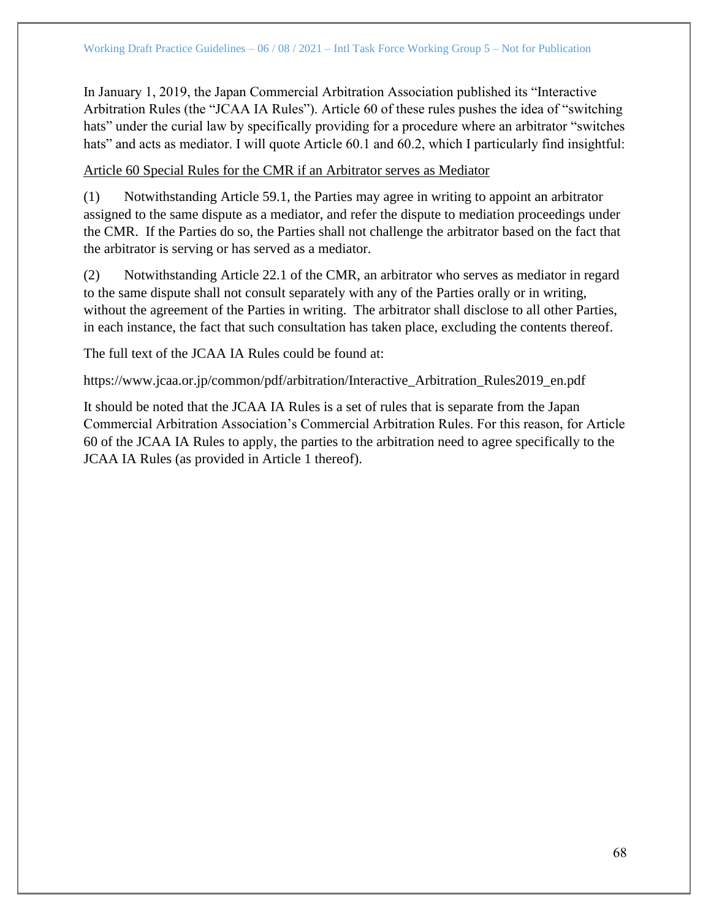In January 1, 2019, the Japan Commercial Arbitration Association published its "Interactive Arbitration Rules (the "JCAA IA Rules"). Article 60 of these rules pushes the idea of "switching hats" under the curial law by specifically providing for a procedure where an arbitrator "switches hats" and acts as mediator. I will quote Article 60.1 and 60.2, which I particularly find insightful:

<u>Article 60 Special Rules for the CMR if an Arbitrator serves as Mediator</u>

(1) Notwithstanding Article 59.1, the Parties may agree in writing to appoint an arbitrator assigned to the same dispute as a mediator, and refer the dispute to mediation proceedings under the CMR. If the Parties do so, the Parties shall not challenge the arbitrator based on the fact that the arbitrator is serving or has served as a mediator.

(2) Notwithstanding Article 22.1 of the CMR, an arbitrator who serves as mediator in regard to the same dispute shall not consult separately with any of the Parties orally or in writing, without the agreement of the Parties in writing. The arbitrator shall disclose to all other Parties, in each instance, the fact that such consultation has taken place, excluding the contents thereof.

The full text of the JCAA IA Rules could be found at:

https://www.jcaa.or.jp/common/pdf/arbitration/Interactive_Arbitration_Rules2019_en.pdf

It should be noted that the JCAA IA Rules is a set of rules that is separate from the Japan Commercial Arbitration Association's Commercial Arbitration Rules. For this reason, for Article 60 of the JCAA IA Rules to apply, the parties to the arbitration need to agree specifically to the JCAA IA Rules (as provided in Article 1 thereof).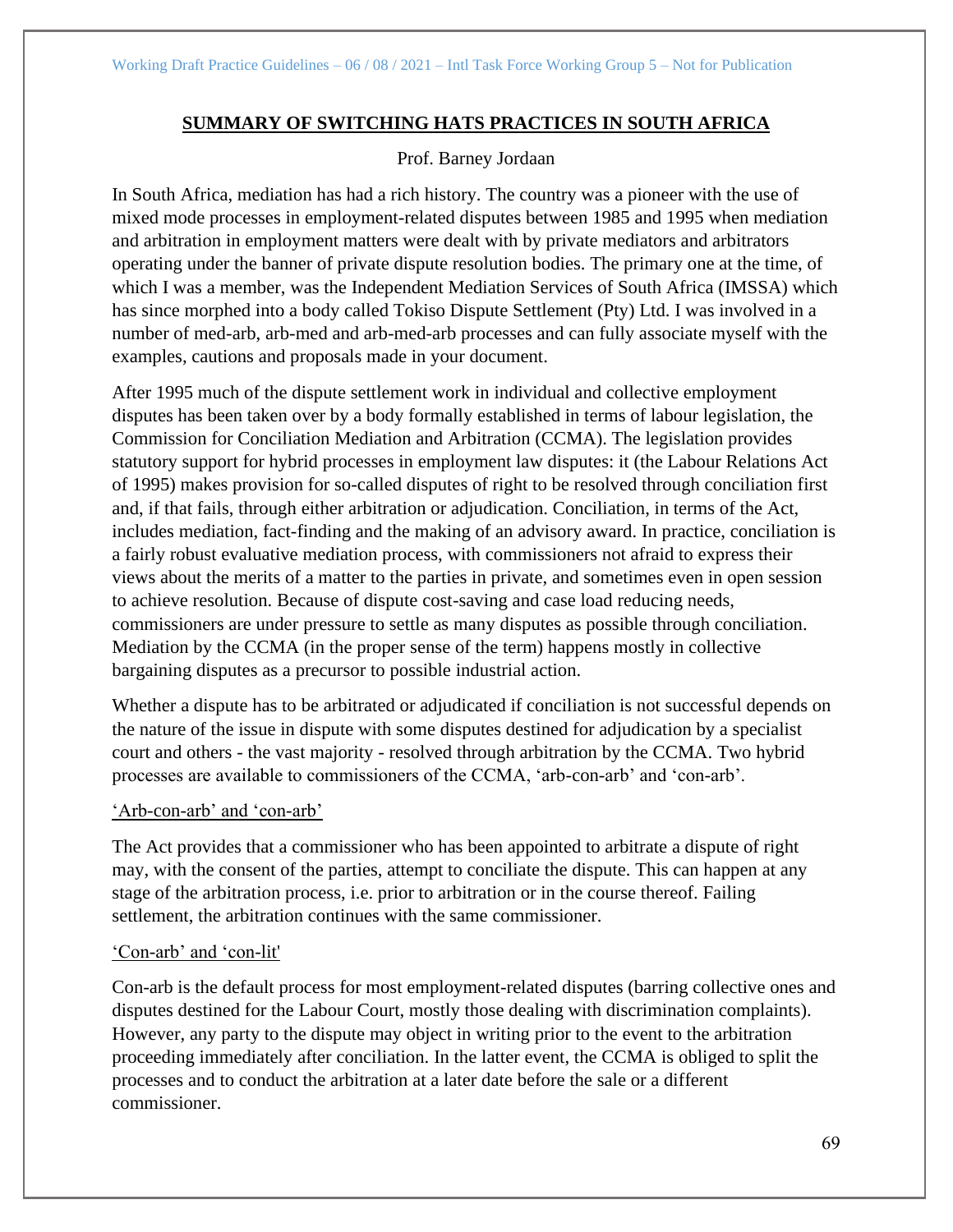## SUMMARY OF SWITCHING HATS PRACTICES IN SOUTH AFRICA

Prof. Barney Jordaan

In South Africa, mediation has had a rich history. The country was a pioneer with the use of mixed mode processes in employment-related disputes between 1985 and 1995 when mediation and arbitration in employment matters were dealt with by private mediators and arbitrators operating under the banner of private dispute resolution bodies. The primary one at the time, of which I was a member, was the Independent Mediation Services of South Africa (IMSSA) which has since morphed into a body called Tokiso Dispute Settlement (Pty) Ltd. I was involved in a number of med-arb, arb-med and arb-med-arb processes and can fully associate myself with the examples, cautions and proposals made in your document.

After 1995 much of the dispute settlement work in individual and collective employment disputes has been taken over by a body formally established in terms of labour legislation, the Commission for Conciliation Mediation and Arbitration (CCMA). The legislation provides statutory support for hybrid processes in employment law disputes: it (the Labour Relations Act of 1995) makes provision for so-called disputes of right to be resolved through conciliation first and, if that fails, through either arbitration or adjudication. Conciliation, in terms of the Act, includes mediation, fact-finding and the making of an advisory award. In practice, conciliation is a fairly robust evaluative mediation process, with commissioners not afraid to express their views about the merits of a matter to the parties in private, and sometimes even in open session to achieve resolution. Because of dispute cost-saving and case load reducing needs, commissioners are under pressure to settle as many disputes as possible through conciliation. Mediation by the CCMA (in the proper sense of the term) happens mostly in collective bargaining disputes as a precursor to possible industrial action.

Whether a dispute has to be arbitrated or adjudicated if conciliation is not successful depends on the nature of the issue in dispute with some disputes destined for adjudication by a specialist court and others - the vast majority - resolved through arbitration by the CCMA. Two hybrid processes are available to commissioners of the CCMA, 'arb-con-arb' and 'con-arb'.

### 'Arb-con-arb' and 'con-arb'

The Act provides that a commissioner who has been appointed to arbitrate a dispute of right may, with the consent of the parties, attempt to conciliate the dispute. This can happen at any stage of the arbitration process, i.e. prior to arbitration or in the course thereof. Failing settlement, the arbitration continues with the same commissioner.

### 'Con-arb' and 'con-lit'

Con-arb is the default process for most employment-related disputes (barring collective ones and disputes destined for the Labour Court, mostly those dealing with discrimination complaints). However, any party to the dispute may object in writing prior to the event to the arbitration proceeding immediately after conciliation. In the latter event, the CCMA is obliged to split the processes and to conduct the arbitration at a later date before the sale or a different commissioner.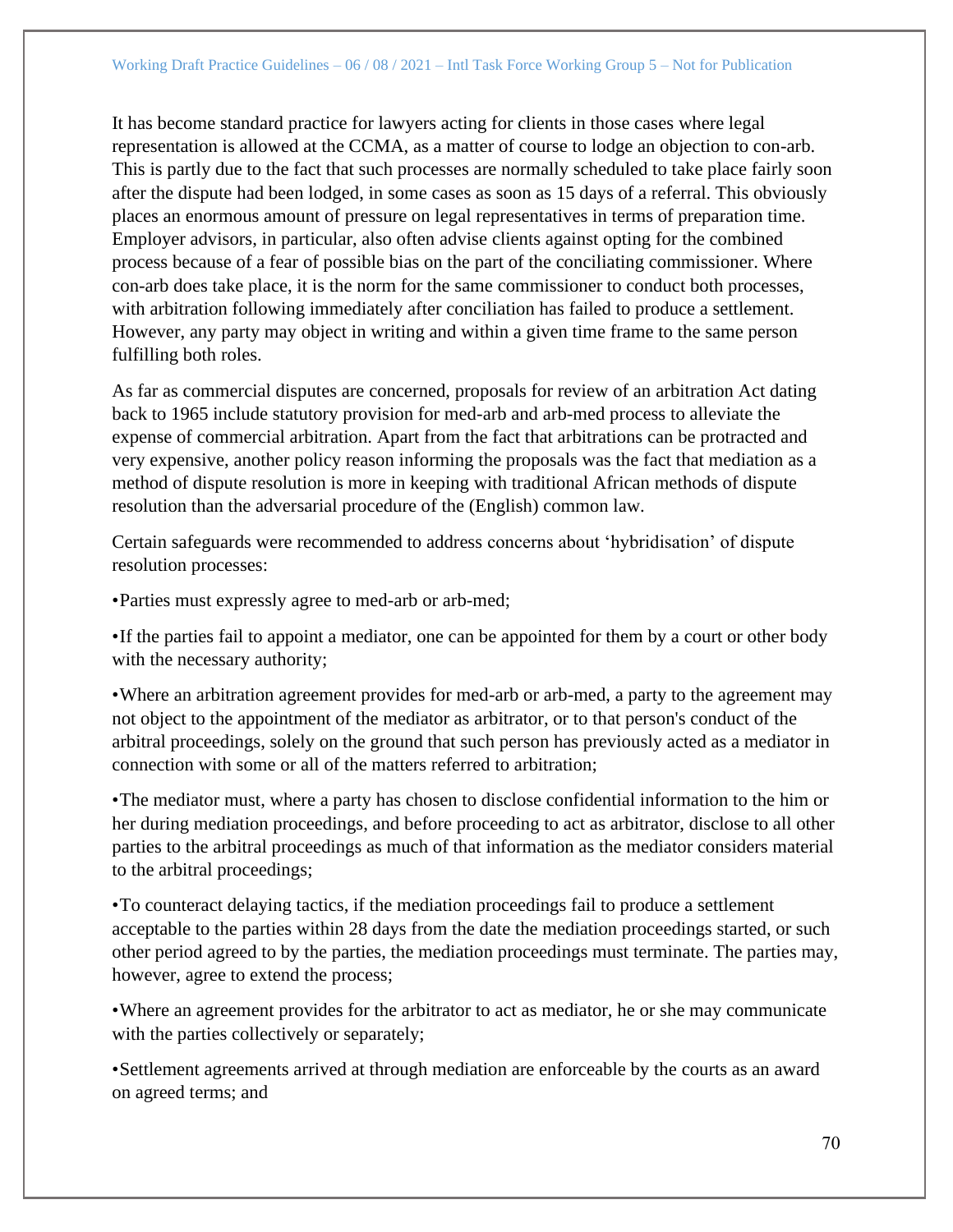It has become standard practice for lawyers acting for clients in those cases where legal representation is allowed at the CCMA, as a matter of course to lodge an objection to con-arb. This is partly due to the fact that such processes are normally scheduled to take place fairly soon after the dispute had been lodged, in some cases as soon as 15 days of a referral. This obviously places an enormous amount of pressure on legal representatives in terms of preparation time. Employer advisors, in particular, also often advise clients against opting for the combined process because of a fear of possible bias on the part of the conciliating commissioner. Where con-arb does take place, it is the norm for the same commissioner to conduct both processes, with arbitration following immediately after conciliation has failed to produce a settlement. However, any party may object in writing and within a given time frame to the same person fulfilling both roles.

As far as commercial disputes are concerned, proposals for review of an arbitration Act dating back to 1965 include statutory provision for med-arb and arb-med process to alleviate the expense of commercial arbitration. Apart from the fact that arbitrations can be protracted and very expensive, another policy reason informing the proposals was the fact that mediation as a method of dispute resolution is more in keeping with traditional African methods of dispute resolution than the adversarial procedure of the (English) common law.

Certain safeguards were recommended to address concerns about 'hybridisation' of dispute resolution processes:

- Parties must expressly agree to med-arb or arb-med;
- If the parties fail to appoint a mediator, one can be appointed for them by a court or other body with the necessary authority;
- Where an arbitration agreement provides for med-arb or arb-med, a party to the agreement may not object to the appointment of the mediator as arbitrator, or to that person's conduct of the arbitral proceedings, solely on the ground that such person has previously acted as a mediator in connection with some or all of the matters referred to arbitration;
- The mediator must, where a party has chosen to disclose confidential information to the him or her during mediation proceedings, and before proceeding to act as arbitrator, disclose to all other parties to the arbitral proceedings as much of that information as the mediator considers material to the arbitral proceedings;
- To counteract delaying tactics, if the mediation proceedings fail to produce a settlement acceptable to the parties within 28 days from the date the mediation proceedings started, or such other period agreed to by the parties, the mediation proceedings must terminate. The parties may, however, agree to extend the process;
- Where an agreement provides for the arbitrator to act as mediator, he or she may communicate with the parties collectively or separately;
- Settlement agreements arrived at through mediation are enforceable by the courts as an award on agreed terms; and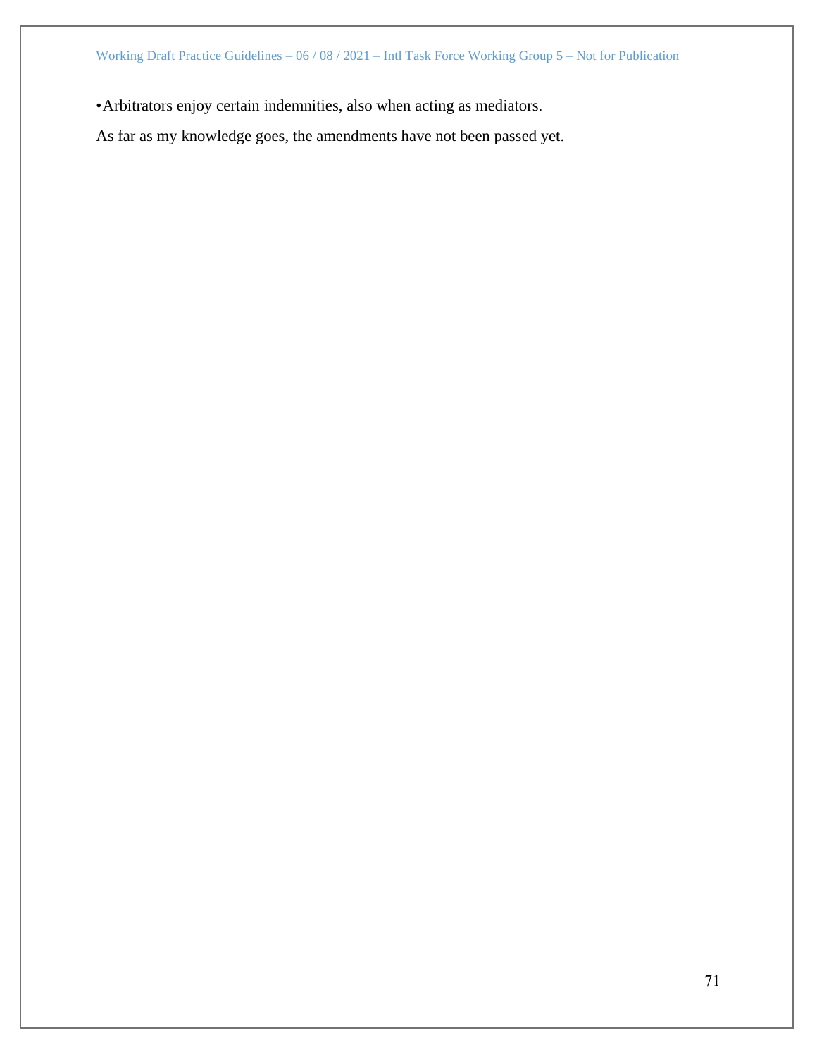- Arbitrators enjoy certain indemnities, also when acting as mediators.

As far as my knowledge goes, the amendments have not been passed yet.